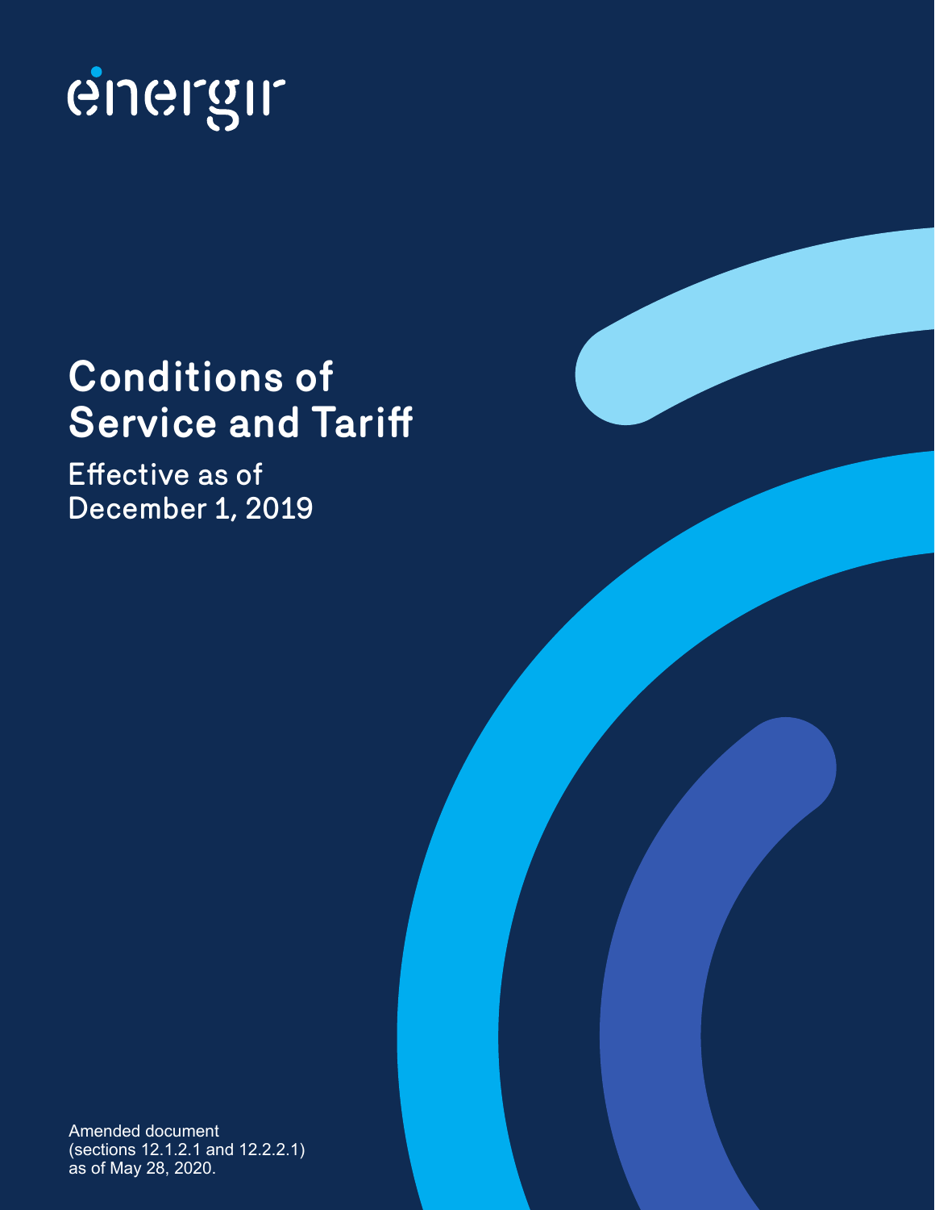énergir

# Conditions of Service and Tariff

## Effective as of December 1, 2019

Amended document
(sections 12.1.2.1 and 12.2.2.1)
as of May 28, 2020.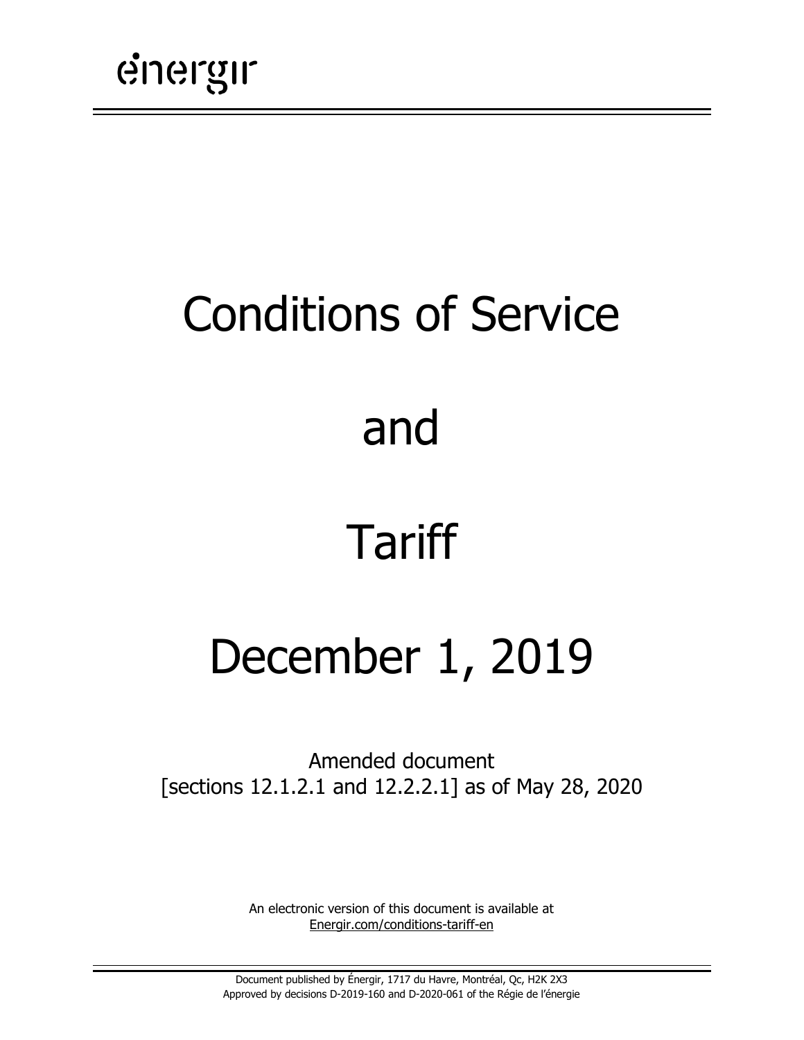énergir

# Conditions of Service

# and

# Tariff

# December 1, 2019

Amended document
[sections 12.1.2.1 and 12.2.2.1] as of May 28, 2020

An electronic version of this document is available at
Energir.com/conditions-tariff-en

Document published by Énergir, 1717 du Havre, Montréal, Qc, H2K 2X3
Approved by decisions D-2019-160 and D-2020-061 of the Régie de l'énergie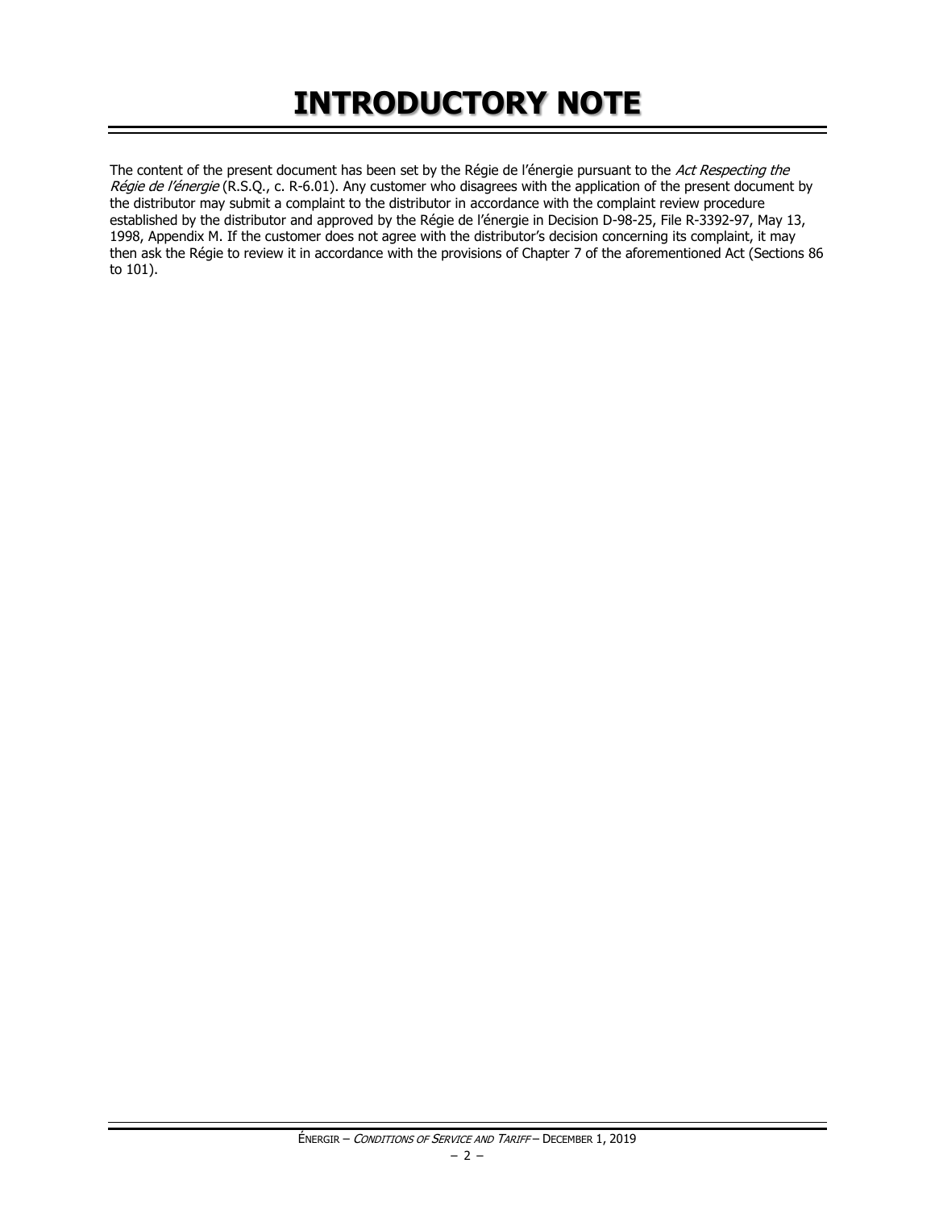# INTRODUCTORY NOTE

The content of the present document has been set by the Régie de l'énergie pursuant to the *Act Respecting the Régie de l'énergie* (R.S.Q., c. R-6.01). Any customer who disagrees with the application of the present document by the distributor may submit a complaint to the distributor in accordance with the complaint review procedure established by the distributor and approved by the Régie de l'énergie in Decision D-98-25, File R-3392-97, May 13, 1998, Appendix M. If the customer does not agree with the distributor's decision concerning its complaint, it may then ask the Régie to review it in accordance with the provisions of Chapter 7 of the aforementioned Act (Sections 86 to 101).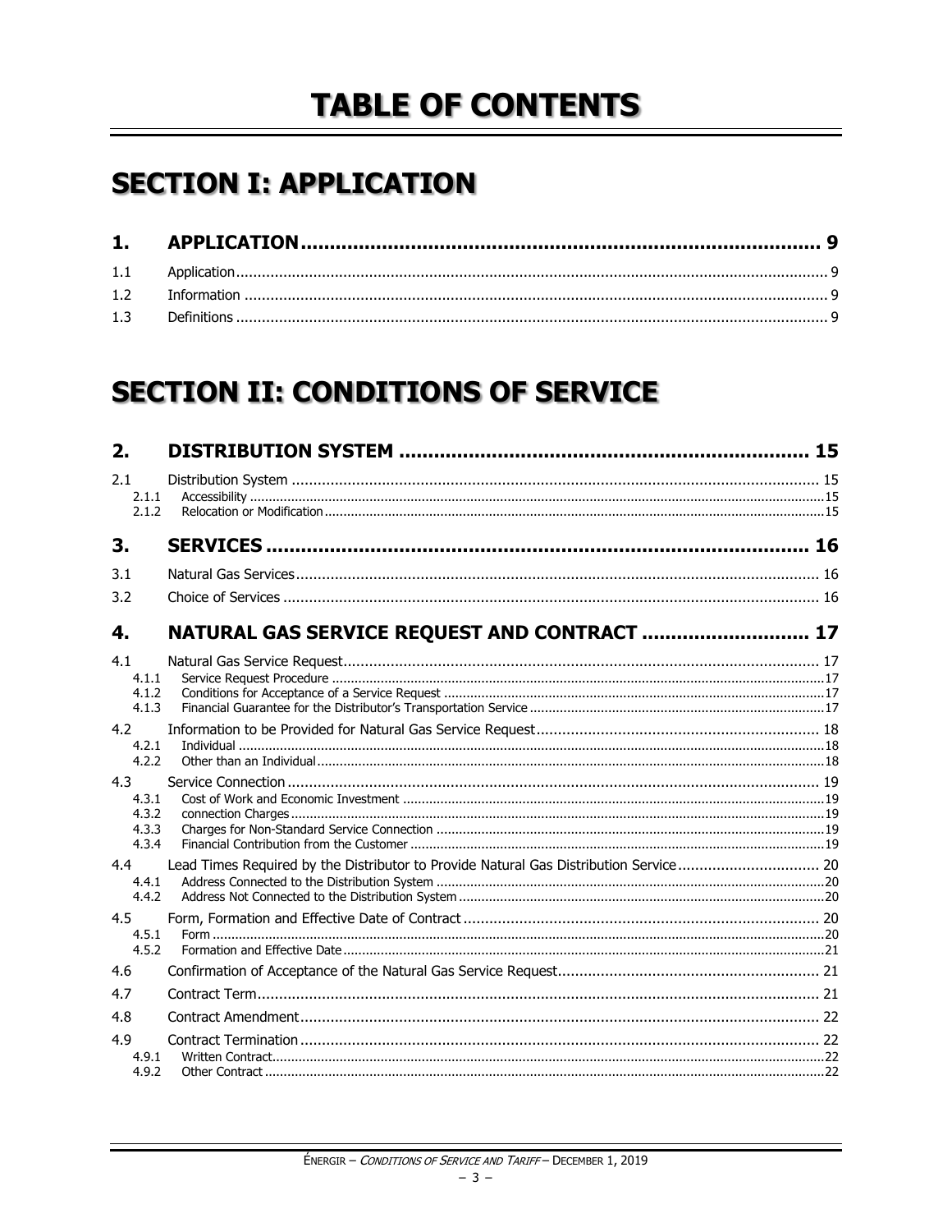# TABLE OF CONTENTS

## SECTION I: APPLICATION

| | | |
|---|---|---|
| **1.** | **APPLICATION** | **9** |
| 1.1 | Application | 9 |
| 1.2 | Information | 9 |
| 1.3 | Definitions | 9 |

## SECTION II: CONDITIONS OF SERVICE

| | | |
|---|---|---|
| **2.** | **DISTRIBUTION SYSTEM** | **15** |
| 2.1 | Distribution System | 15 |
| 2.1.1 | Accessibility | 15 |
| 2.1.2 | Relocation or Modification | 15 |
| **3.** | **SERVICES** | **16** |
| 3.1 | Natural Gas Services | 16 |
| 3.2 | Choice of Services | 16 |
| **4.** | **NATURAL GAS SERVICE REQUEST AND CONTRACT** | **17** |
| 4.1 | Natural Gas Service Request | 17 |
| 4.1.1 | Service Request Procedure | 17 |
| 4.1.2 | Conditions for Acceptance of a Service Request | 17 |
| 4.1.3 | Financial Guarantee for the Distributor's Transportation Service | 17 |
| 4.2 | Information to be Provided for Natural Gas Service Request | 18 |
| 4.2.1 | Individual | 18 |
| 4.2.2 | Other than an Individual | 18 |
| 4.3 | Service Connection | 19 |
| 4.3.1 | Cost of Work and Economic Investment | 19 |
| 4.3.2 | connection Charges | 19 |
| 4.3.3 | Charges for Non-Standard Service Connection | 19 |
| 4.3.4 | Financial Contribution from the Customer | 19 |
| 4.4 | Lead Times Required by the Distributor to Provide Natural Gas Distribution Service | 20 |
| 4.4.1 | Address Connected to the Distribution System | 20 |
| 4.4.2 | Address Not Connected to the Distribution System | 20 |
| 4.5 | Form, Formation and Effective Date of Contract | 20 |
| 4.5.1 | Form | 20 |
| 4.5.2 | Formation and Effective Date | 21 |
| 4.6 | Confirmation of Acceptance of the Natural Gas Service Request | 21 |
| 4.7 | Contract Term | 21 |
| 4.8 | Contract Amendment | 22 |
| 4.9 | Contract Termination | 22 |
| 4.9.1 | Written Contract | 22 |
| 4.9.2 | Other Contract | 22 |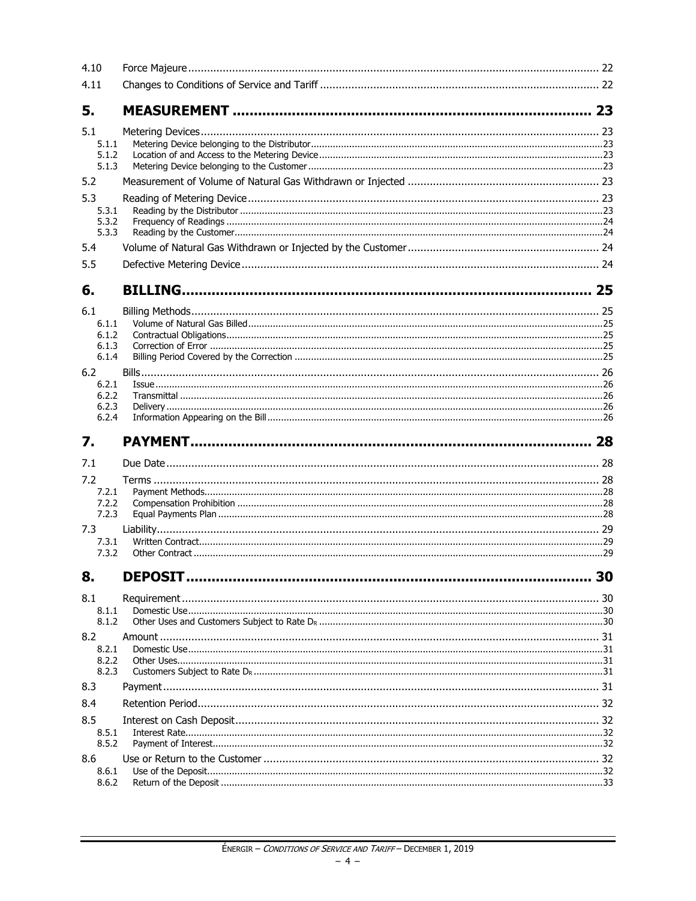4.10 Force Majeure ..... 22

4.11 Changes to Conditions of Service and Tariff ..... 22

**5. MEASUREMENT ..... 23**

5.1 Metering Devices ..... 23

- 5.1.1 Metering Device belonging to the Distributor ..... 23
- 5.1.2 Location of and Access to the Metering Device ..... 23
- 5.1.3 Metering Device belonging to the Customer ..... 23

5.2 Measurement of Volume of Natural Gas Withdrawn or Injected ..... 23

5.3 Reading of Metering Device ..... 23

- 5.3.1 Reading by the Distributor ..... 23
- 5.3.2 Frequency of Readings ..... 24
- 5.3.3 Reading by the Customer ..... 24

5.4 Volume of Natural Gas Withdrawn or Injected by the Customer ..... 24

5.5 Defective Metering Device ..... 24

**6. BILLING ..... 25**

6.1 Billing Methods ..... 25

- 6.1.1 Volume of Natural Gas Billed ..... 25
- 6.1.2 Contractual Obligations ..... 25
- 6.1.3 Correction of Error ..... 25
- 6.1.4 Billing Period Covered by the Correction ..... 25

6.2 Bills ..... 26

- 6.2.1 Issue ..... 26
- 6.2.2 Transmittal ..... 26
- 6.2.3 Delivery ..... 26
- 6.2.4 Information Appearing on the Bill ..... 26

**7. PAYMENT ..... 28**

7.1 Due Date ..... 28

7.2 Terms ..... 28

- 7.2.1 Payment Methods ..... 28
- 7.2.2 Compensation Prohibition ..... 28
- 7.2.3 Equal Payments Plan ..... 28

7.3 Liability ..... 29

- 7.3.1 Written Contract ..... 29
- 7.3.2 Other Contract ..... 29

**8. DEPOSIT ..... 30**

8.1 Requirement ..... 30

- 8.1.1 Domestic Use ..... 30
- 8.1.2 Other Uses and Customers Subject to Rate $D_R$ ..... 30

8.2 Amount ..... 31

- 8.2.1 Domestic Use ..... 31
- 8.2.2 Other Uses ..... 31
- 8.2.3 Customers Subject to Rate $D_R$ ..... 31

8.3 Payment ..... 31

8.4 Retention Period ..... 32

8.5 Interest on Cash Deposit ..... 32

- 8.5.1 Interest Rate ..... 32
- 8.5.2 Payment of Interest ..... 32

8.6 Use or Return to the Customer ..... 32

- 8.6.1 Use of the Deposit ..... 32
- 8.6.2 Return of the Deposit ..... 33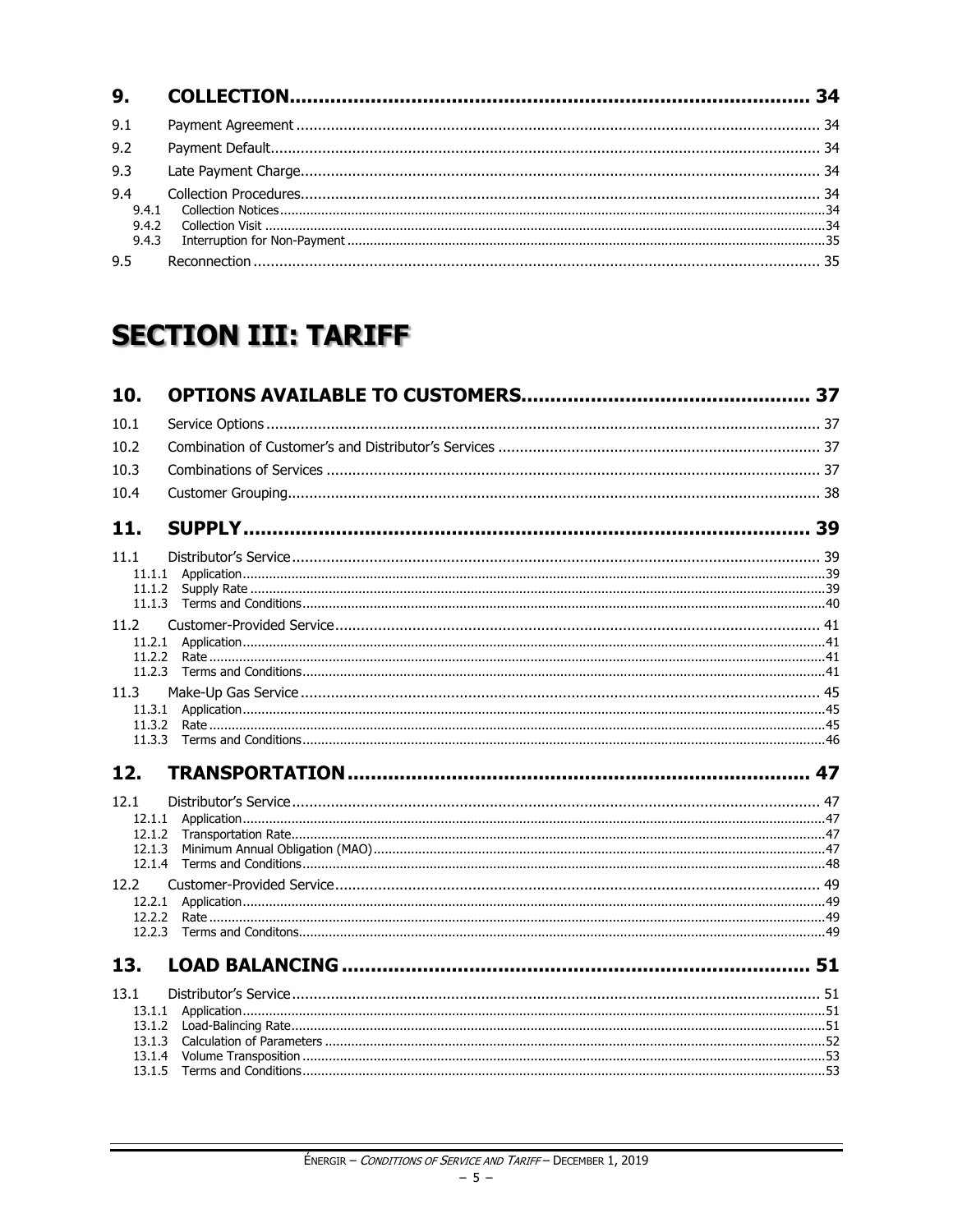| | | |
|---|---|---|
| **9.** | **COLLECTION** | **34** |
| 9.1 | Payment Agreement | 34 |
| 9.2 | Payment Default | 34 |
| 9.3 | Late Payment Charge | 34 |
| 9.4 | Collection Procedures | 34 |
| 9.4.1 | Collection Notices | 34 |
| 9.4.2 | Collection Visit | 34 |
| 9.4.3 | Interruption for Non-Payment | 35 |
| 9.5 | Reconnection | 35 |

# SECTION III: TARIFF

| | | |
|---|---|---|
| **10.** | **OPTIONS AVAILABLE TO CUSTOMERS** | **37** |
| 10.1 | Service Options | 37 |
| 10.2 | Combination of Customer's and Distributor's Services | 37 |
| 10.3 | Combinations of Services | 37 |
| 10.4 | Customer Grouping | 38 |
| **11.** | **SUPPLY** | **39** |
| 11.1 | Distributor's Service | 39 |
| 11.1.1 | Application | 39 |
| 11.1.2 | Supply Rate | 39 |
| 11.1.3 | Terms and Conditions | 40 |
| 11.2 | Customer-Provided Service | 41 |
| 11.2.1 | Application | 41 |
| 11.2.2 | Rate | 41 |
| 11.2.3 | Terms and Conditions | 41 |
| 11.3 | Make-Up Gas Service | 45 |
| 11.3.1 | Application | 45 |
| 11.3.2 | Rate | 45 |
| 11.3.3 | Terms and Conditions | 46 |
| **12.** | **TRANSPORTATION** | **47** |
| 12.1 | Distributor's Service | 47 |
| 12.1.1 | Application | 47 |
| 12.1.2 | Transportation Rate | 47 |
| 12.1.3 | Minimum Annual Obligation (MAO) | 47 |
| 12.1.4 | Terms and Conditions | 48 |
| 12.2 | Customer-Provided Service | 49 |
| 12.2.1 | Application | 49 |
| 12.2.2 | Rate | 49 |
| 12.2.3 | Terms and Conditons | 49 |
| **13.** | **LOAD BALANCING** | **51** |
| 13.1 | Distributor's Service | 51 |
| 13.1.1 | Application | 51 |
| 13.1.2 | Load-Balincing Rate | 51 |
| 13.1.3 | Calculation of Parameters | 52 |
| 13.1.4 | Volume Transposition | 53 |
| 13.1.5 | Terms and Conditions | 53 |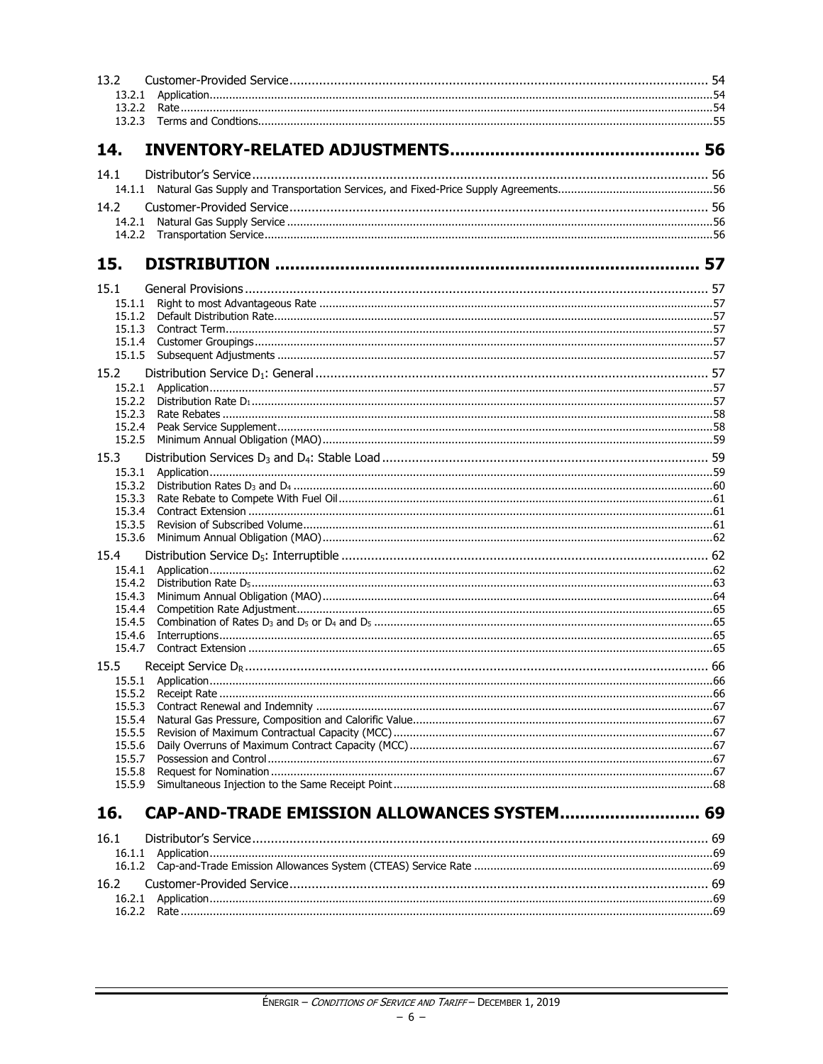13.2 Customer-Provided Service ... 54
- 13.2.1 Application ... 54
- 13.2.2 Rate ... 54
- 13.2.3 Terms and Condtions ... 55

## 14. INVENTORY-RELATED ADJUSTMENTS ... 56

14.1 Distributor's Service ... 56
- 14.1.1 Natural Gas Supply and Transportation Services, and Fixed-Price Supply Agreements ... 56

14.2 Customer-Provided Service ... 56
- 14.2.1 Natural Gas Supply Service ... 56
- 14.2.2 Transportation Service ... 56

## 15. DISTRIBUTION ... 57

15.1 General Provisions ... 57
- 15.1.1 Right to most Advantageous Rate ... 57
- 15.1.2 Default Distribution Rate ... 57
- 15.1.3 Contract Term ... 57
- 15.1.4 Customer Groupings ... 57
- 15.1.5 Subsequent Adjustments ... 57

15.2 Distribution Service $D_1$: General ... 57
- 15.2.1 Application ... 57
- 15.2.2 Distribution Rate $D_1$ ... 57
- 15.2.3 Rate Rebates ... 58
- 15.2.4 Peak Service Supplement ... 58
- 15.2.5 Minimum Annual Obligation (MAO) ... 59

15.3 Distribution Services $D_3$ and $D_4$: Stable Load ... 59
- 15.3.1 Application ... 59
- 15.3.2 Distribution Rates $D_3$ and $D_4$ ... 60
- 15.3.3 Rate Rebate to Compete With Fuel Oil ... 61
- 15.3.4 Contract Extension ... 61
- 15.3.5 Revision of Subscribed Volume ... 61
- 15.3.6 Minimum Annual Obligation (MAO) ... 62

15.4 Distribution Service $D_5$: Interruptible ... 62
- 15.4.1 Application ... 62
- 15.4.2 Distribution Rate $D_5$ ... 63
- 15.4.3 Minimum Annual Obligation (MAO) ... 64
- 15.4.4 Competition Rate Adjustment ... 65
- 15.4.5 Combination of Rates $D_3$ and $D_5$ or $D_4$ and $D_5$ ... 65
- 15.4.6 Interruptions ... 65
- 15.4.7 Contract Extension ... 65

15.5 Receipt Service $D_R$ ... 66
- 15.5.1 Application ... 66
- 15.5.2 Receipt Rate ... 66
- 15.5.3 Contract Renewal and Indemnity ... 67
- 15.5.4 Natural Gas Pressure, Composition and Calorific Value ... 67
- 15.5.5 Revision of Maximum Contractual Capacity (MCC) ... 67
- 15.5.6 Daily Overruns of Maximum Contract Capacity (MCC) ... 67
- 15.5.7 Possession and Control ... 67
- 15.5.8 Request for Nomination ... 67
- 15.5.9 Simultaneous Injection to the Same Receipt Point ... 68

## 16. CAP-AND-TRADE EMISSION ALLOWANCES SYSTEM ... 69

16.1 Distributor's Service ... 69
- 16.1.1 Application ... 69
- 16.1.2 Cap-and-Trade Emission Allowances System (CTEAS) Service Rate ... 69

16.2 Customer-Provided Service ... 69
- 16.2.1 Application ... 69
- 16.2.2 Rate ... 69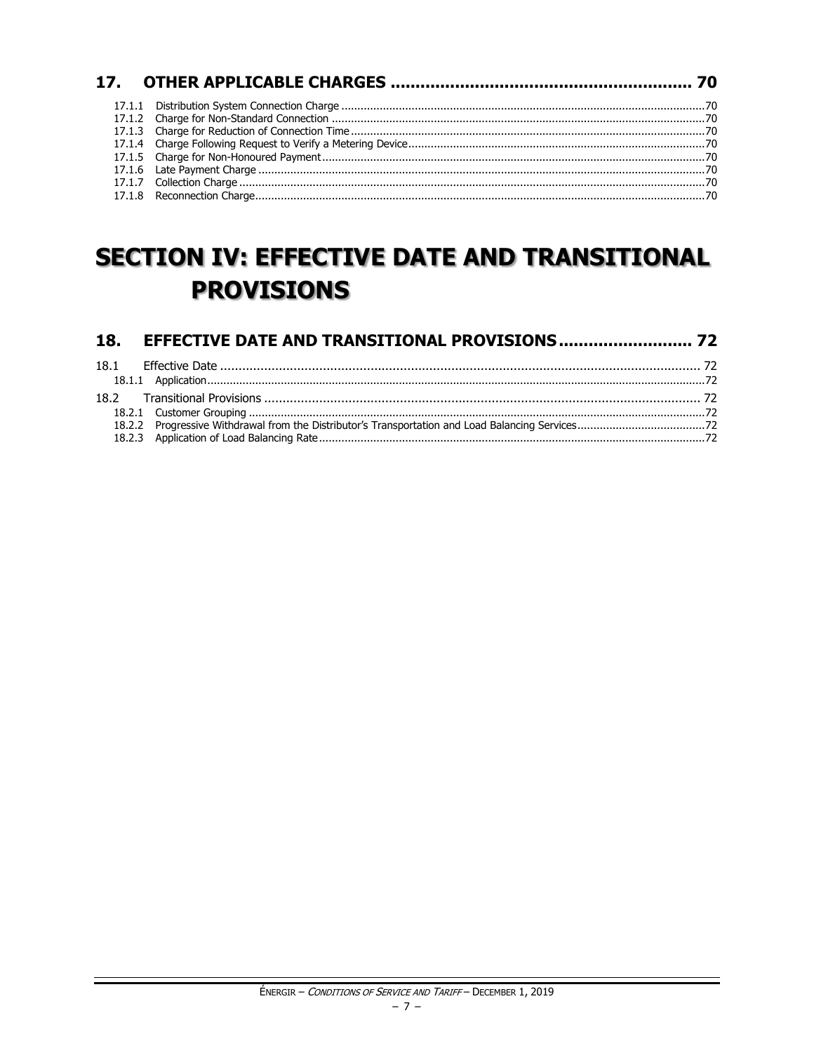## 17. OTHER APPLICABLE CHARGES ........................................................ 70

17.1.1 Distribution System Connection Charge ........................................................ 70
17.1.2 Charge for Non-Standard Connection ........................................................ 70
17.1.3 Charge for Reduction of Connection Time ........................................................ 70
17.1.4 Charge Following Request to Verify a Metering Device ........................................................ 70
17.1.5 Charge for Non-Honoured Payment ........................................................ 70
17.1.6 Late Payment Charge ........................................................ 70
17.1.7 Collection Charge ........................................................ 70
17.1.8 Reconnection Charge ........................................................ 70

# SECTION IV: EFFECTIVE DATE AND TRANSITIONAL PROVISIONS

## 18. EFFECTIVE DATE AND TRANSITIONAL PROVISIONS ........................ 72

18.1 Effective Date ........................................................ 72
18.1.1 Application ........................................................ 72

18.2 Transitional Provisions ........................................................ 72
18.2.1 Customer Grouping ........................................................ 72
18.2.2 Progressive Withdrawal from the Distributor's Transportation and Load Balancing Services ........................ 72
18.2.3 Application of Load Balancing Rate ........................................................ 72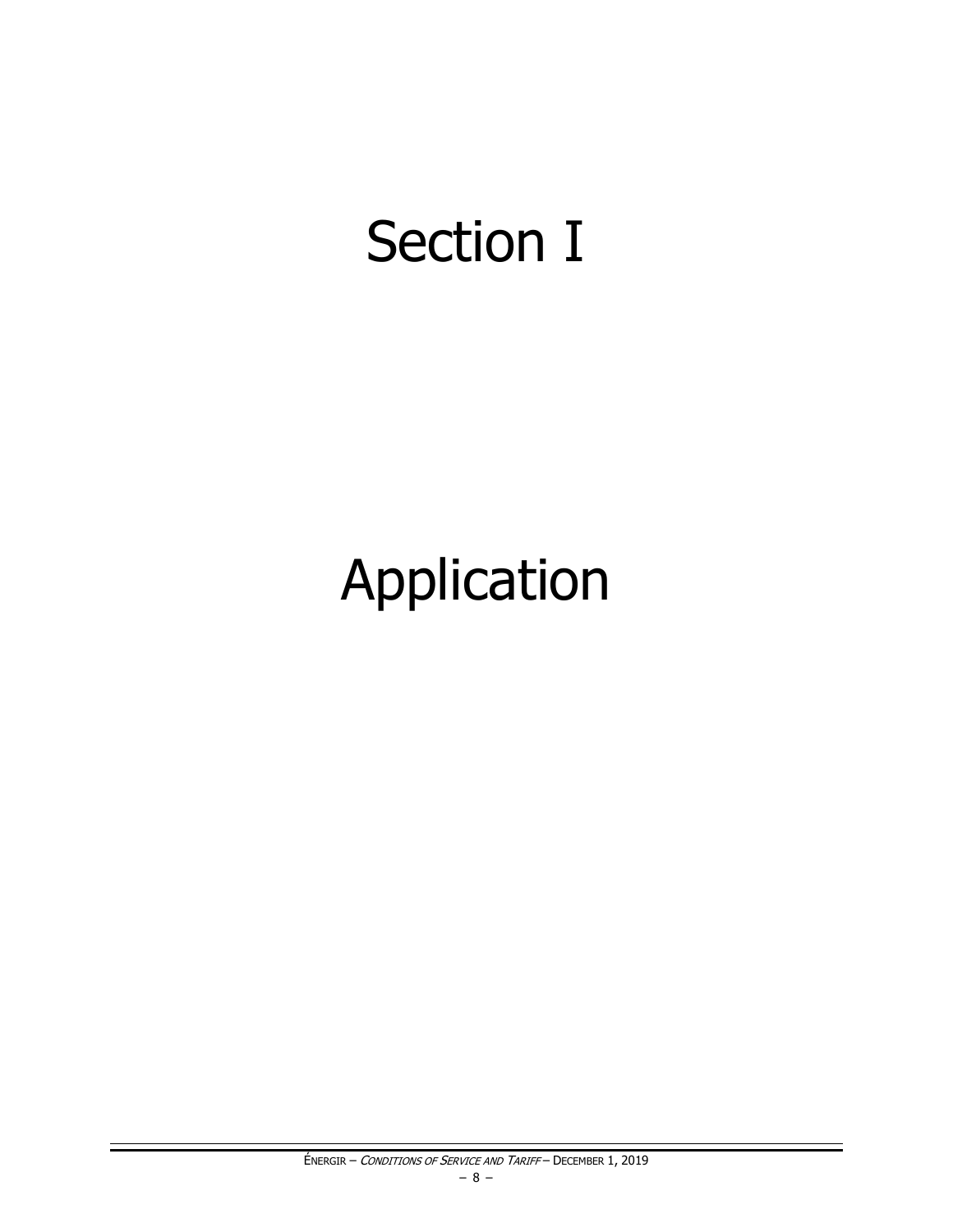# Section I

# Application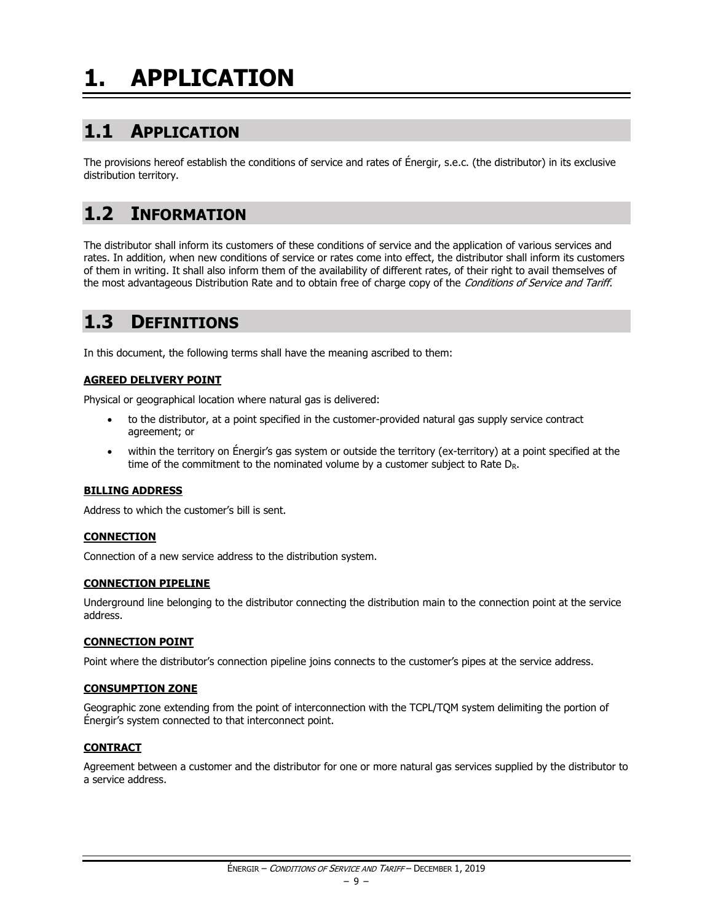# 1. APPLICATION

## 1.1 APPLICATION

The provisions hereof establish the conditions of service and rates of Énergir, s.e.c. (the distributor) in its exclusive distribution territory.

## 1.2 INFORMATION

The distributor shall inform its customers of these conditions of service and the application of various services and rates. In addition, when new conditions of service or rates come into effect, the distributor shall inform its customers of them in writing. It shall also inform them of the availability of different rates, of their right to avail themselves of the most advantageous Distribution Rate and to obtain free of charge copy of the *Conditions of Service and Tariff*.

## 1.3 DEFINITIONS

In this document, the following terms shall have the meaning ascribed to them:

**AGREED DELIVERY POINT**

Physical or geographical location where natural gas is delivered:

- to the distributor, at a point specified in the customer-provided natural gas supply service contract agreement; or
- within the territory on Énergir's gas system or outside the territory (ex-territory) at a point specified at the time of the commitment to the nominated volume by a customer subject to Rate $D_R$.

**BILLING ADDRESS**

Address to which the customer's bill is sent.

**CONNECTION**

Connection of a new service address to the distribution system.

**CONNECTION PIPELINE**

Underground line belonging to the distributor connecting the distribution main to the connection point at the service address.

**CONNECTION POINT**

Point where the distributor's connection pipeline joins connects to the customer's pipes at the service address.

**CONSUMPTION ZONE**

Geographic zone extending from the point of interconnection with the TCPL/TQM system delimiting the portion of Énergir's system connected to that interconnect point.

**CONTRACT**

Agreement between a customer and the distributor for one or more natural gas services supplied by the distributor to a service address.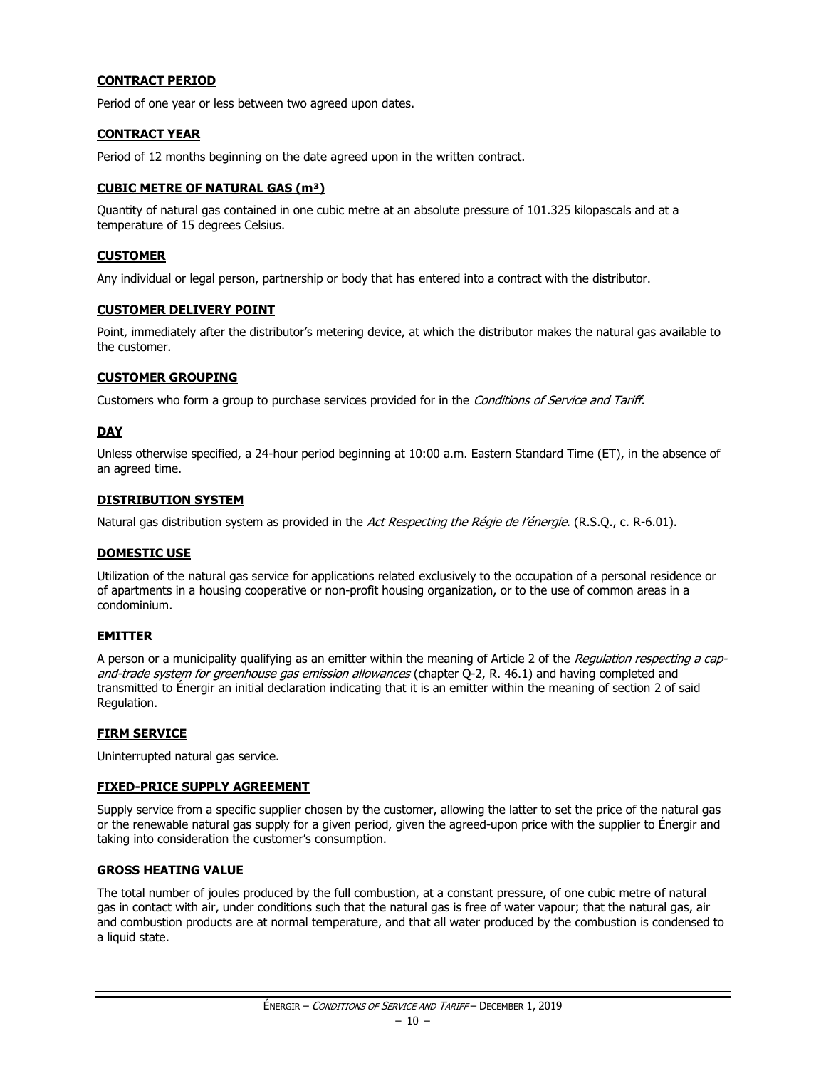**CONTRACT PERIOD**

Period of one year or less between two agreed upon dates.

**CONTRACT YEAR**

Period of 12 months beginning on the date agreed upon in the written contract.

**CUBIC METRE OF NATURAL GAS ($m^3$)**

Quantity of natural gas contained in one cubic metre at an absolute pressure of 101.325 kilopascals and at a temperature of 15 degrees Celsius.

**CUSTOMER**

Any individual or legal person, partnership or body that has entered into a contract with the distributor.

**CUSTOMER DELIVERY POINT**

Point, immediately after the distributor's metering device, at which the distributor makes the natural gas available to the customer.

**CUSTOMER GROUPING**

Customers who form a group to purchase services provided for in the *Conditions of Service and Tariff*.

**DAY**

Unless otherwise specified, a 24-hour period beginning at 10:00 a.m. Eastern Standard Time (ET), in the absence of an agreed time.

**DISTRIBUTION SYSTEM**

Natural gas distribution system as provided in the *Act Respecting the Régie de l'énergie*. (R.S.Q., c. R-6.01).

**DOMESTIC USE**

Utilization of the natural gas service for applications related exclusively to the occupation of a personal residence or of apartments in a housing cooperative or non-profit housing organization, or to the use of common areas in a condominium.

**EMITTER**

A person or a municipality qualifying as an emitter within the meaning of Article 2 of the *Regulation respecting a cap-and-trade system for greenhouse gas emission allowances* (chapter Q-2, R. 46.1) and having completed and transmitted to Énergir an initial declaration indicating that it is an emitter within the meaning of section 2 of said Regulation.

**FIRM SERVICE**

Uninterrupted natural gas service.

**FIXED-PRICE SUPPLY AGREEMENT**

Supply service from a specific supplier chosen by the customer, allowing the latter to set the price of the natural gas or the renewable natural gas supply for a given period, given the agreed-upon price with the supplier to Énergir and taking into consideration the customer's consumption.

**GROSS HEATING VALUE**

The total number of joules produced by the full combustion, at a constant pressure, of one cubic metre of natural gas in contact with air, under conditions such that the natural gas is free of water vapour; that the natural gas, air and combustion products are at normal temperature, and that all water produced by the combustion is condensed to a liquid state.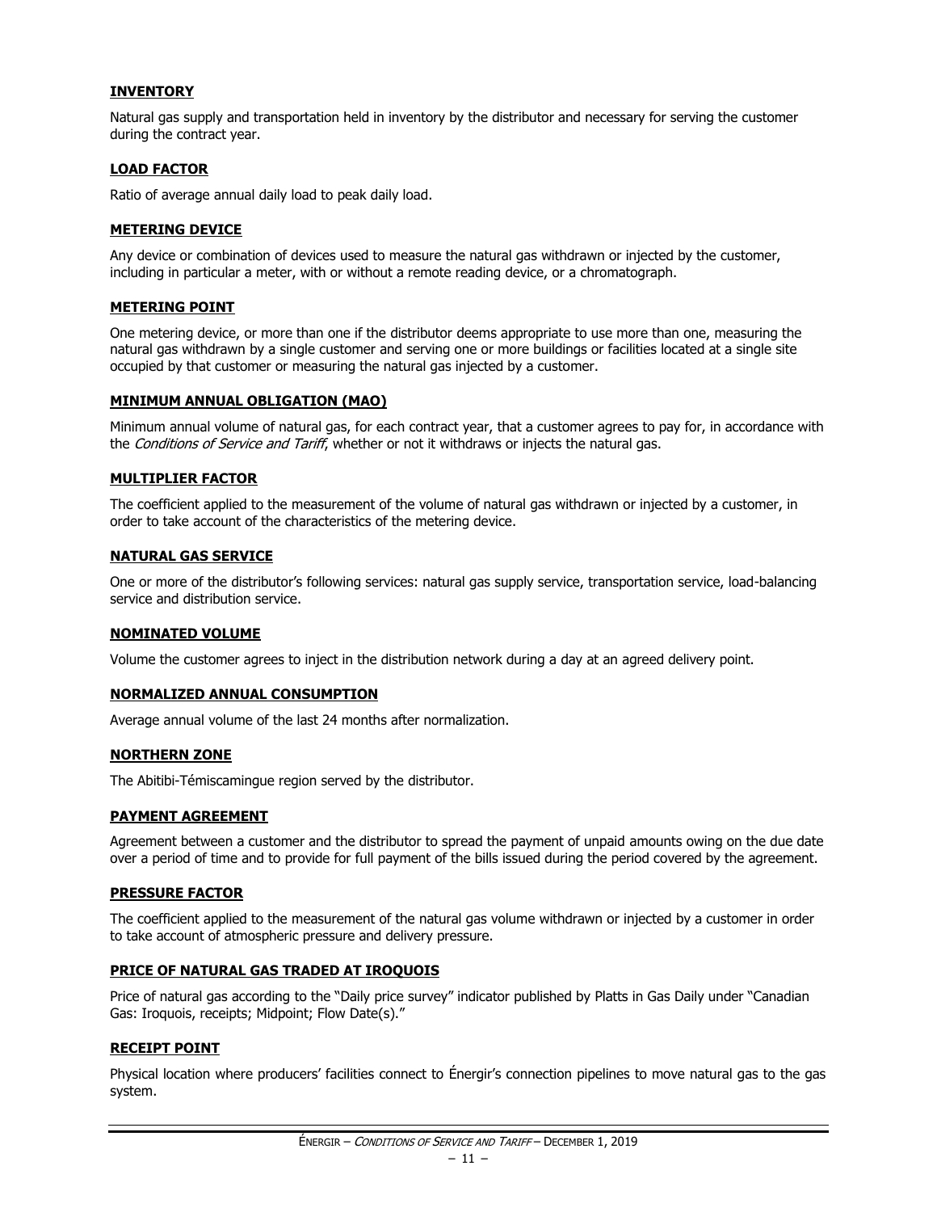#### INVENTORY

Natural gas supply and transportation held in inventory by the distributor and necessary for serving the customer during the contract year.

#### LOAD FACTOR

Ratio of average annual daily load to peak daily load.

#### METERING DEVICE

Any device or combination of devices used to measure the natural gas withdrawn or injected by the customer, including in particular a meter, with or without a remote reading device, or a chromatograph.

#### METERING POINT

One metering device, or more than one if the distributor deems appropriate to use more than one, measuring the natural gas withdrawn by a single customer and serving one or more buildings or facilities located at a single site occupied by that customer or measuring the natural gas injected by a customer.

#### MINIMUM ANNUAL OBLIGATION (MAO)

Minimum annual volume of natural gas, for each contract year, that a customer agrees to pay for, in accordance with the *Conditions of Service and Tariff*, whether or not it withdraws or injects the natural gas.

#### MULTIPLIER FACTOR

The coefficient applied to the measurement of the volume of natural gas withdrawn or injected by a customer, in order to take account of the characteristics of the metering device.

#### NATURAL GAS SERVICE

One or more of the distributor's following services: natural gas supply service, transportation service, load-balancing service and distribution service.

#### NOMINATED VOLUME

Volume the customer agrees to inject in the distribution network during a day at an agreed delivery point.

#### NORMALIZED ANNUAL CONSUMPTION

Average annual volume of the last 24 months after normalization.

#### NORTHERN ZONE

The Abitibi-Témiscamingue region served by the distributor.

#### PAYMENT AGREEMENT

Agreement between a customer and the distributor to spread the payment of unpaid amounts owing on the due date over a period of time and to provide for full payment of the bills issued during the period covered by the agreement.

#### PRESSURE FACTOR

The coefficient applied to the measurement of the natural gas volume withdrawn or injected by a customer in order to take account of atmospheric pressure and delivery pressure.

#### PRICE OF NATURAL GAS TRADED AT IROQUOIS

Price of natural gas according to the "Daily price survey" indicator published by Platts in Gas Daily under "Canadian Gas: Iroquois, receipts; Midpoint; Flow Date(s)."

#### RECEIPT POINT

Physical location where producers' facilities connect to Énergir's connection pipelines to move natural gas to the gas system.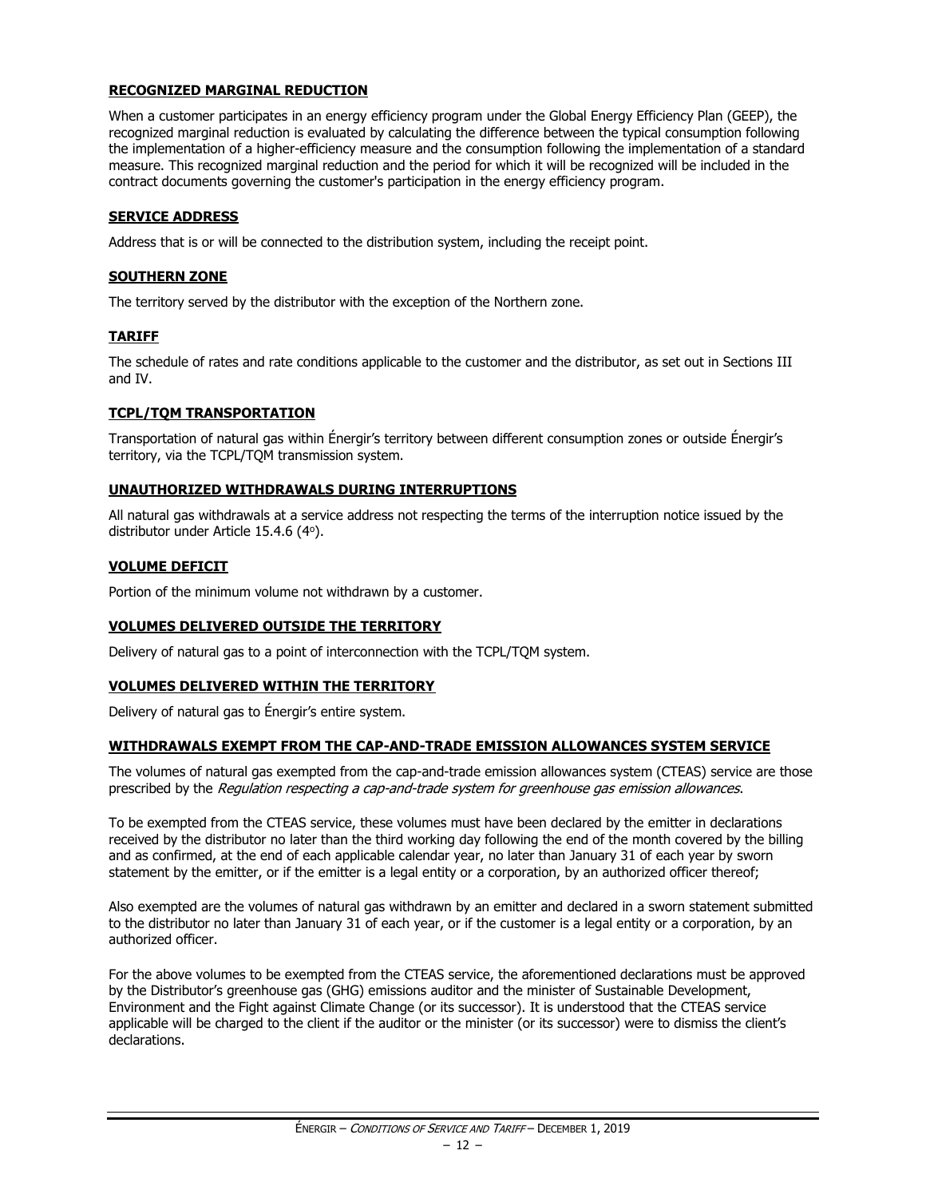**RECOGNIZED MARGINAL REDUCTION**

When a customer participates in an energy efficiency program under the Global Energy Efficiency Plan (GEEP), the recognized marginal reduction is evaluated by calculating the difference between the typical consumption following the implementation of a higher-efficiency measure and the consumption following the implementation of a standard measure. This recognized marginal reduction and the period for which it will be recognized will be included in the contract documents governing the customer's participation in the energy efficiency program.

**SERVICE ADDRESS**

Address that is or will be connected to the distribution system, including the receipt point.

**SOUTHERN ZONE**

The territory served by the distributor with the exception of the Northern zone.

**TARIFF**

The schedule of rates and rate conditions applicable to the customer and the distributor, as set out in Sections III and IV.

**TCPL/TQM TRANSPORTATION**

Transportation of natural gas within Énergir's territory between different consumption zones or outside Énergir's territory, via the TCPL/TQM transmission system.

**UNAUTHORIZED WITHDRAWALS DURING INTERRUPTIONS**

All natural gas withdrawals at a service address not respecting the terms of the interruption notice issued by the distributor under Article 15.4.6 (4°).

**VOLUME DEFICIT**

Portion of the minimum volume not withdrawn by a customer.

**VOLUMES DELIVERED OUTSIDE THE TERRITORY**

Delivery of natural gas to a point of interconnection with the TCPL/TQM system.

**VOLUMES DELIVERED WITHIN THE TERRITORY**

Delivery of natural gas to Énergir's entire system.

**WITHDRAWALS EXEMPT FROM THE CAP-AND-TRADE EMISSION ALLOWANCES SYSTEM SERVICE**

The volumes of natural gas exempted from the cap-and-trade emission allowances system (CTEAS) service are those prescribed by the *Regulation respecting a cap-and-trade system for greenhouse gas emission allowances*.

To be exempted from the CTEAS service, these volumes must have been declared by the emitter in declarations received by the distributor no later than the third working day following the end of the month covered by the billing and as confirmed, at the end of each applicable calendar year, no later than January 31 of each year by sworn statement by the emitter, or if the emitter is a legal entity or a corporation, by an authorized officer thereof;

Also exempted are the volumes of natural gas withdrawn by an emitter and declared in a sworn statement submitted to the distributor no later than January 31 of each year, or if the customer is a legal entity or a corporation, by an authorized officer.

For the above volumes to be exempted from the CTEAS service, the aforementioned declarations must be approved by the Distributor's greenhouse gas (GHG) emissions auditor and the minister of Sustainable Development, Environment and the Fight against Climate Change (or its successor). It is understood that the CTEAS service applicable will be charged to the client if the auditor or the minister (or its successor) were to dismiss the client's declarations.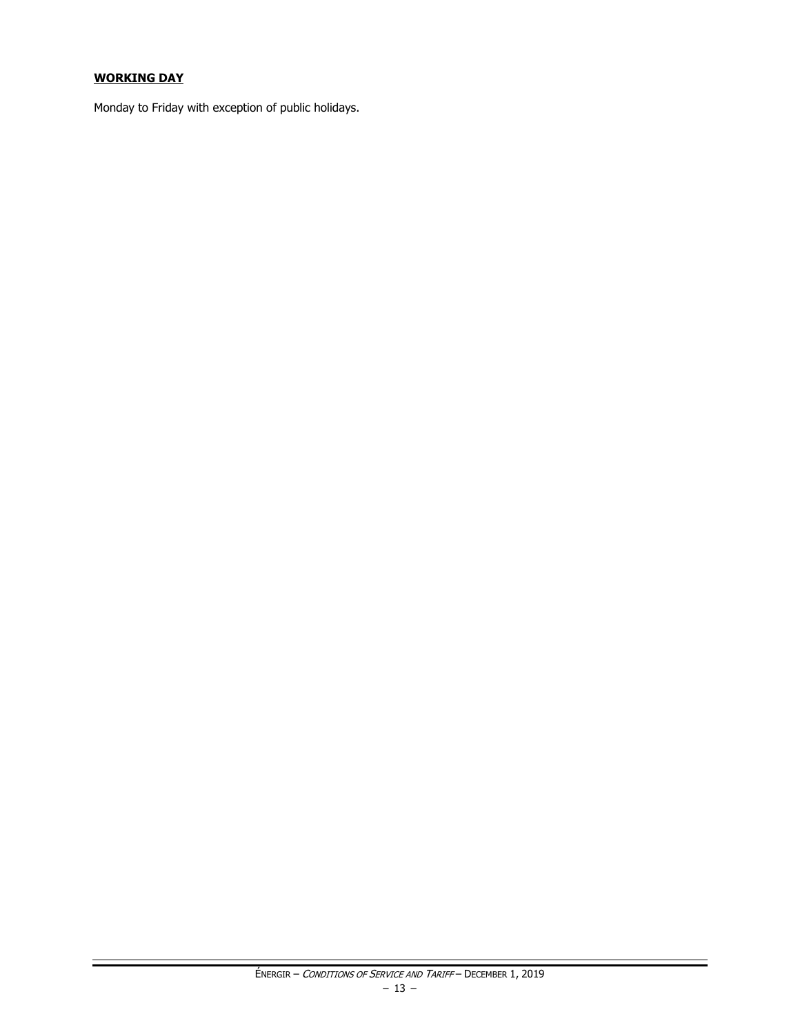**WORKING DAY**

Monday to Friday with exception of public holidays.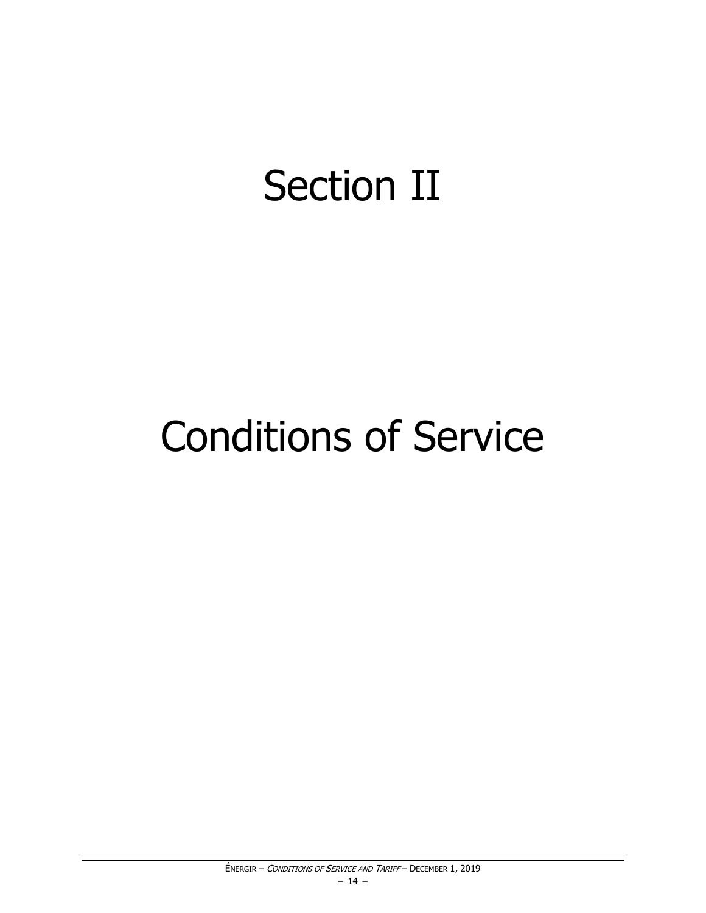# Section II

# Conditions of Service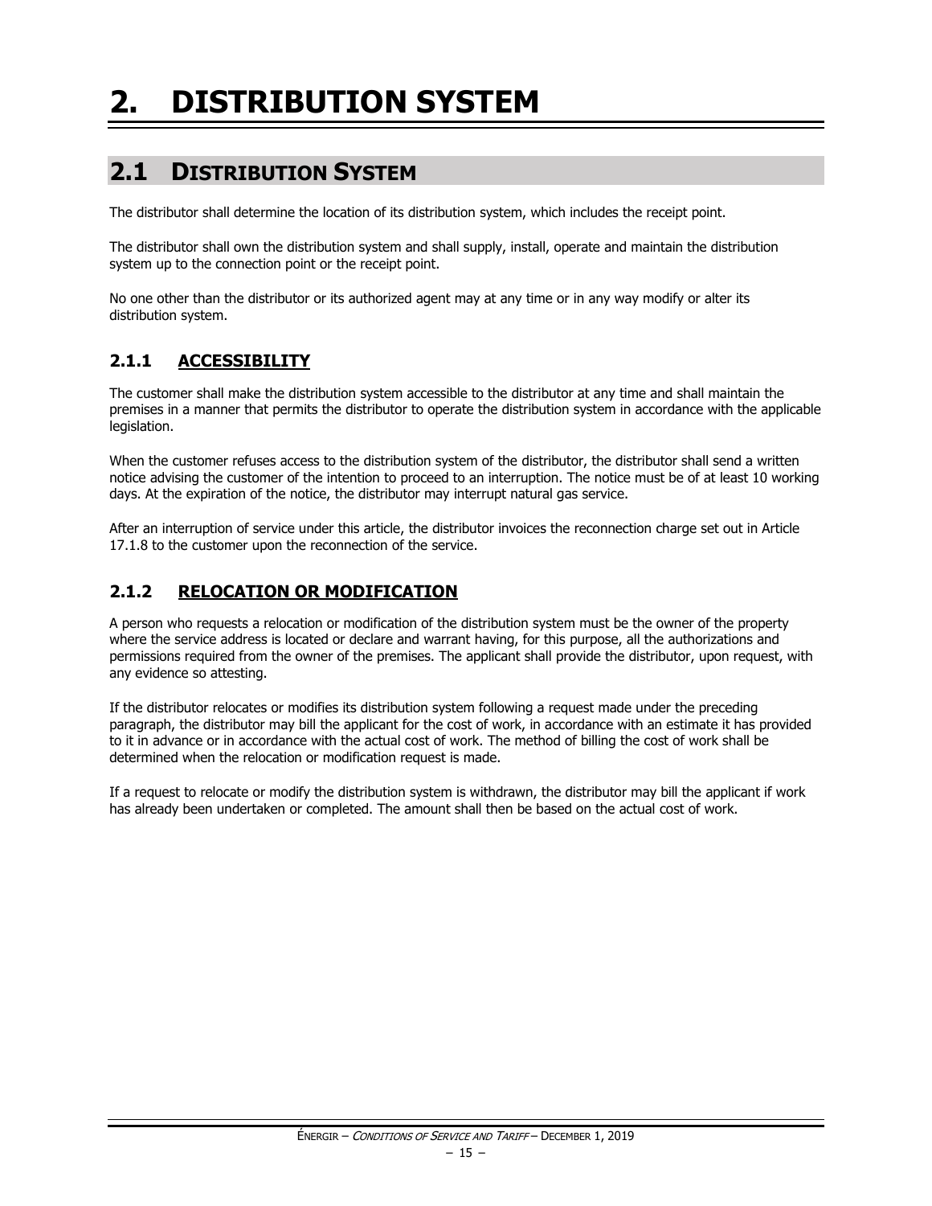# 2. DISTRIBUTION SYSTEM

## 2.1 DISTRIBUTION SYSTEM

The distributor shall determine the location of its distribution system, which includes the receipt point.

The distributor shall own the distribution system and shall supply, install, operate and maintain the distribution system up to the connection point or the receipt point.

No one other than the distributor or its authorized agent may at any time or in any way modify or alter its distribution system.

### 2.1.1 ACCESSIBILITY

The customer shall make the distribution system accessible to the distributor at any time and shall maintain the premises in a manner that permits the distributor to operate the distribution system in accordance with the applicable legislation.

When the customer refuses access to the distribution system of the distributor, the distributor shall send a written notice advising the customer of the intention to proceed to an interruption. The notice must be of at least 10 working days. At the expiration of the notice, the distributor may interrupt natural gas service.

After an interruption of service under this article, the distributor invoices the reconnection charge set out in Article 17.1.8 to the customer upon the reconnection of the service.

### 2.1.2 RELOCATION OR MODIFICATION

A person who requests a relocation or modification of the distribution system must be the owner of the property where the service address is located or declare and warrant having, for this purpose, all the authorizations and permissions required from the owner of the premises. The applicant shall provide the distributor, upon request, with any evidence so attesting.

If the distributor relocates or modifies its distribution system following a request made under the preceding paragraph, the distributor may bill the applicant for the cost of work, in accordance with an estimate it has provided to it in advance or in accordance with the actual cost of work. The method of billing the cost of work shall be determined when the relocation or modification request is made.

If a request to relocate or modify the distribution system is withdrawn, the distributor may bill the applicant if work has already been undertaken or completed. The amount shall then be based on the actual cost of work.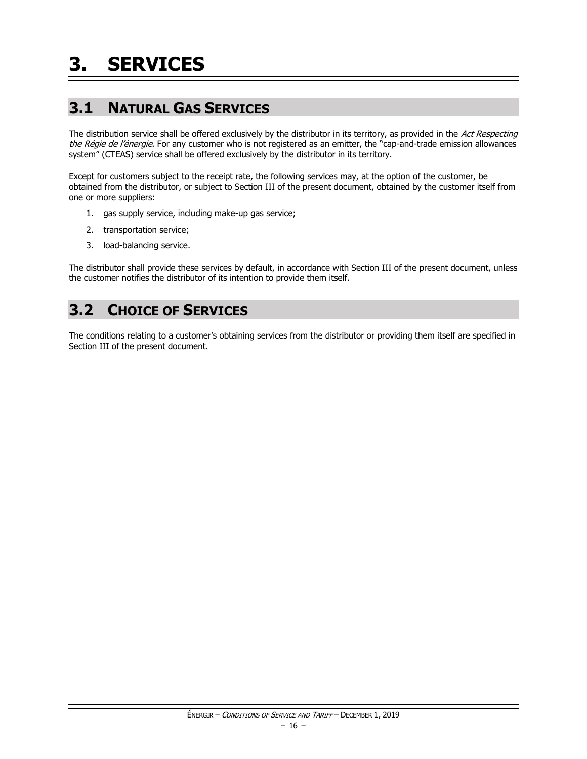# 3. SERVICES

## 3.1 NATURAL GAS SERVICES

The distribution service shall be offered exclusively by the distributor in its territory, as provided in the *Act Respecting the Régie de l'énergie*. For any customer who is not registered as an emitter, the "cap-and-trade emission allowances system" (CTEAS) service shall be offered exclusively by the distributor in its territory.

Except for customers subject to the receipt rate, the following services may, at the option of the customer, be obtained from the distributor, or subject to Section III of the present document, obtained by the customer itself from one or more suppliers:

1. gas supply service, including make-up gas service;
2. transportation service;
3. load-balancing service.

The distributor shall provide these services by default, in accordance with Section III of the present document, unless the customer notifies the distributor of its intention to provide them itself.

## 3.2 CHOICE OF SERVICES

The conditions relating to a customer's obtaining services from the distributor or providing them itself are specified in Section III of the present document.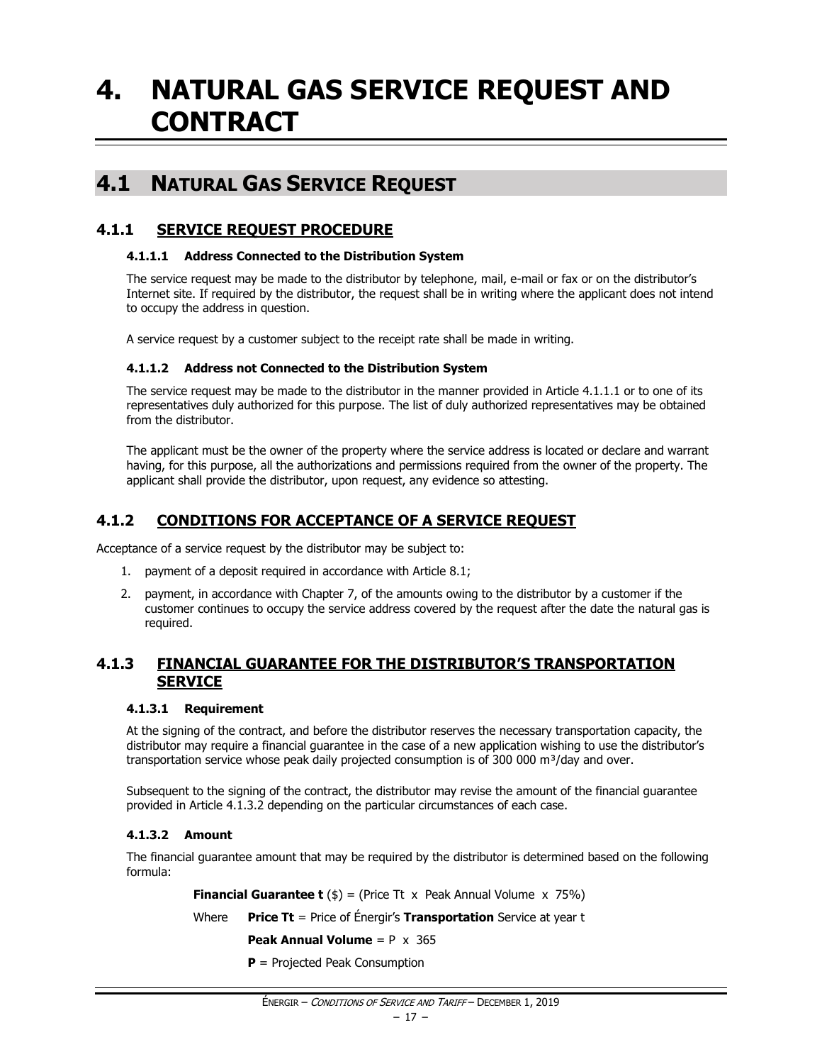# 4. NATURAL GAS SERVICE REQUEST AND CONTRACT

## 4.1 NATURAL GAS SERVICE REQUEST

### 4.1.1 SERVICE REQUEST PROCEDURE

#### 4.1.1.1 Address Connected to the Distribution System

The service request may be made to the distributor by telephone, mail, e-mail or fax or on the distributor's Internet site. If required by the distributor, the request shall be in writing where the applicant does not intend to occupy the address in question.

A service request by a customer subject to the receipt rate shall be made in writing.

#### 4.1.1.2 Address not Connected to the Distribution System

The service request may be made to the distributor in the manner provided in Article 4.1.1.1 or to one of its representatives duly authorized for this purpose. The list of duly authorized representatives may be obtained from the distributor.

The applicant must be the owner of the property where the service address is located or declare and warrant having, for this purpose, all the authorizations and permissions required from the owner of the property. The applicant shall provide the distributor, upon request, any evidence so attesting.

### 4.1.2 CONDITIONS FOR ACCEPTANCE OF A SERVICE REQUEST

Acceptance of a service request by the distributor may be subject to:

1. payment of a deposit required in accordance with Article 8.1;
2. payment, in accordance with Chapter 7, of the amounts owing to the distributor by a customer if the customer continues to occupy the service address covered by the request after the date the natural gas is required.

### 4.1.3 FINANCIAL GUARANTEE FOR THE DISTRIBUTOR'S TRANSPORTATION SERVICE

#### 4.1.3.1 Requirement

At the signing of the contract, and before the distributor reserves the necessary transportation capacity, the distributor may require a financial guarantee in the case of a new application wishing to use the distributor's transportation service whose peak daily projected consumption is of 300 000 $m^3$/day and over.

Subsequent to the signing of the contract, the distributor may revise the amount of the financial guarantee provided in Article 4.1.3.2 depending on the particular circumstances of each case.

#### 4.1.3.2 Amount

The financial guarantee amount that may be required by the distributor is determined based on the following formula:

**Financial Guarantee t** ($) = (Price Tt x Peak Annual Volume x 75%)

Where **Price Tt** = Price of Énergir's **Transportation** Service at year t

**Peak Annual Volume** = P x 365

**P** = Projected Peak Consumption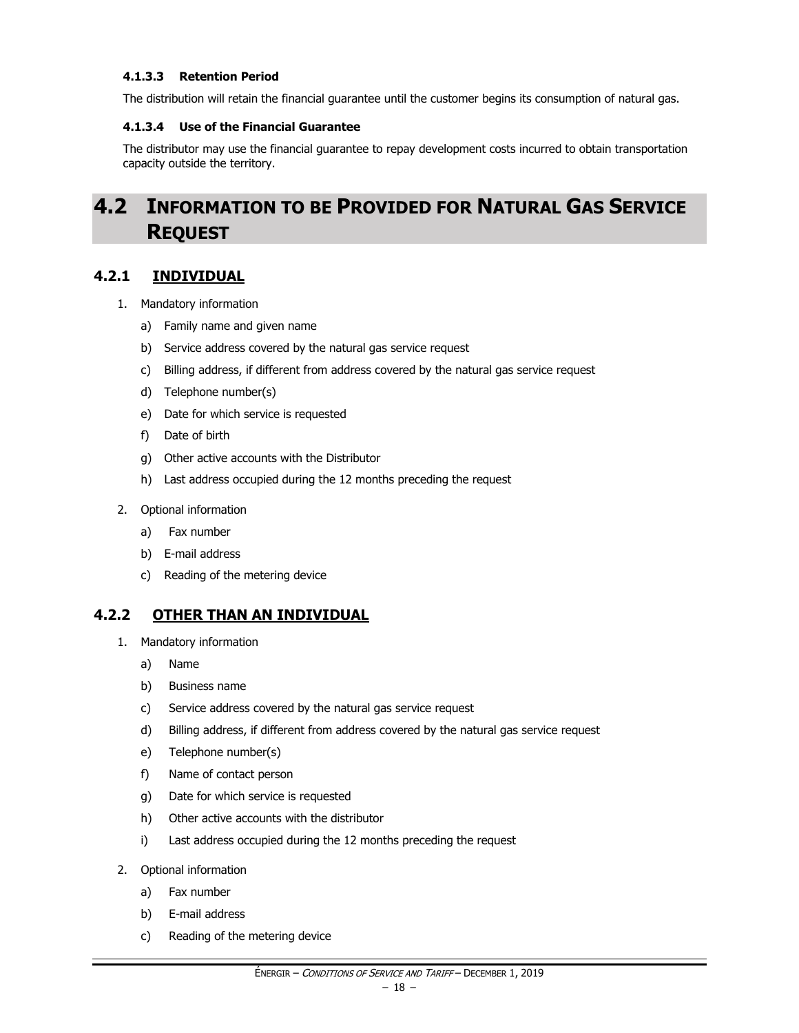#### 4.1.3.3 Retention Period

The distribution will retain the financial guarantee until the customer begins its consumption of natural gas.

#### 4.1.3.4 Use of the Financial Guarantee

The distributor may use the financial guarantee to repay development costs incurred to obtain transportation capacity outside the territory.

## 4.2 INFORMATION TO BE PROVIDED FOR NATURAL GAS SERVICE REQUEST

### 4.2.1 INDIVIDUAL

1. Mandatory information
   a) Family name and given name
   b) Service address covered by the natural gas service request
   c) Billing address, if different from address covered by the natural gas service request
   d) Telephone number(s)
   e) Date for which service is requested
   f) Date of birth
   g) Other active accounts with the Distributor
   h) Last address occupied during the 12 months preceding the request

2. Optional information
   a) Fax number
   b) E-mail address
   c) Reading of the metering device

### 4.2.2 OTHER THAN AN INDIVIDUAL

1. Mandatory information
   a) Name
   b) Business name
   c) Service address covered by the natural gas service request
   d) Billing address, if different from address covered by the natural gas service request
   e) Telephone number(s)
   f) Name of contact person
   g) Date for which service is requested
   h) Other active accounts with the distributor
   i) Last address occupied during the 12 months preceding the request

2. Optional information
   a) Fax number
   b) E-mail address
   c) Reading of the metering device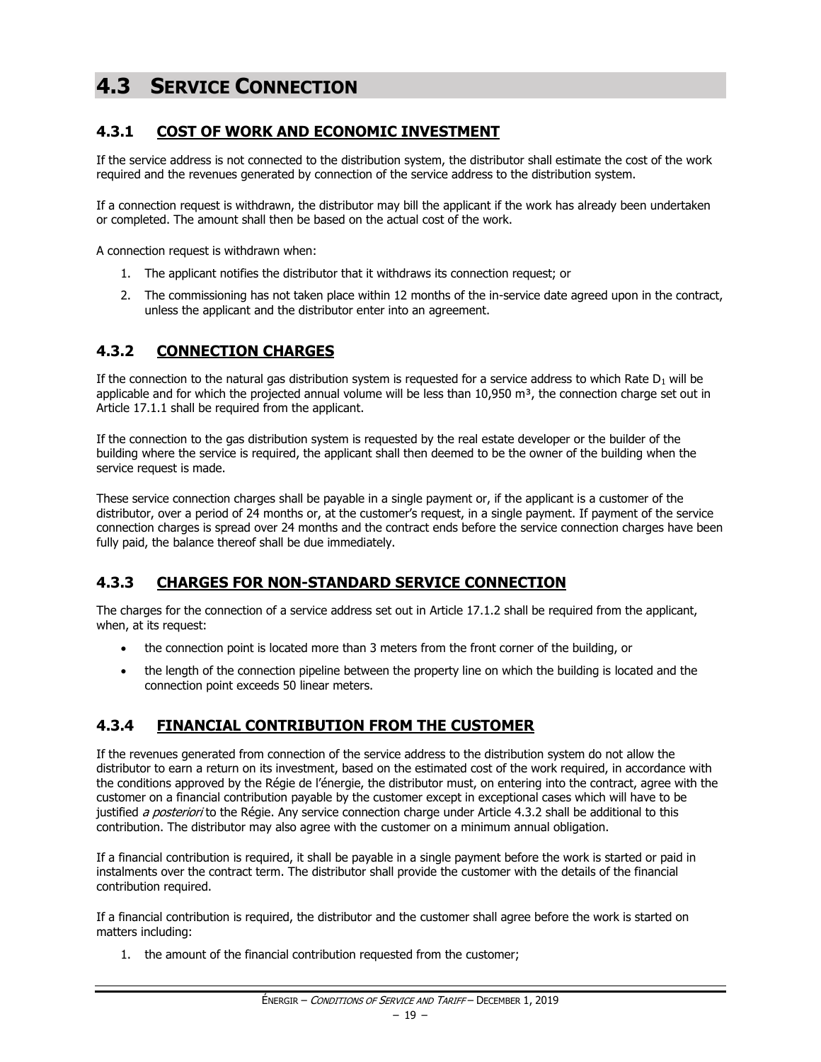# 4.3 SERVICE CONNECTION

## 4.3.1 COST OF WORK AND ECONOMIC INVESTMENT

If the service address is not connected to the distribution system, the distributor shall estimate the cost of the work required and the revenues generated by connection of the service address to the distribution system.

If a connection request is withdrawn, the distributor may bill the applicant if the work has already been undertaken or completed. The amount shall then be based on the actual cost of the work.

A connection request is withdrawn when:

1. The applicant notifies the distributor that it withdraws its connection request; or
2. The commissioning has not taken place within 12 months of the in-service date agreed upon in the contract, unless the applicant and the distributor enter into an agreement.

## 4.3.2 CONNECTION CHARGES

If the connection to the natural gas distribution system is requested for a service address to which Rate $D_1$ will be applicable and for which the projected annual volume will be less than 10,950 $m^3$, the connection charge set out in Article 17.1.1 shall be required from the applicant.

If the connection to the gas distribution system is requested by the real estate developer or the builder of the building where the service is required, the applicant shall then deemed to be the owner of the building when the service request is made.

These service connection charges shall be payable in a single payment or, if the applicant is a customer of the distributor, over a period of 24 months or, at the customer's request, in a single payment. If payment of the service connection charges is spread over 24 months and the contract ends before the service connection charges have been fully paid, the balance thereof shall be due immediately.

## 4.3.3 CHARGES FOR NON-STANDARD SERVICE CONNECTION

The charges for the connection of a service address set out in Article 17.1.2 shall be required from the applicant, when, at its request:

- the connection point is located more than 3 meters from the front corner of the building, or
- the length of the connection pipeline between the property line on which the building is located and the connection point exceeds 50 linear meters.

## 4.3.4 FINANCIAL CONTRIBUTION FROM THE CUSTOMER

If the revenues generated from connection of the service address to the distribution system do not allow the distributor to earn a return on its investment, based on the estimated cost of the work required, in accordance with the conditions approved by the Régie de l'énergie, the distributor must, on entering into the contract, agree with the customer on a financial contribution payable by the customer except in exceptional cases which will have to be justified *a posteriori* to the Régie. Any service connection charge under Article 4.3.2 shall be additional to this contribution. The distributor may also agree with the customer on a minimum annual obligation.

If a financial contribution is required, it shall be payable in a single payment before the work is started or paid in instalments over the contract term. The distributor shall provide the customer with the details of the financial contribution required.

If a financial contribution is required, the distributor and the customer shall agree before the work is started on matters including:

1. the amount of the financial contribution requested from the customer;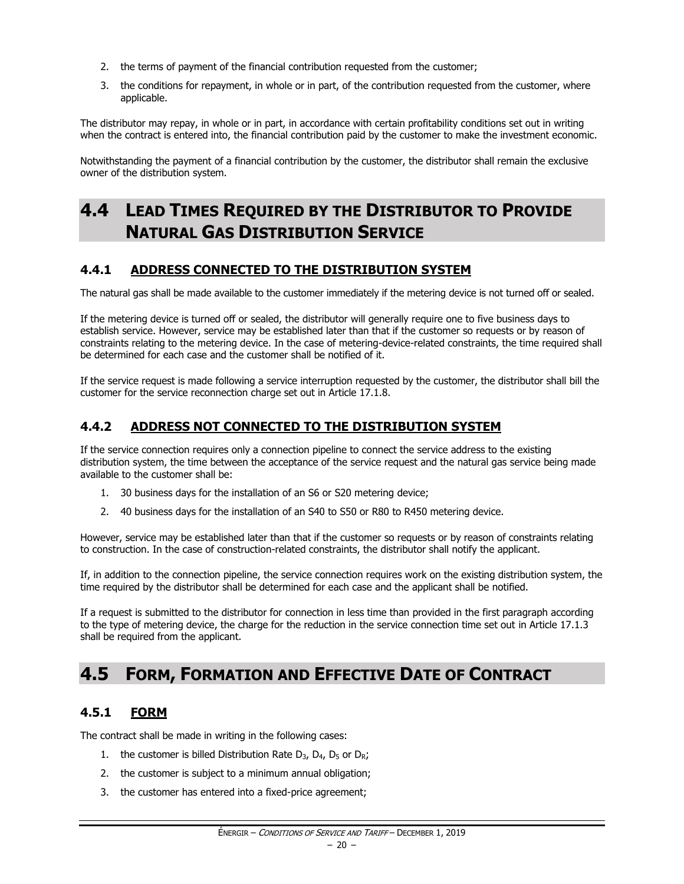2. the terms of payment of the financial contribution requested from the customer;
3. the conditions for repayment, in whole or in part, of the contribution requested from the customer, where applicable.

The distributor may repay, in whole or in part, in accordance with certain profitability conditions set out in writing when the contract is entered into, the financial contribution paid by the customer to make the investment economic.

Notwithstanding the payment of a financial contribution by the customer, the distributor shall remain the exclusive owner of the distribution system.

## 4.4 LEAD TIMES REQUIRED BY THE DISTRIBUTOR TO PROVIDE NATURAL GAS DISTRIBUTION SERVICE

### 4.4.1 ADDRESS CONNECTED TO THE DISTRIBUTION SYSTEM

The natural gas shall be made available to the customer immediately if the metering device is not turned off or sealed.

If the metering device is turned off or sealed, the distributor will generally require one to five business days to establish service. However, service may be established later than that if the customer so requests or by reason of constraints relating to the metering device. In the case of metering-device-related constraints, the time required shall be determined for each case and the customer shall be notified of it.

If the service request is made following a service interruption requested by the customer, the distributor shall bill the customer for the service reconnection charge set out in Article 17.1.8.

### 4.4.2 ADDRESS NOT CONNECTED TO THE DISTRIBUTION SYSTEM

If the service connection requires only a connection pipeline to connect the service address to the existing distribution system, the time between the acceptance of the service request and the natural gas service being made available to the customer shall be:

1. 30 business days for the installation of an S6 or S20 metering device;
2. 40 business days for the installation of an S40 to S50 or R80 to R450 metering device.

However, service may be established later than that if the customer so requests or by reason of constraints relating to construction. In the case of construction-related constraints, the distributor shall notify the applicant.

If, in addition to the connection pipeline, the service connection requires work on the existing distribution system, the time required by the distributor shall be determined for each case and the applicant shall be notified.

If a request is submitted to the distributor for connection in less time than provided in the first paragraph according to the type of metering device, the charge for the reduction in the service connection time set out in Article 17.1.3 shall be required from the applicant.

## 4.5 FORM, FORMATION AND EFFECTIVE DATE OF CONTRACT

### 4.5.1 FORM

The contract shall be made in writing in the following cases:

1. the customer is billed Distribution Rate $D_3$, $D_4$, $D_5$ or $D_R$;
2. the customer is subject to a minimum annual obligation;
3. the customer has entered into a fixed-price agreement;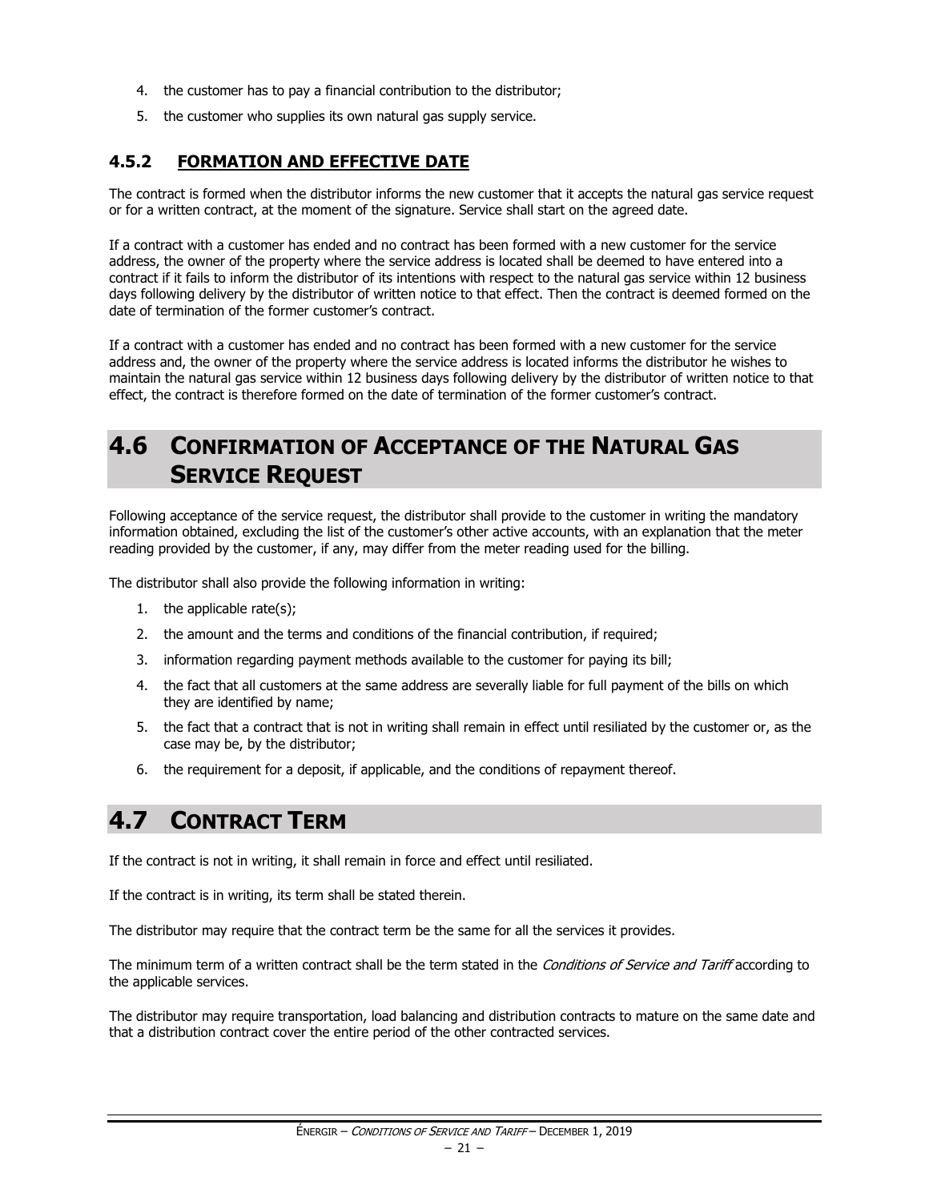4. the customer has to pay a financial contribution to the distributor;
5. the customer who supplies its own natural gas supply service.

### 4.5.2 FORMATION AND EFFECTIVE DATE

The contract is formed when the distributor informs the new customer that it accepts the natural gas service request or for a written contract, at the moment of the signature. Service shall start on the agreed date.

If a contract with a customer has ended and no contract has been formed with a new customer for the service address, the owner of the property where the service address is located shall be deemed to have entered into a contract if it fails to inform the distributor of its intentions with respect to the natural gas service within 12 business days following delivery by the distributor of written notice to that effect. Then the contract is deemed formed on the date of termination of the former customer's contract.

If a contract with a customer has ended and no contract has been formed with a new customer for the service address and, the owner of the property where the service address is located informs the distributor he wishes to maintain the natural gas service within 12 business days following delivery by the distributor of written notice to that effect, the contract is therefore formed on the date of termination of the former customer's contract.

## 4.6 CONFIRMATION OF ACCEPTANCE OF THE NATURAL GAS SERVICE REQUEST

Following acceptance of the service request, the distributor shall provide to the customer in writing the mandatory information obtained, excluding the list of the customer's other active accounts, with an explanation that the meter reading provided by the customer, if any, may differ from the meter reading used for the billing.

The distributor shall also provide the following information in writing:

1. the applicable rate(s);
2. the amount and the terms and conditions of the financial contribution, if required;
3. information regarding payment methods available to the customer for paying its bill;
4. the fact that all customers at the same address are severally liable for full payment of the bills on which they are identified by name;
5. the fact that a contract that is not in writing shall remain in effect until resiliated by the customer or, as the case may be, by the distributor;
6. the requirement for a deposit, if applicable, and the conditions of repayment thereof.

## 4.7 CONTRACT TERM

If the contract is not in writing, it shall remain in force and effect until resiliated.

If the contract is in writing, its term shall be stated therein.

The distributor may require that the contract term be the same for all the services it provides.

The minimum term of a written contract shall be the term stated in the *Conditions of Service and Tariff* according to the applicable services.

The distributor may require transportation, load balancing and distribution contracts to mature on the same date and that a distribution contract cover the entire period of the other contracted services.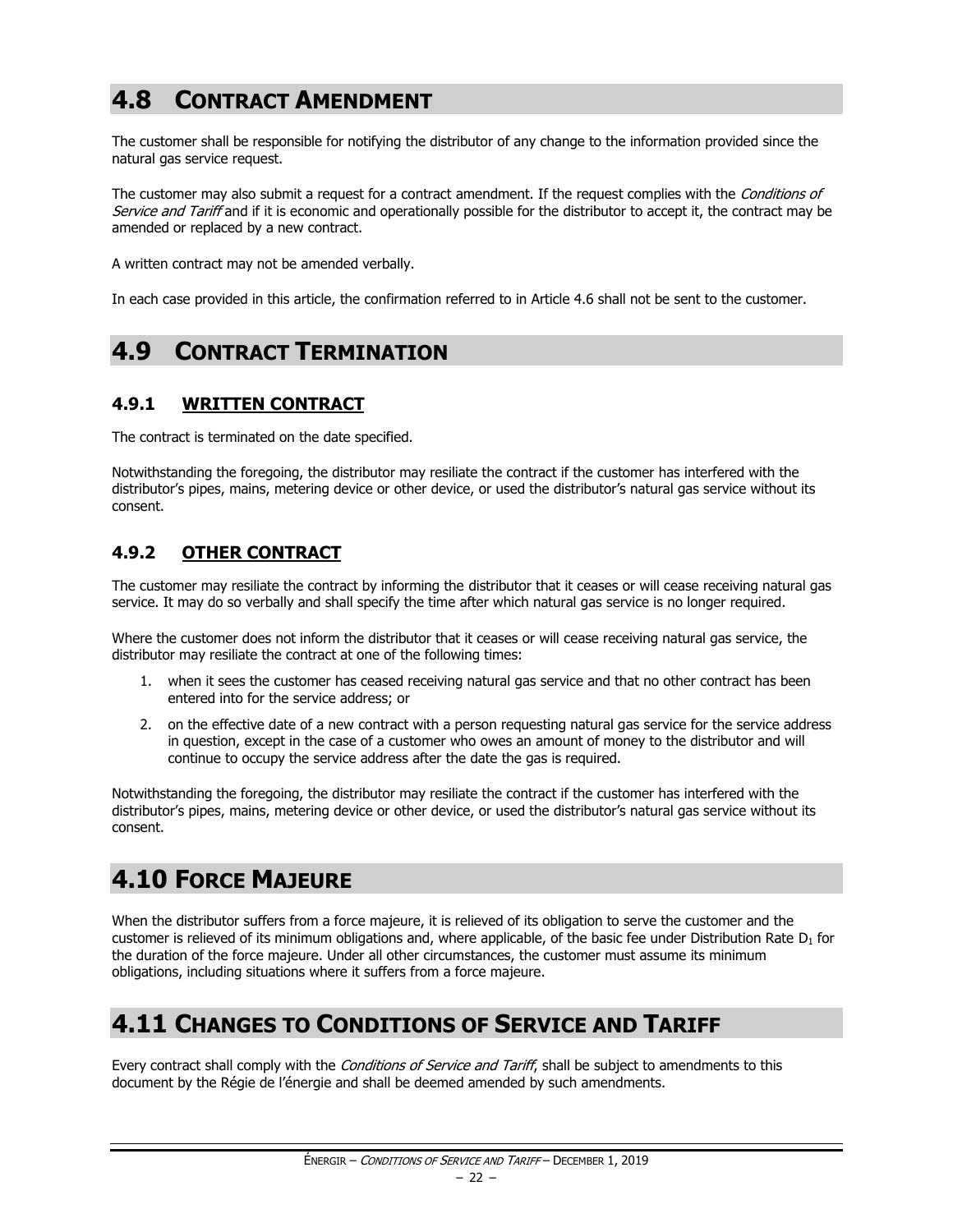## 4.8 CONTRACT AMENDMENT

The customer shall be responsible for notifying the distributor of any change to the information provided since the natural gas service request.

The customer may also submit a request for a contract amendment. If the request complies with the *Conditions of Service and Tariff* and if it is economic and operationally possible for the distributor to accept it, the contract may be amended or replaced by a new contract.

A written contract may not be amended verbally.

In each case provided in this article, the confirmation referred to in Article 4.6 shall not be sent to the customer.

## 4.9 CONTRACT TERMINATION

### 4.9.1 WRITTEN CONTRACT

The contract is terminated on the date specified.

Notwithstanding the foregoing, the distributor may resiliate the contract if the customer has interfered with the distributor's pipes, mains, metering device or other device, or used the distributor's natural gas service without its consent.

### 4.9.2 OTHER CONTRACT

The customer may resiliate the contract by informing the distributor that it ceases or will cease receiving natural gas service. It may do so verbally and shall specify the time after which natural gas service is no longer required.

Where the customer does not inform the distributor that it ceases or will cease receiving natural gas service, the distributor may resiliate the contract at one of the following times:

1. when it sees the customer has ceased receiving natural gas service and that no other contract has been entered into for the service address; or
2. on the effective date of a new contract with a person requesting natural gas service for the service address in question, except in the case of a customer who owes an amount of money to the distributor and will continue to occupy the service address after the date the gas is required.

Notwithstanding the foregoing, the distributor may resiliate the contract if the customer has interfered with the distributor's pipes, mains, metering device or other device, or used the distributor's natural gas service without its consent.

## 4.10 FORCE MAJEURE

When the distributor suffers from a force majeure, it is relieved of its obligation to serve the customer and the customer is relieved of its minimum obligations and, where applicable, of the basic fee under Distribution Rate $D_1$ for the duration of the force majeure. Under all other circumstances, the customer must assume its minimum obligations, including situations where it suffers from a force majeure.

## 4.11 CHANGES TO CONDITIONS OF SERVICE AND TARIFF

Every contract shall comply with the *Conditions of Service and Tariff*, shall be subject to amendments to this document by the Régie de l'énergie and shall be deemed amended by such amendments.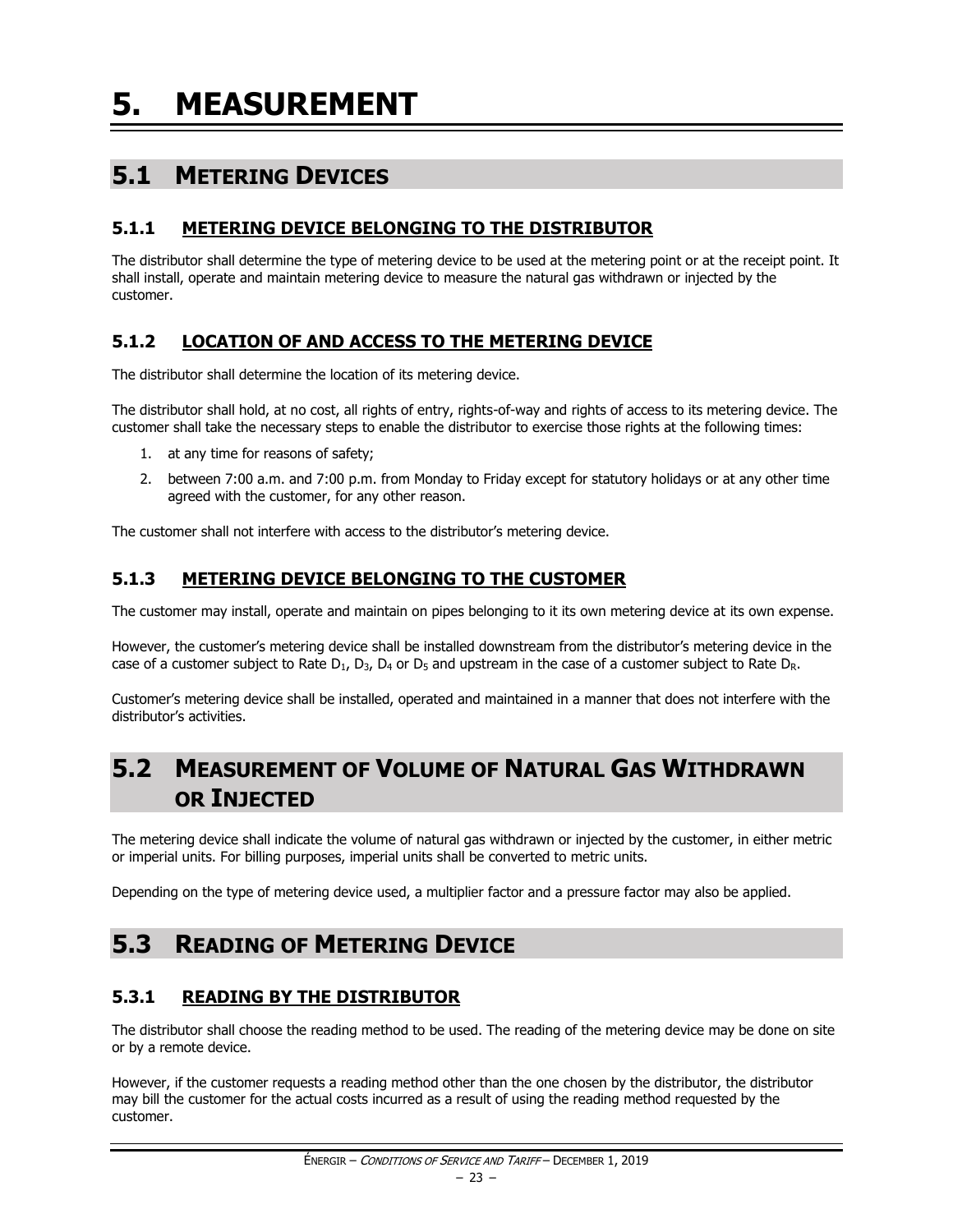# 5. MEASUREMENT

## 5.1 METERING DEVICES

### 5.1.1 METERING DEVICE BELONGING TO THE DISTRIBUTOR

The distributor shall determine the type of metering device to be used at the metering point or at the receipt point. It shall install, operate and maintain metering device to measure the natural gas withdrawn or injected by the customer.

### 5.1.2 LOCATION OF AND ACCESS TO THE METERING DEVICE

The distributor shall determine the location of its metering device.

The distributor shall hold, at no cost, all rights of entry, rights-of-way and rights of access to its metering device. The customer shall take the necessary steps to enable the distributor to exercise those rights at the following times:

1. at any time for reasons of safety;
2. between 7:00 a.m. and 7:00 p.m. from Monday to Friday except for statutory holidays or at any other time agreed with the customer, for any other reason.

The customer shall not interfere with access to the distributor's metering device.

### 5.1.3 METERING DEVICE BELONGING TO THE CUSTOMER

The customer may install, operate and maintain on pipes belonging to it its own metering device at its own expense.

However, the customer's metering device shall be installed downstream from the distributor's metering device in the case of a customer subject to Rate $D_1$, $D_3$, $D_4$ or $D_5$ and upstream in the case of a customer subject to Rate $D_R$.

Customer's metering device shall be installed, operated and maintained in a manner that does not interfere with the distributor's activities.

## 5.2 MEASUREMENT OF VOLUME OF NATURAL GAS WITHDRAWN OR INJECTED

The metering device shall indicate the volume of natural gas withdrawn or injected by the customer, in either metric or imperial units. For billing purposes, imperial units shall be converted to metric units.

Depending on the type of metering device used, a multiplier factor and a pressure factor may also be applied.

## 5.3 READING OF METERING DEVICE

### 5.3.1 READING BY THE DISTRIBUTOR

The distributor shall choose the reading method to be used. The reading of the metering device may be done on site or by a remote device.

However, if the customer requests a reading method other than the one chosen by the distributor, the distributor may bill the customer for the actual costs incurred as a result of using the reading method requested by the customer.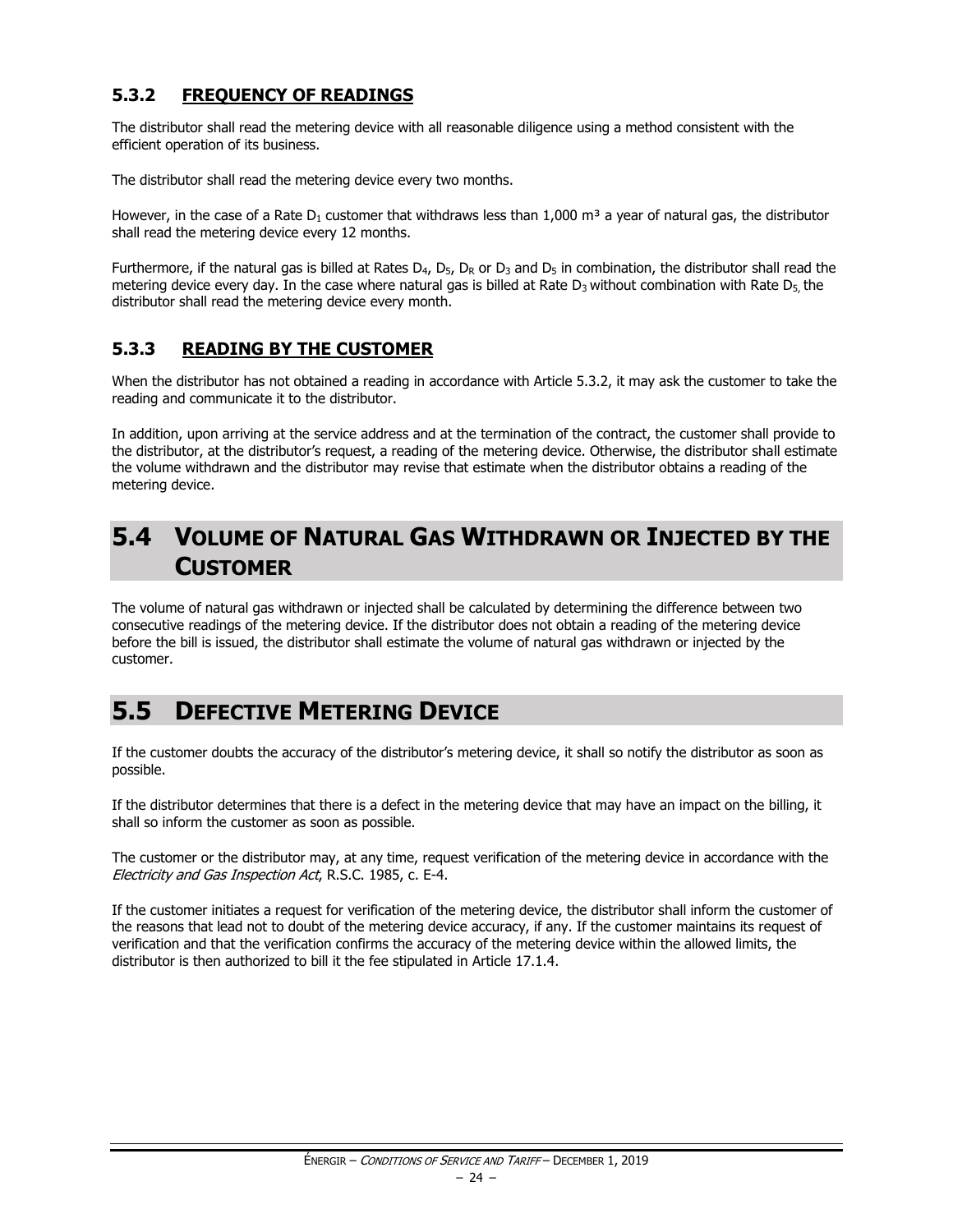### 5.3.2 FREQUENCY OF READINGS

The distributor shall read the metering device with all reasonable diligence using a method consistent with the efficient operation of its business.

The distributor shall read the metering device every two months.

However, in the case of a Rate $D_1$ customer that withdraws less than 1,000 m³ a year of natural gas, the distributor shall read the metering device every 12 months.

Furthermore, if the natural gas is billed at Rates $D_4$, $D_5$, $D_R$ or $D_3$ and $D_5$ in combination, the distributor shall read the metering device every day. In the case where natural gas is billed at Rate $D_3$ without combination with Rate $D_5$, the distributor shall read the metering device every month.

### 5.3.3 READING BY THE CUSTOMER

When the distributor has not obtained a reading in accordance with Article 5.3.2, it may ask the customer to take the reading and communicate it to the distributor.

In addition, upon arriving at the service address and at the termination of the contract, the customer shall provide to the distributor, at the distributor's request, a reading of the metering device. Otherwise, the distributor shall estimate the volume withdrawn and the distributor may revise that estimate when the distributor obtains a reading of the metering device.

## 5.4 VOLUME OF NATURAL GAS WITHDRAWN OR INJECTED BY THE CUSTOMER

The volume of natural gas withdrawn or injected shall be calculated by determining the difference between two consecutive readings of the metering device. If the distributor does not obtain a reading of the metering device before the bill is issued, the distributor shall estimate the volume of natural gas withdrawn or injected by the customer.

## 5.5 DEFECTIVE METERING DEVICE

If the customer doubts the accuracy of the distributor's metering device, it shall so notify the distributor as soon as possible.

If the distributor determines that there is a defect in the metering device that may have an impact on the billing, it shall so inform the customer as soon as possible.

The customer or the distributor may, at any time, request verification of the metering device in accordance with the *Electricity and Gas Inspection Act*, R.S.C. 1985, c. E-4.

If the customer initiates a request for verification of the metering device, the distributor shall inform the customer of the reasons that lead not to doubt of the metering device accuracy, if any. If the customer maintains its request of verification and that the verification confirms the accuracy of the metering device within the allowed limits, the distributor is then authorized to bill it the fee stipulated in Article 17.1.4.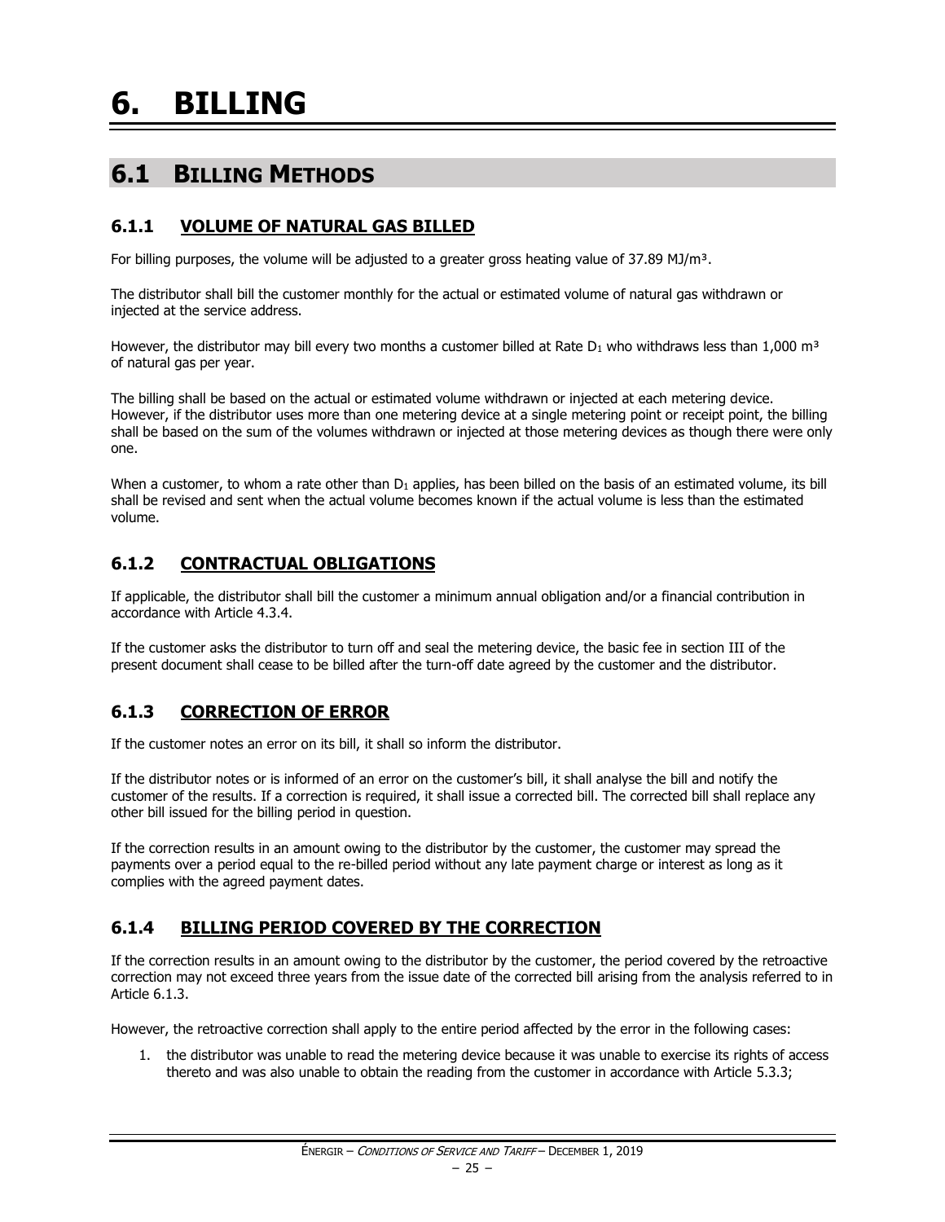# 6. BILLING

## 6.1 BILLING METHODS

### 6.1.1 VOLUME OF NATURAL GAS BILLED

For billing purposes, the volume will be adjusted to a greater gross heating value of 37.89 MJ/m³.

The distributor shall bill the customer monthly for the actual or estimated volume of natural gas withdrawn or injected at the service address.

However, the distributor may bill every two months a customer billed at Rate $D_1$ who withdraws less than 1,000 m³ of natural gas per year.

The billing shall be based on the actual or estimated volume withdrawn or injected at each metering device. However, if the distributor uses more than one metering device at a single metering point or receipt point, the billing shall be based on the sum of the volumes withdrawn or injected at those metering devices as though there were only one.

When a customer, to whom a rate other than $D_1$ applies, has been billed on the basis of an estimated volume, its bill shall be revised and sent when the actual volume becomes known if the actual volume is less than the estimated volume.

### 6.1.2 CONTRACTUAL OBLIGATIONS

If applicable, the distributor shall bill the customer a minimum annual obligation and/or a financial contribution in accordance with Article 4.3.4.

If the customer asks the distributor to turn off and seal the metering device, the basic fee in section III of the present document shall cease to be billed after the turn-off date agreed by the customer and the distributor.

### 6.1.3 CORRECTION OF ERROR

If the customer notes an error on its bill, it shall so inform the distributor.

If the distributor notes or is informed of an error on the customer's bill, it shall analyse the bill and notify the customer of the results. If a correction is required, it shall issue a corrected bill. The corrected bill shall replace any other bill issued for the billing period in question.

If the correction results in an amount owing to the distributor by the customer, the customer may spread the payments over a period equal to the re-billed period without any late payment charge or interest as long as it complies with the agreed payment dates.

### 6.1.4 BILLING PERIOD COVERED BY THE CORRECTION

If the correction results in an amount owing to the distributor by the customer, the period covered by the retroactive correction may not exceed three years from the issue date of the corrected bill arising from the analysis referred to in Article 6.1.3.

However, the retroactive correction shall apply to the entire period affected by the error in the following cases:

1. the distributor was unable to read the metering device because it was unable to exercise its rights of access thereto and was also unable to obtain the reading from the customer in accordance with Article 5.3.3;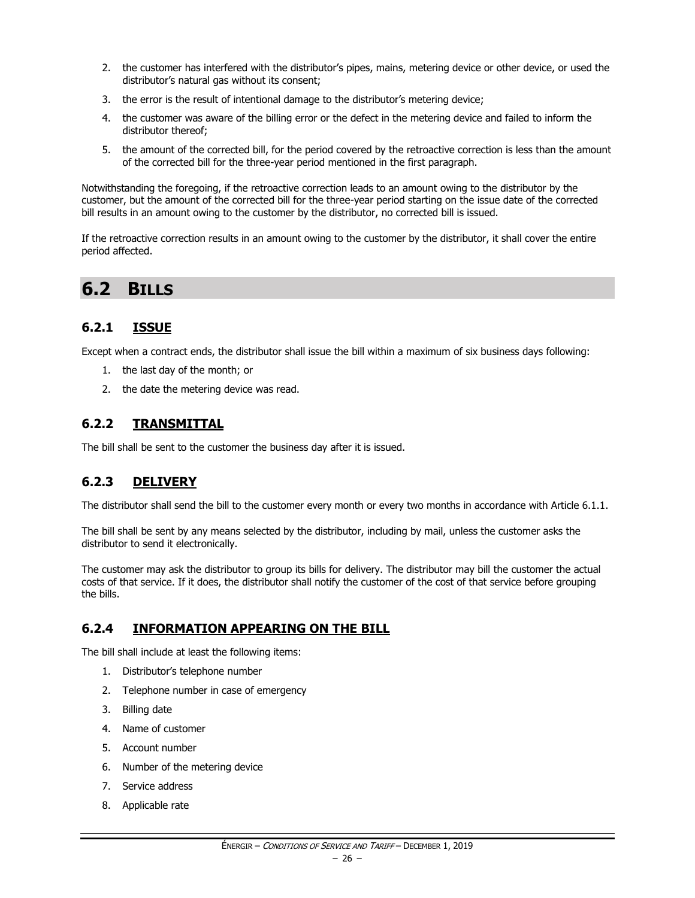2. the customer has interfered with the distributor's pipes, mains, metering device or other device, or used the distributor's natural gas without its consent;
3. the error is the result of intentional damage to the distributor's metering device;
4. the customer was aware of the billing error or the defect in the metering device and failed to inform the distributor thereof;
5. the amount of the corrected bill, for the period covered by the retroactive correction is less than the amount of the corrected bill for the three-year period mentioned in the first paragraph.

Notwithstanding the foregoing, if the retroactive correction leads to an amount owing to the distributor by the customer, but the amount of the corrected bill for the three-year period starting on the issue date of the corrected bill results in an amount owing to the customer by the distributor, no corrected bill is issued.

If the retroactive correction results in an amount owing to the customer by the distributor, it shall cover the entire period affected.

## 6.2 BILLS

### 6.2.1 ISSUE

Except when a contract ends, the distributor shall issue the bill within a maximum of six business days following:

1. the last day of the month; or
2. the date the metering device was read.

### 6.2.2 TRANSMITTAL

The bill shall be sent to the customer the business day after it is issued.

### 6.2.3 DELIVERY

The distributor shall send the bill to the customer every month or every two months in accordance with Article 6.1.1.

The bill shall be sent by any means selected by the distributor, including by mail, unless the customer asks the distributor to send it electronically.

The customer may ask the distributor to group its bills for delivery. The distributor may bill the customer the actual costs of that service. If it does, the distributor shall notify the customer of the cost of that service before grouping the bills.

### 6.2.4 INFORMATION APPEARING ON THE BILL

The bill shall include at least the following items:

1. Distributor's telephone number
2. Telephone number in case of emergency
3. Billing date
4. Name of customer
5. Account number
6. Number of the metering device
7. Service address
8. Applicable rate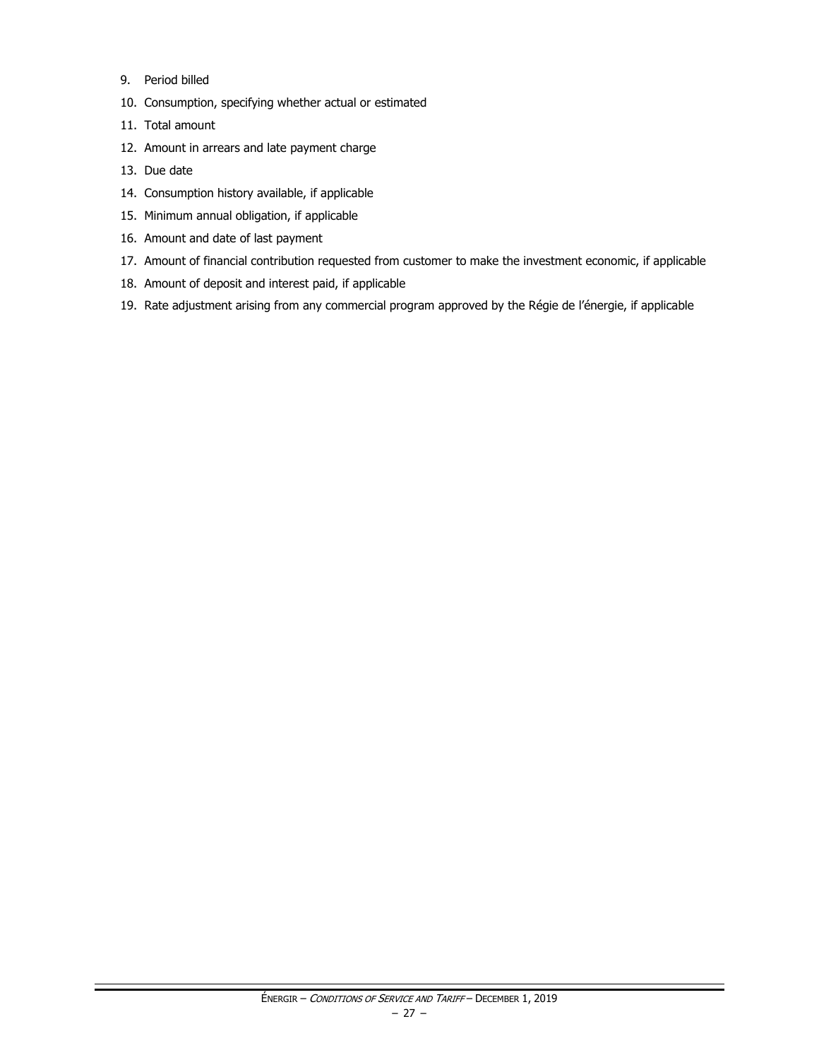9. Period billed
10. Consumption, specifying whether actual or estimated
11. Total amount
12. Amount in arrears and late payment charge
13. Due date
14. Consumption history available, if applicable
15. Minimum annual obligation, if applicable
16. Amount and date of last payment
17. Amount of financial contribution requested from customer to make the investment economic, if applicable
18. Amount of deposit and interest paid, if applicable
19. Rate adjustment arising from any commercial program approved by the Régie de l'énergie, if applicable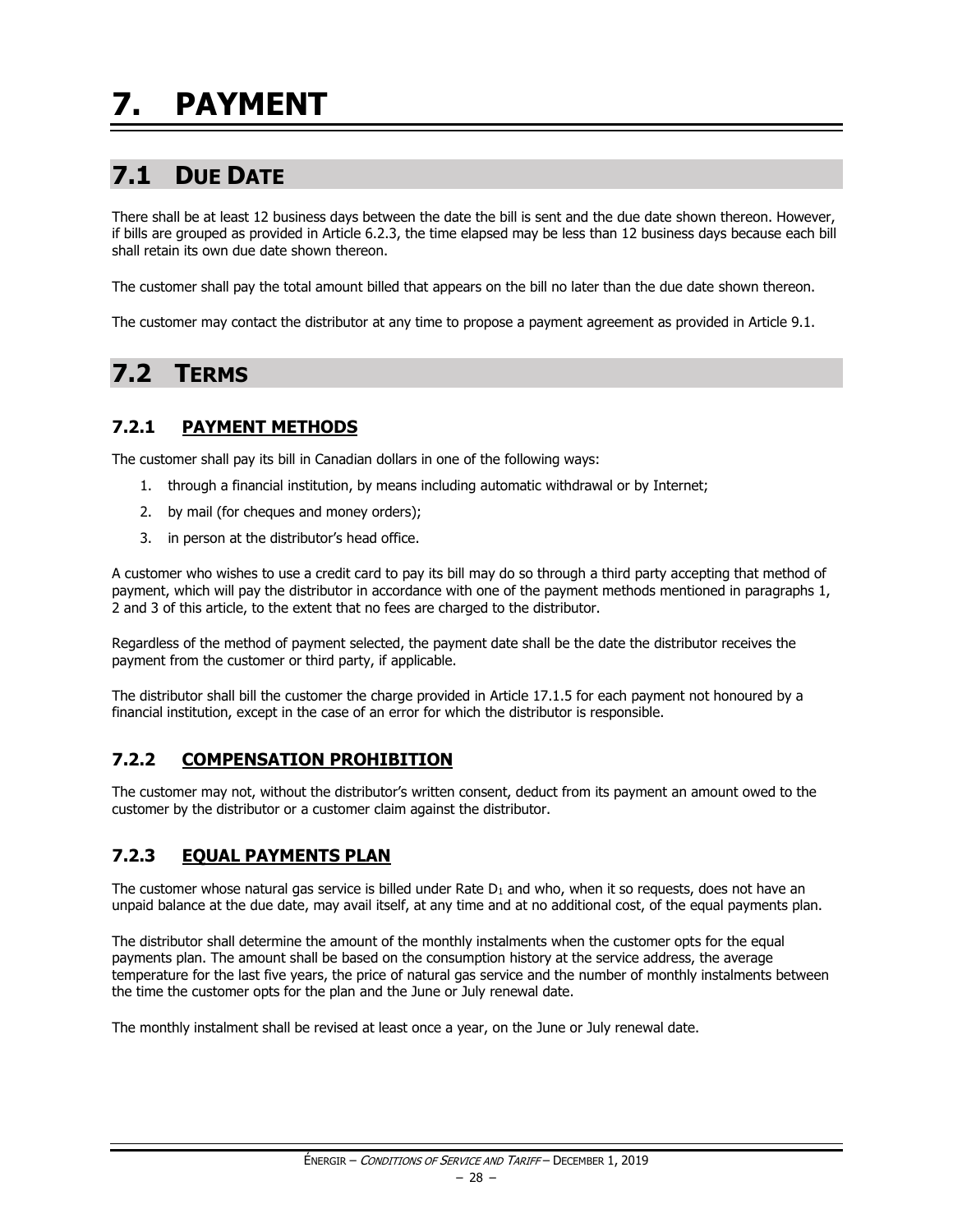# 7. PAYMENT

## 7.1 DUE DATE

There shall be at least 12 business days between the date the bill is sent and the due date shown thereon. However, if bills are grouped as provided in Article 6.2.3, the time elapsed may be less than 12 business days because each bill shall retain its own due date shown thereon.

The customer shall pay the total amount billed that appears on the bill no later than the due date shown thereon.

The customer may contact the distributor at any time to propose a payment agreement as provided in Article 9.1.

## 7.2 TERMS

### 7.2.1 PAYMENT METHODS

The customer shall pay its bill in Canadian dollars in one of the following ways:

1. through a financial institution, by means including automatic withdrawal or by Internet;
2. by mail (for cheques and money orders);
3. in person at the distributor's head office.

A customer who wishes to use a credit card to pay its bill may do so through a third party accepting that method of payment, which will pay the distributor in accordance with one of the payment methods mentioned in paragraphs 1, 2 and 3 of this article, to the extent that no fees are charged to the distributor.

Regardless of the method of payment selected, the payment date shall be the date the distributor receives the payment from the customer or third party, if applicable.

The distributor shall bill the customer the charge provided in Article 17.1.5 for each payment not honoured by a financial institution, except in the case of an error for which the distributor is responsible.

### 7.2.2 COMPENSATION PROHIBITION

The customer may not, without the distributor's written consent, deduct from its payment an amount owed to the customer by the distributor or a customer claim against the distributor.

### 7.2.3 EQUAL PAYMENTS PLAN

The customer whose natural gas service is billed under Rate $D_1$ and who, when it so requests, does not have an unpaid balance at the due date, may avail itself, at any time and at no additional cost, of the equal payments plan.

The distributor shall determine the amount of the monthly instalments when the customer opts for the equal payments plan. The amount shall be based on the consumption history at the service address, the average temperature for the last five years, the price of natural gas service and the number of monthly instalments between the time the customer opts for the plan and the June or July renewal date.

The monthly instalment shall be revised at least once a year, on the June or July renewal date.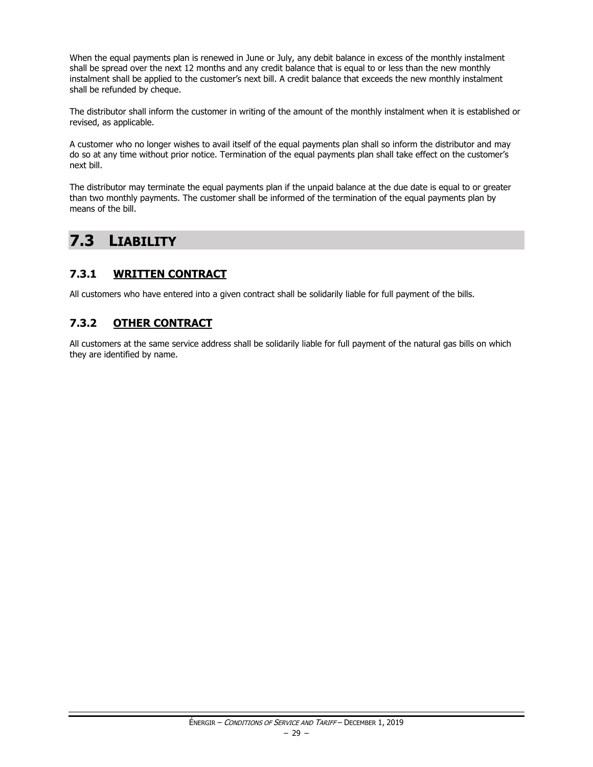When the equal payments plan is renewed in June or July, any debit balance in excess of the monthly instalment shall be spread over the next 12 months and any credit balance that is equal to or less than the new monthly instalment shall be applied to the customer's next bill. A credit balance that exceeds the new monthly instalment shall be refunded by cheque.

The distributor shall inform the customer in writing of the amount of the monthly instalment when it is established or revised, as applicable.

A customer who no longer wishes to avail itself of the equal payments plan shall so inform the distributor and may do so at any time without prior notice. Termination of the equal payments plan shall take effect on the customer's next bill.

The distributor may terminate the equal payments plan if the unpaid balance at the due date is equal to or greater than two monthly payments. The customer shall be informed of the termination of the equal payments plan by means of the bill.

## 7.3 LIABILITY

### 7.3.1 WRITTEN CONTRACT

All customers who have entered into a given contract shall be solidarily liable for full payment of the bills.

### 7.3.2 OTHER CONTRACT

All customers at the same service address shall be solidarily liable for full payment of the natural gas bills on which they are identified by name.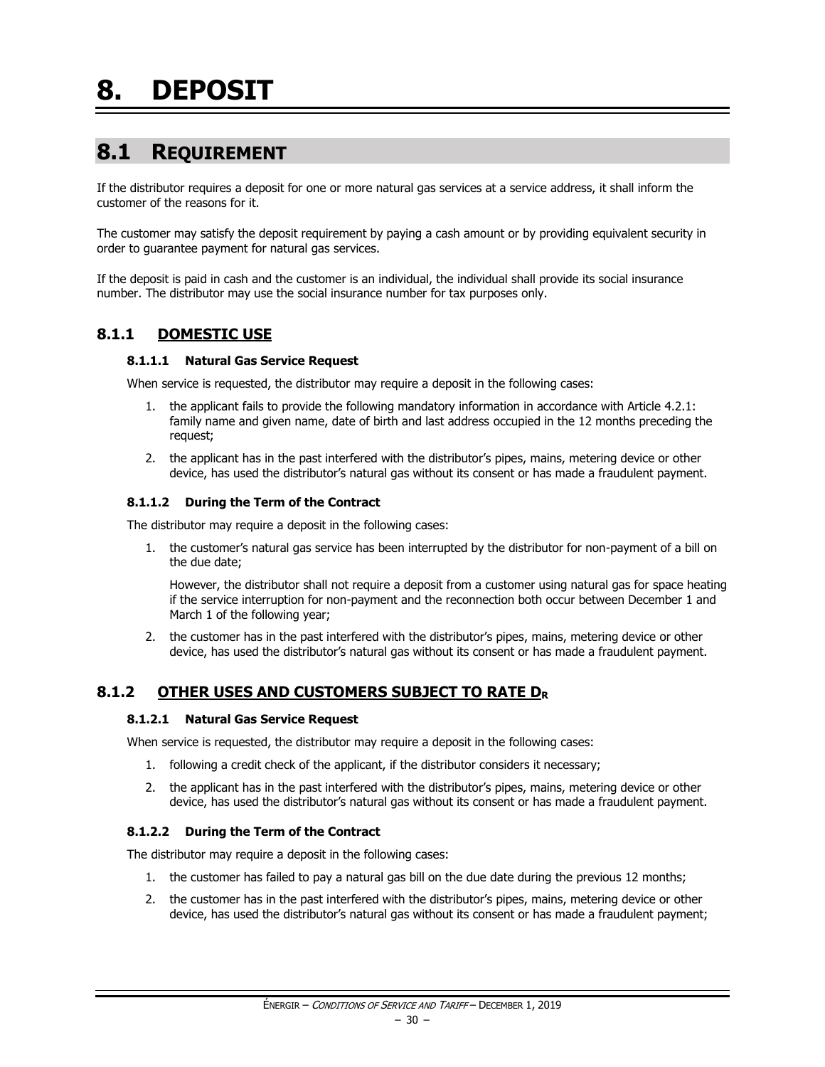# 8. DEPOSIT

## 8.1 REQUIREMENT

If the distributor requires a deposit for one or more natural gas services at a service address, it shall inform the customer of the reasons for it.

The customer may satisfy the deposit requirement by paying a cash amount or by providing equivalent security in order to guarantee payment for natural gas services.

If the deposit is paid in cash and the customer is an individual, the individual shall provide its social insurance number. The distributor may use the social insurance number for tax purposes only.

### 8.1.1 DOMESTIC USE

#### 8.1.1.1 Natural Gas Service Request

When service is requested, the distributor may require a deposit in the following cases:

1. the applicant fails to provide the following mandatory information in accordance with Article 4.2.1: family name and given name, date of birth and last address occupied in the 12 months preceding the request;
2. the applicant has in the past interfered with the distributor's pipes, mains, metering device or other device, has used the distributor's natural gas without its consent or has made a fraudulent payment.

#### 8.1.1.2 During the Term of the Contract

The distributor may require a deposit in the following cases:

1. the customer's natural gas service has been interrupted by the distributor for non-payment of a bill on the due date;

   However, the distributor shall not require a deposit from a customer using natural gas for space heating if the service interruption for non-payment and the reconnection both occur between December 1 and March 1 of the following year;
2. the customer has in the past interfered with the distributor's pipes, mains, metering device or other device, has used the distributor's natural gas without its consent or has made a fraudulent payment.

### 8.1.2 OTHER USES AND CUSTOMERS SUBJECT TO RATE $D_R$

#### 8.1.2.1 Natural Gas Service Request

When service is requested, the distributor may require a deposit in the following cases:

1. following a credit check of the applicant, if the distributor considers it necessary;
2. the applicant has in the past interfered with the distributor's pipes, mains, metering device or other device, has used the distributor's natural gas without its consent or has made a fraudulent payment.

#### 8.1.2.2 During the Term of the Contract

The distributor may require a deposit in the following cases:

1. the customer has failed to pay a natural gas bill on the due date during the previous 12 months;
2. the customer has in the past interfered with the distributor's pipes, mains, metering device or other device, has used the distributor's natural gas without its consent or has made a fraudulent payment;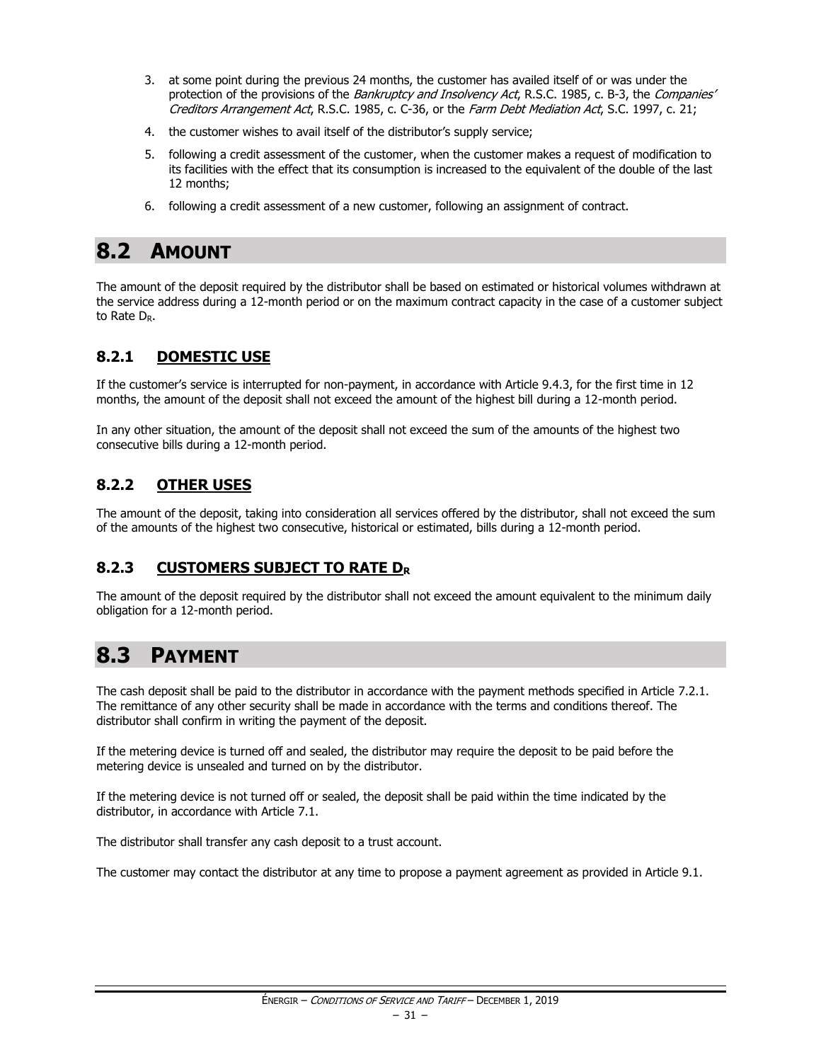3. at some point during the previous 24 months, the customer has availed itself of or was under the protection of the provisions of the *Bankruptcy and Insolvency Act*, R.S.C. 1985, c. B-3, the *Companies' Creditors Arrangement Act*, R.S.C. 1985, c. C-36, or the *Farm Debt Mediation Act*, S.C. 1997, c. 21;
4. the customer wishes to avail itself of the distributor's supply service;
5. following a credit assessment of the customer, when the customer makes a request of modification to its facilities with the effect that its consumption is increased to the equivalent of the double of the last 12 months;
6. following a credit assessment of a new customer, following an assignment of contract.

## 8.2 AMOUNT

The amount of the deposit required by the distributor shall be based on estimated or historical volumes withdrawn at the service address during a 12-month period or on the maximum contract capacity in the case of a customer subject to Rate $D_R$.

### 8.2.1 DOMESTIC USE

If the customer's service is interrupted for non-payment, in accordance with Article 9.4.3, for the first time in 12 months, the amount of the deposit shall not exceed the amount of the highest bill during a 12-month period.

In any other situation, the amount of the deposit shall not exceed the sum of the amounts of the highest two consecutive bills during a 12-month period.

### 8.2.2 OTHER USES

The amount of the deposit, taking into consideration all services offered by the distributor, shall not exceed the sum of the amounts of the highest two consecutive, historical or estimated, bills during a 12-month period.

### 8.2.3 CUSTOMERS SUBJECT TO RATE $D_R$

The amount of the deposit required by the distributor shall not exceed the amount equivalent to the minimum daily obligation for a 12-month period.

## 8.3 PAYMENT

The cash deposit shall be paid to the distributor in accordance with the payment methods specified in Article 7.2.1. The remittance of any other security shall be made in accordance with the terms and conditions thereof. The distributor shall confirm in writing the payment of the deposit.

If the metering device is turned off and sealed, the distributor may require the deposit to be paid before the metering device is unsealed and turned on by the distributor.

If the metering device is not turned off or sealed, the deposit shall be paid within the time indicated by the distributor, in accordance with Article 7.1.

The distributor shall transfer any cash deposit to a trust account.

The customer may contact the distributor at any time to propose a payment agreement as provided in Article 9.1.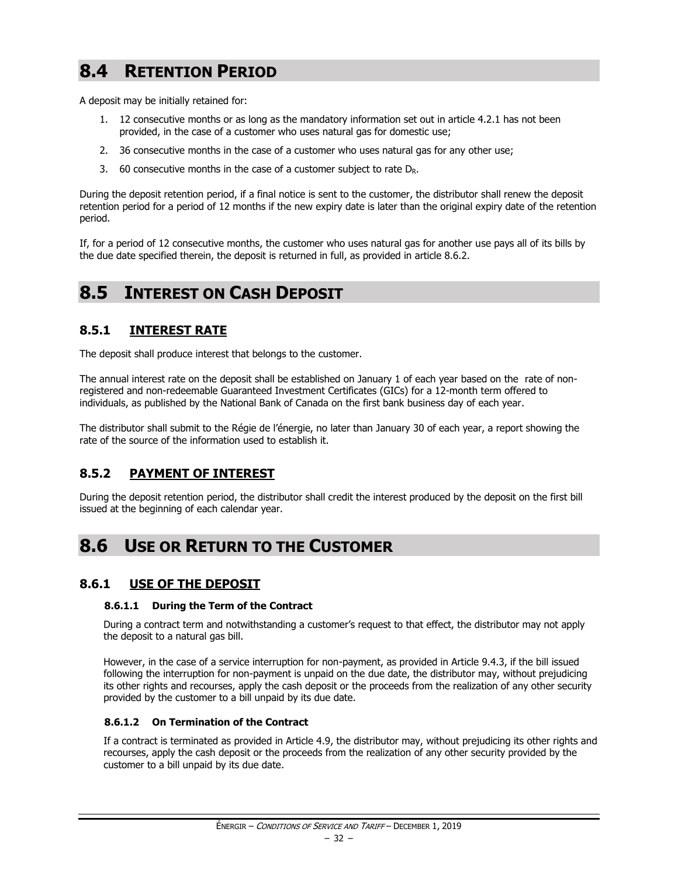## 8.4 RETENTION PERIOD

A deposit may be initially retained for:

1. 12 consecutive months or as long as the mandatory information set out in article 4.2.1 has not been provided, in the case of a customer who uses natural gas for domestic use;
2. 36 consecutive months in the case of a customer who uses natural gas for any other use;
3. 60 consecutive months in the case of a customer subject to rate $D_R$.

During the deposit retention period, if a final notice is sent to the customer, the distributor shall renew the deposit retention period for a period of 12 months if the new expiry date is later than the original expiry date of the retention period.

If, for a period of 12 consecutive months, the customer who uses natural gas for another use pays all of its bills by the due date specified therein, the deposit is returned in full, as provided in article 8.6.2.

## 8.5 INTEREST ON CASH DEPOSIT

### 8.5.1 INTEREST RATE

The deposit shall produce interest that belongs to the customer.

The annual interest rate on the deposit shall be established on January 1 of each year based on the rate of non-registered and non-redeemable Guaranteed Investment Certificates (GICs) for a 12-month term offered to individuals, as published by the National Bank of Canada on the first bank business day of each year.

The distributor shall submit to the Régie de l'énergie, no later than January 30 of each year, a report showing the rate of the source of the information used to establish it.

### 8.5.2 PAYMENT OF INTEREST

During the deposit retention period, the distributor shall credit the interest produced by the deposit on the first bill issued at the beginning of each calendar year.

## 8.6 USE OR RETURN TO THE CUSTOMER

### 8.6.1 USE OF THE DEPOSIT

#### 8.6.1.1 During the Term of the Contract

During a contract term and notwithstanding a customer's request to that effect, the distributor may not apply the deposit to a natural gas bill.

However, in the case of a service interruption for non-payment, as provided in Article 9.4.3, if the bill issued following the interruption for non-payment is unpaid on the due date, the distributor may, without prejudicing its other rights and recourses, apply the cash deposit or the proceeds from the realization of any other security provided by the customer to a bill unpaid by its due date.

#### 8.6.1.2 On Termination of the Contract

If a contract is terminated as provided in Article 4.9, the distributor may, without prejudicing its other rights and recourses, apply the cash deposit or the proceeds from the realization of any other security provided by the customer to a bill unpaid by its due date.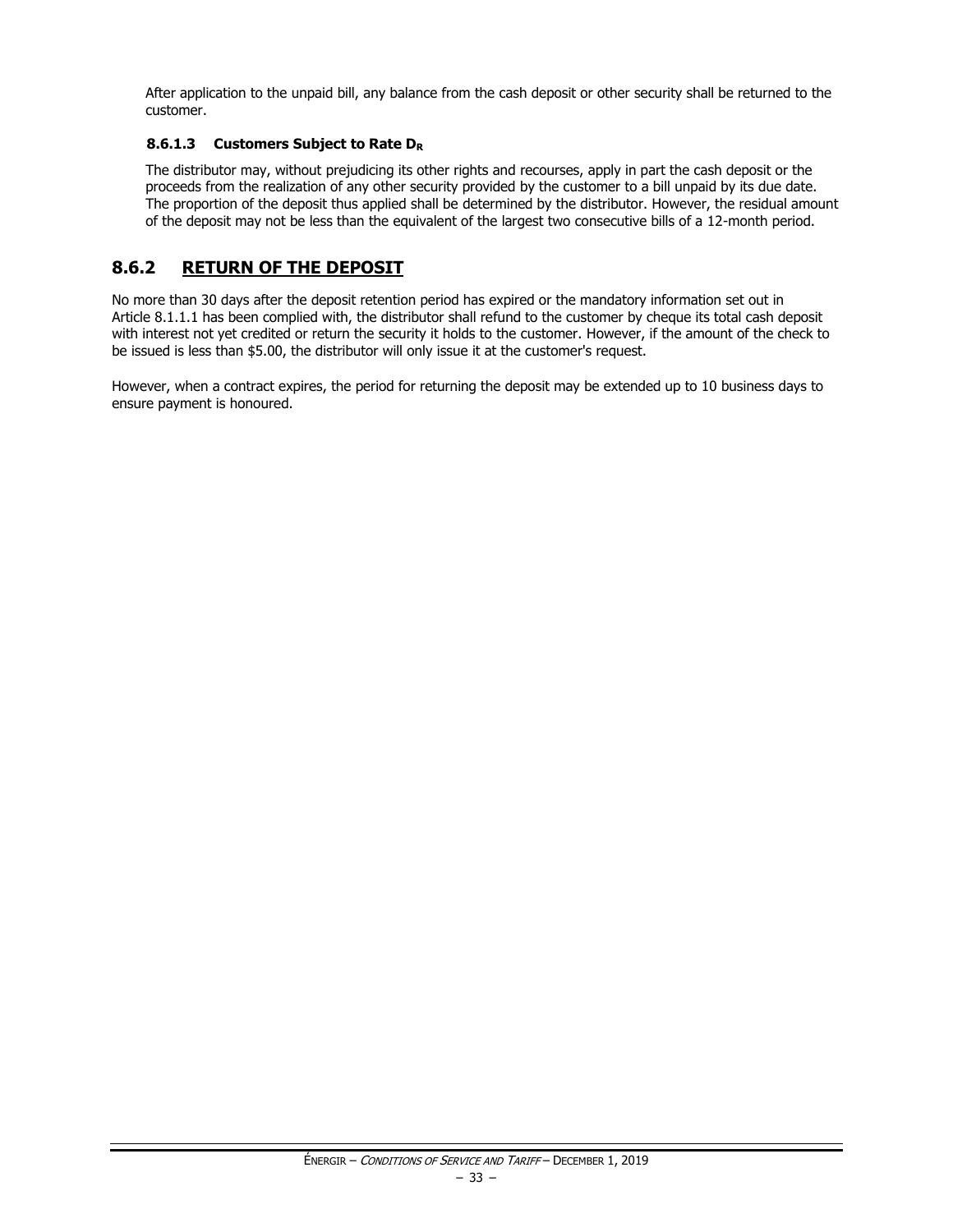After application to the unpaid bill, any balance from the cash deposit or other security shall be returned to the customer.

#### 8.6.1.3 Customers Subject to Rate $D_R$

The distributor may, without prejudicing its other rights and recourses, apply in part the cash deposit or the proceeds from the realization of any other security provided by the customer to a bill unpaid by its due date. The proportion of the deposit thus applied shall be determined by the distributor. However, the residual amount of the deposit may not be less than the equivalent of the largest two consecutive bills of a 12-month period.

## 8.6.2 RETURN OF THE DEPOSIT

No more than 30 days after the deposit retention period has expired or the mandatory information set out in Article 8.1.1.1 has been complied with, the distributor shall refund to the customer by cheque its total cash deposit with interest not yet credited or return the security it holds to the customer. However, if the amount of the check to be issued is less than $5.00, the distributor will only issue it at the customer's request.

However, when a contract expires, the period for returning the deposit may be extended up to 10 business days to ensure payment is honoured.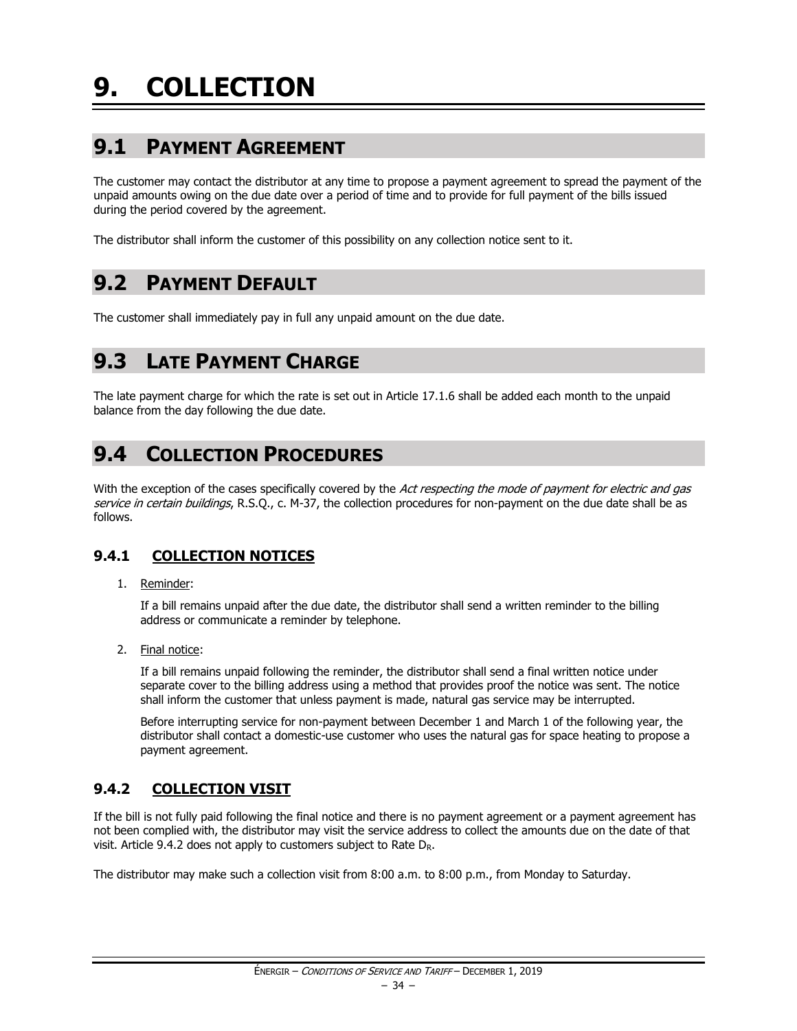# 9. COLLECTION

## 9.1 PAYMENT AGREEMENT

The customer may contact the distributor at any time to propose a payment agreement to spread the payment of the unpaid amounts owing on the due date over a period of time and to provide for full payment of the bills issued during the period covered by the agreement.

The distributor shall inform the customer of this possibility on any collection notice sent to it.

## 9.2 PAYMENT DEFAULT

The customer shall immediately pay in full any unpaid amount on the due date.

## 9.3 LATE PAYMENT CHARGE

The late payment charge for which the rate is set out in Article 17.1.6 shall be added each month to the unpaid balance from the day following the due date.

## 9.4 COLLECTION PROCEDURES

With the exception of the cases specifically covered by the *Act respecting the mode of payment for electric and gas service in certain buildings*, R.S.Q., c. M-37, the collection procedures for non-payment on the due date shall be as follows.

### 9.4.1 COLLECTION NOTICES

1. Reminder:

   If a bill remains unpaid after the due date, the distributor shall send a written reminder to the billing address or communicate a reminder by telephone.

2. Final notice:

   If a bill remains unpaid following the reminder, the distributor shall send a final written notice under separate cover to the billing address using a method that provides proof the notice was sent. The notice shall inform the customer that unless payment is made, natural gas service may be interrupted.

   Before interrupting service for non-payment between December 1 and March 1 of the following year, the distributor shall contact a domestic-use customer who uses the natural gas for space heating to propose a payment agreement.

### 9.4.2 COLLECTION VISIT

If the bill is not fully paid following the final notice and there is no payment agreement or a payment agreement has not been complied with, the distributor may visit the service address to collect the amounts due on the date of that visit. Article 9.4.2 does not apply to customers subject to Rate $D_R$.

The distributor may make such a collection visit from 8:00 a.m. to 8:00 p.m., from Monday to Saturday.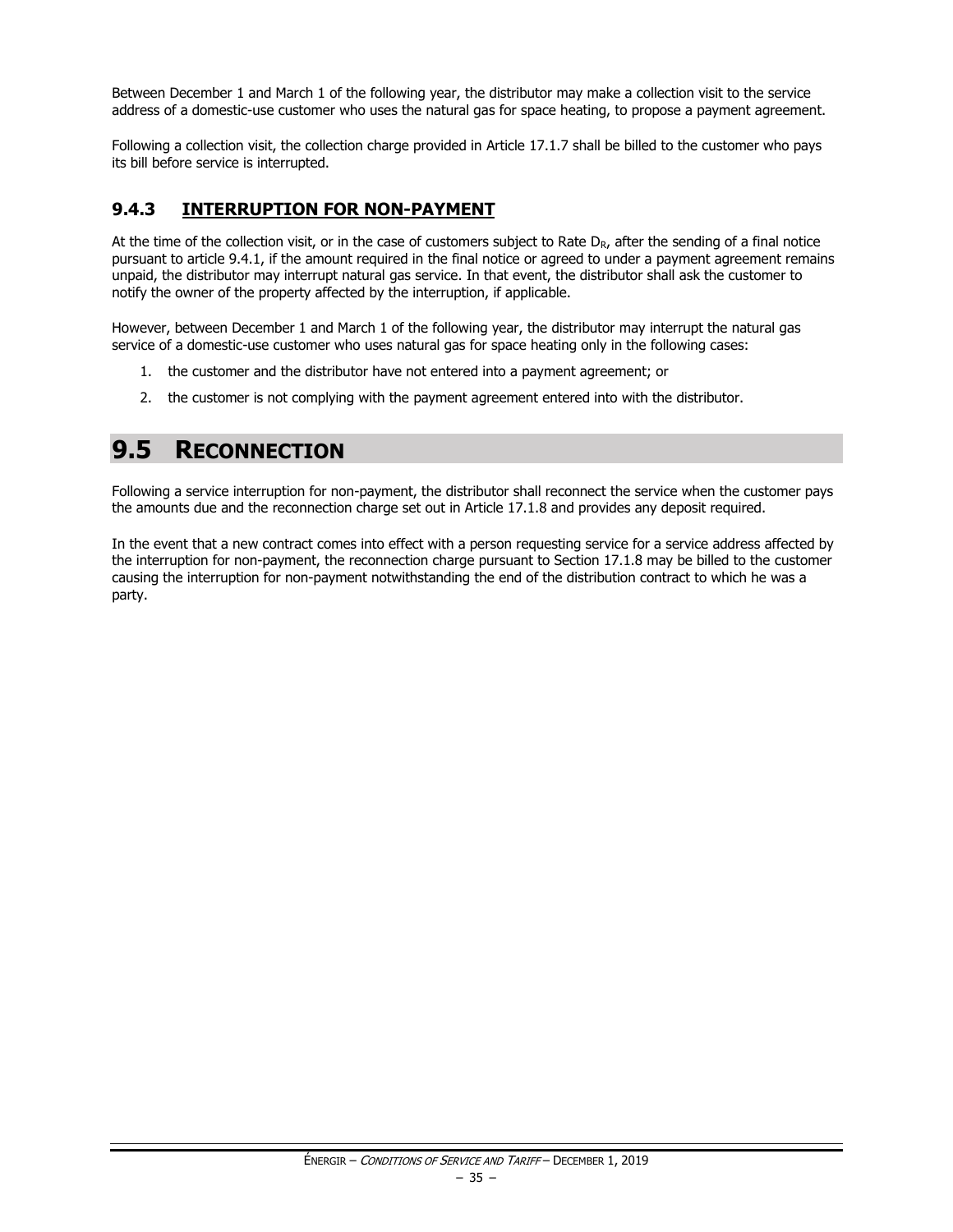Between December 1 and March 1 of the following year, the distributor may make a collection visit to the service address of a domestic-use customer who uses the natural gas for space heating, to propose a payment agreement.

Following a collection visit, the collection charge provided in Article 17.1.7 shall be billed to the customer who pays its bill before service is interrupted.

### 9.4.3 INTERRUPTION FOR NON-PAYMENT

At the time of the collection visit, or in the case of customers subject to Rate $D_R$, after the sending of a final notice pursuant to article 9.4.1, if the amount required in the final notice or agreed to under a payment agreement remains unpaid, the distributor may interrupt natural gas service. In that event, the distributor shall ask the customer to notify the owner of the property affected by the interruption, if applicable.

However, between December 1 and March 1 of the following year, the distributor may interrupt the natural gas service of a domestic-use customer who uses natural gas for space heating only in the following cases:

1. the customer and the distributor have not entered into a payment agreement; or
2. the customer is not complying with the payment agreement entered into with the distributor.

## 9.5 RECONNECTION

Following a service interruption for non-payment, the distributor shall reconnect the service when the customer pays the amounts due and the reconnection charge set out in Article 17.1.8 and provides any deposit required.

In the event that a new contract comes into effect with a person requesting service for a service address affected by the interruption for non-payment, the reconnection charge pursuant to Section 17.1.8 may be billed to the customer causing the interruption for non-payment notwithstanding the end of the distribution contract to which he was a party.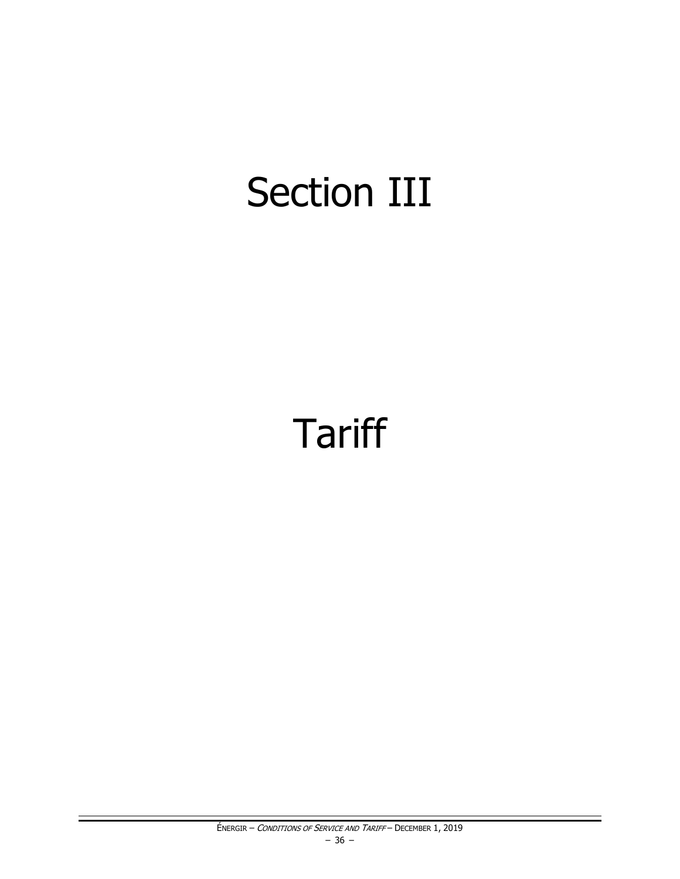# Section III

# Tariff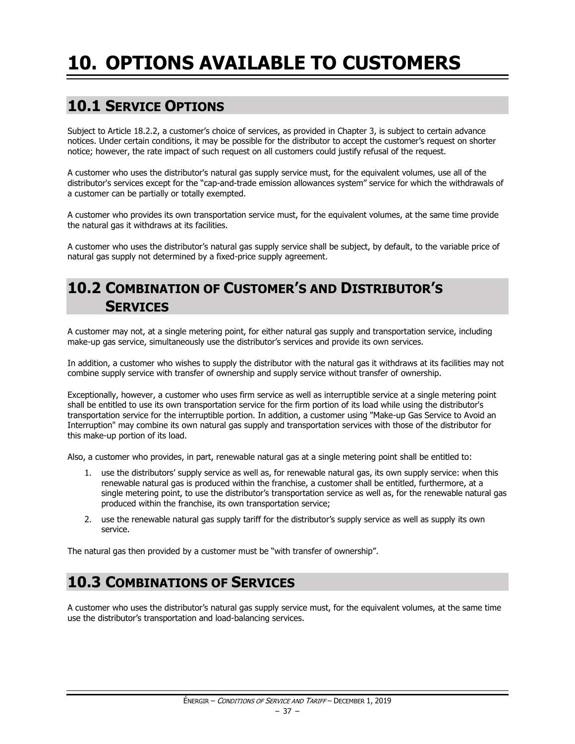# 10. OPTIONS AVAILABLE TO CUSTOMERS

## 10.1 SERVICE OPTIONS

Subject to Article 18.2.2, a customer's choice of services, as provided in Chapter 3, is subject to certain advance notices. Under certain conditions, it may be possible for the distributor to accept the customer's request on shorter notice; however, the rate impact of such request on all customers could justify refusal of the request.

A customer who uses the distributor's natural gas supply service must, for the equivalent volumes, use all of the distributor's services except for the "cap-and-trade emission allowances system" service for which the withdrawals of a customer can be partially or totally exempted.

A customer who provides its own transportation service must, for the equivalent volumes, at the same time provide the natural gas it withdraws at its facilities.

A customer who uses the distributor's natural gas supply service shall be subject, by default, to the variable price of natural gas supply not determined by a fixed-price supply agreement.

## 10.2 COMBINATION OF CUSTOMER'S AND DISTRIBUTOR'S SERVICES

A customer may not, at a single metering point, for either natural gas supply and transportation service, including make-up gas service, simultaneously use the distributor's services and provide its own services.

In addition, a customer who wishes to supply the distributor with the natural gas it withdraws at its facilities may not combine supply service with transfer of ownership and supply service without transfer of ownership.

Exceptionally, however, a customer who uses firm service as well as interruptible service at a single metering point shall be entitled to use its own transportation service for the firm portion of its load while using the distributor's transportation service for the interruptible portion. In addition, a customer using "Make-up Gas Service to Avoid an Interruption" may combine its own natural gas supply and transportation services with those of the distributor for this make-up portion of its load.

Also, a customer who provides, in part, renewable natural gas at a single metering point shall be entitled to:

1. use the distributors' supply service as well as, for renewable natural gas, its own supply service: when this renewable natural gas is produced within the franchise, a customer shall be entitled, furthermore, at a single metering point, to use the distributor's transportation service as well as, for the renewable natural gas produced within the franchise, its own transportation service;
2. use the renewable natural gas supply tariff for the distributor's supply service as well as supply its own service.

The natural gas then provided by a customer must be "with transfer of ownership".

## 10.3 COMBINATIONS OF SERVICES

A customer who uses the distributor's natural gas supply service must, for the equivalent volumes, at the same time use the distributor's transportation and load-balancing services.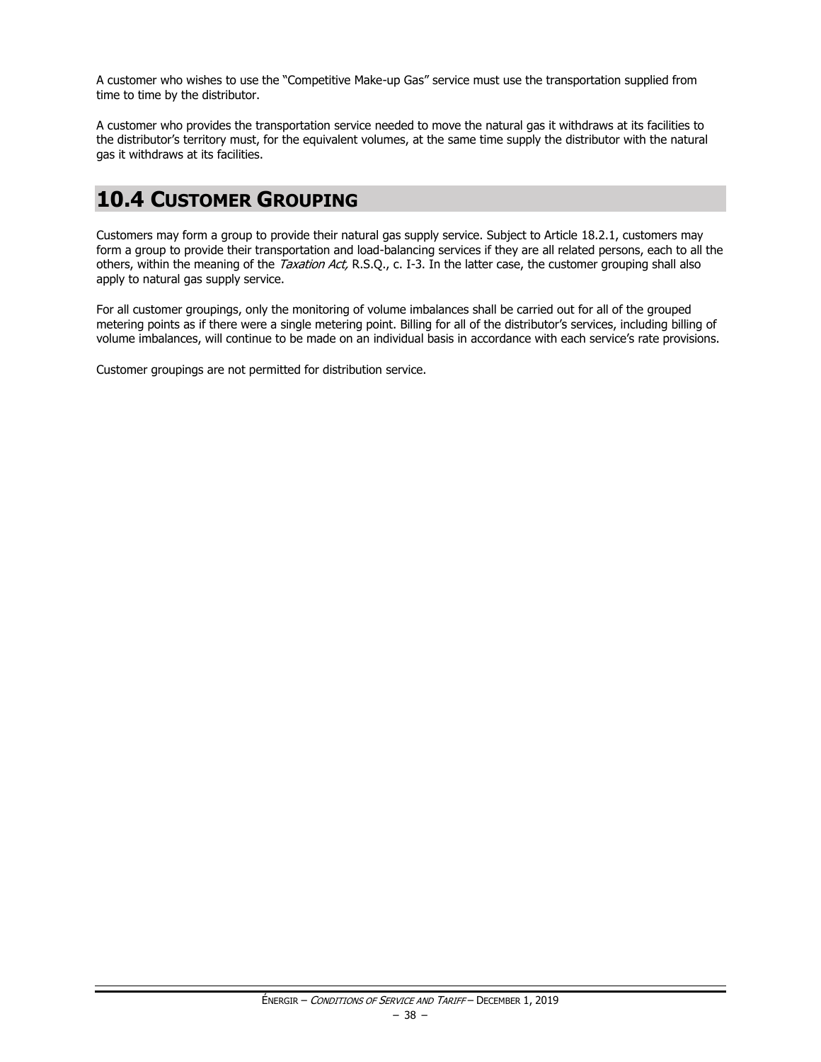A customer who wishes to use the "Competitive Make-up Gas" service must use the transportation supplied from time to time by the distributor.

A customer who provides the transportation service needed to move the natural gas it withdraws at its facilities to the distributor's territory must, for the equivalent volumes, at the same time supply the distributor with the natural gas it withdraws at its facilities.

## 10.4 CUSTOMER GROUPING

Customers may form a group to provide their natural gas supply service. Subject to Article 18.2.1, customers may form a group to provide their transportation and load-balancing services if they are all related persons, each to all the others, within the meaning of the *Taxation Act,* R.S.Q., c. I-3. In the latter case, the customer grouping shall also apply to natural gas supply service.

For all customer groupings, only the monitoring of volume imbalances shall be carried out for all of the grouped metering points as if there were a single metering point. Billing for all of the distributor's services, including billing of volume imbalances, will continue to be made on an individual basis in accordance with each service's rate provisions.

Customer groupings are not permitted for distribution service.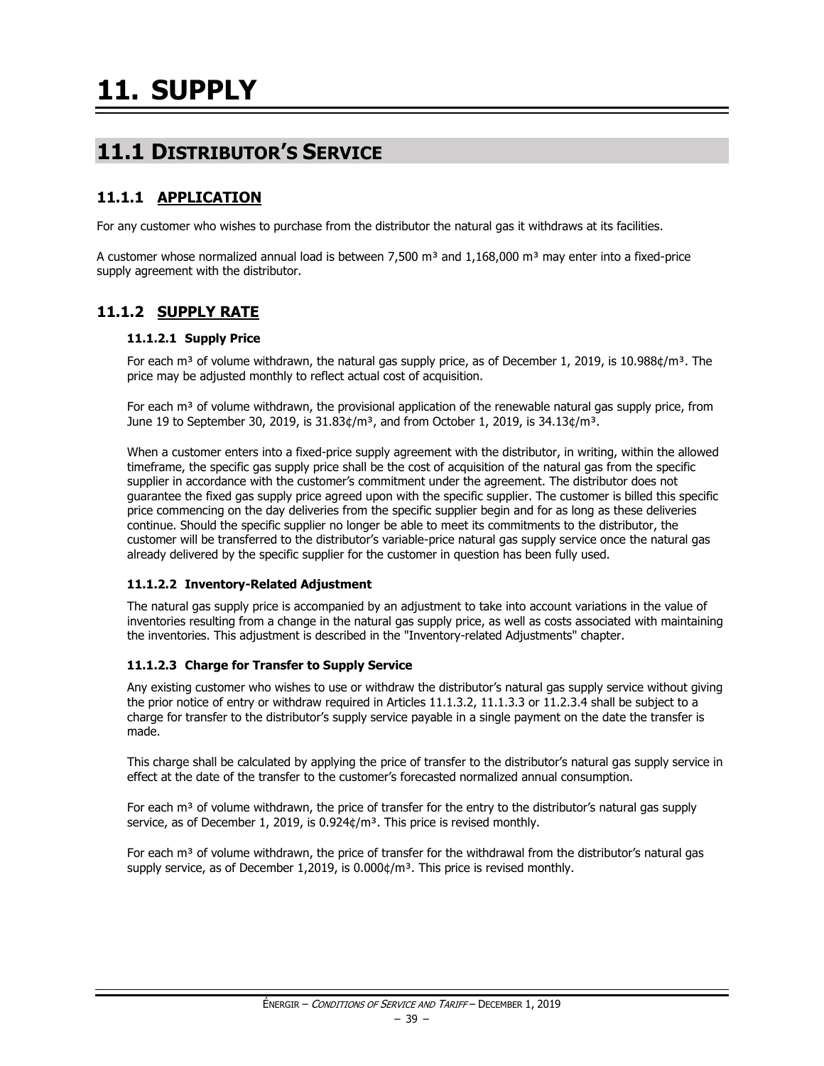# 11. SUPPLY

## 11.1 DISTRIBUTOR'S SERVICE

### 11.1.1 APPLICATION

For any customer who wishes to purchase from the distributor the natural gas it withdraws at its facilities.

A customer whose normalized annual load is between 7,500 m³ and 1,168,000 m³ may enter into a fixed-price supply agreement with the distributor.

### 11.1.2 SUPPLY RATE

#### 11.1.2.1 Supply Price

For each m³ of volume withdrawn, the natural gas supply price, as of December 1, 2019, is 10.988¢/m³. The price may be adjusted monthly to reflect actual cost of acquisition.

For each m³ of volume withdrawn, the provisional application of the renewable natural gas supply price, from June 19 to September 30, 2019, is 31.83¢/m³, and from October 1, 2019, is 34.13¢/m³.

When a customer enters into a fixed-price supply agreement with the distributor, in writing, within the allowed timeframe, the specific gas supply price shall be the cost of acquisition of the natural gas from the specific supplier in accordance with the customer's commitment under the agreement. The distributor does not guarantee the fixed gas supply price agreed upon with the specific supplier. The customer is billed this specific price commencing on the day deliveries from the specific supplier begin and for as long as these deliveries continue. Should the specific supplier no longer be able to meet its commitments to the distributor, the customer will be transferred to the distributor's variable-price natural gas supply service once the natural gas already delivered by the specific supplier for the customer in question has been fully used.

#### 11.1.2.2 Inventory-Related Adjustment

The natural gas supply price is accompanied by an adjustment to take into account variations in the value of inventories resulting from a change in the natural gas supply price, as well as costs associated with maintaining the inventories. This adjustment is described in the "Inventory-related Adjustments" chapter.

#### 11.1.2.3 Charge for Transfer to Supply Service

Any existing customer who wishes to use or withdraw the distributor's natural gas supply service without giving the prior notice of entry or withdraw required in Articles 11.1.3.2, 11.1.3.3 or 11.2.3.4 shall be subject to a charge for transfer to the distributor's supply service payable in a single payment on the date the transfer is made.

This charge shall be calculated by applying the price of transfer to the distributor's natural gas supply service in effect at the date of the transfer to the customer's forecasted normalized annual consumption.

For each m³ of volume withdrawn, the price of transfer for the entry to the distributor's natural gas supply service, as of December 1, 2019, is 0.924¢/m³. This price is revised monthly.

For each m³ of volume withdrawn, the price of transfer for the withdrawal from the distributor's natural gas supply service, as of December 1,2019, is 0.000¢/m³. This price is revised monthly.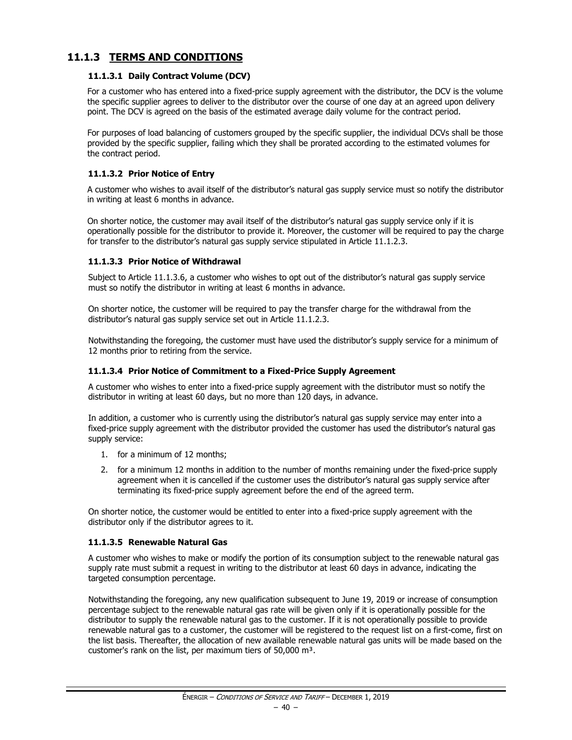## 11.1.3 TERMS AND CONDITIONS

### 11.1.3.1 Daily Contract Volume (DCV)

For a customer who has entered into a fixed-price supply agreement with the distributor, the DCV is the volume the specific supplier agrees to deliver to the distributor over the course of one day at an agreed upon delivery point. The DCV is agreed on the basis of the estimated average daily volume for the contract period.

For purposes of load balancing of customers grouped by the specific supplier, the individual DCVs shall be those provided by the specific supplier, failing which they shall be prorated according to the estimated volumes for the contract period.

### 11.1.3.2 Prior Notice of Entry

A customer who wishes to avail itself of the distributor's natural gas supply service must so notify the distributor in writing at least 6 months in advance.

On shorter notice, the customer may avail itself of the distributor's natural gas supply service only if it is operationally possible for the distributor to provide it. Moreover, the customer will be required to pay the charge for transfer to the distributor's natural gas supply service stipulated in Article 11.1.2.3.

### 11.1.3.3 Prior Notice of Withdrawal

Subject to Article 11.1.3.6, a customer who wishes to opt out of the distributor's natural gas supply service must so notify the distributor in writing at least 6 months in advance.

On shorter notice, the customer will be required to pay the transfer charge for the withdrawal from the distributor's natural gas supply service set out in Article 11.1.2.3.

Notwithstanding the foregoing, the customer must have used the distributor's supply service for a minimum of 12 months prior to retiring from the service.

### 11.1.3.4 Prior Notice of Commitment to a Fixed-Price Supply Agreement

A customer who wishes to enter into a fixed-price supply agreement with the distributor must so notify the distributor in writing at least 60 days, but no more than 120 days, in advance.

In addition, a customer who is currently using the distributor's natural gas supply service may enter into a fixed-price supply agreement with the distributor provided the customer has used the distributor's natural gas supply service:

1. for a minimum of 12 months;
2. for a minimum 12 months in addition to the number of months remaining under the fixed-price supply agreement when it is cancelled if the customer uses the distributor's natural gas supply service after terminating its fixed-price supply agreement before the end of the agreed term.

On shorter notice, the customer would be entitled to enter into a fixed-price supply agreement with the distributor only if the distributor agrees to it.

### 11.1.3.5 Renewable Natural Gas

A customer who wishes to make or modify the portion of its consumption subject to the renewable natural gas supply rate must submit a request in writing to the distributor at least 60 days in advance, indicating the targeted consumption percentage.

Notwithstanding the foregoing, any new qualification subsequent to June 19, 2019 or increase of consumption percentage subject to the renewable natural gas rate will be given only if it is operationally possible for the distributor to supply the renewable natural gas to the customer. If it is not operationally possible to provide renewable natural gas to a customer, the customer will be registered to the request list on a first-come, first on the list basis. Thereafter, the allocation of new available renewable natural gas units will be made based on the customer's rank on the list, per maximum tiers of 50,000 m³.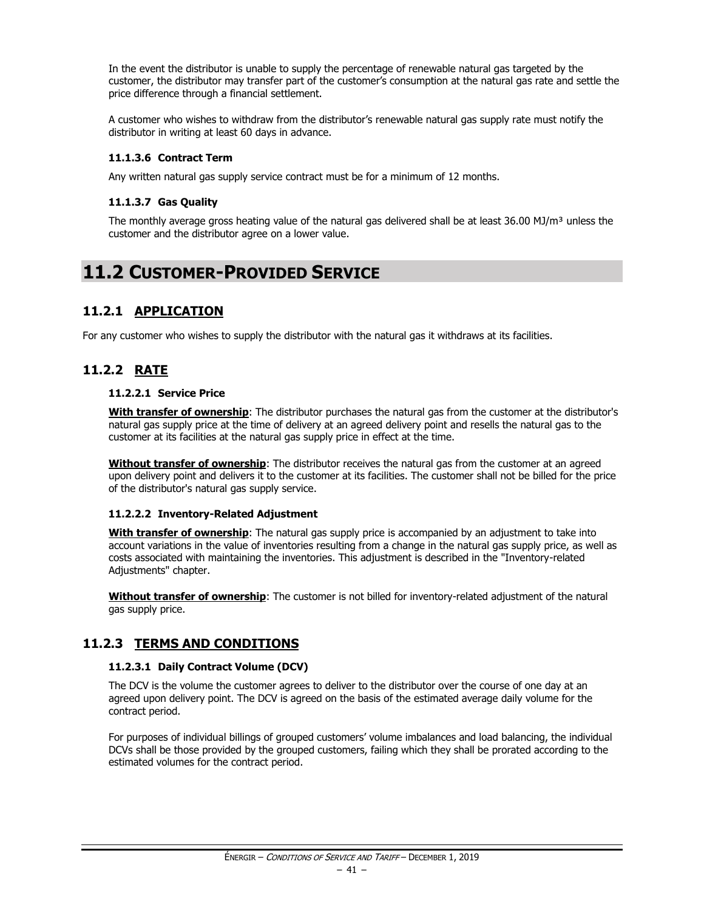In the event the distributor is unable to supply the percentage of renewable natural gas targeted by the customer, the distributor may transfer part of the customer's consumption at the natural gas rate and settle the price difference through a financial settlement.

A customer who wishes to withdraw from the distributor's renewable natural gas supply rate must notify the distributor in writing at least 60 days in advance.

#### 11.1.3.6 Contract Term

Any written natural gas supply service contract must be for a minimum of 12 months.

#### 11.1.3.7 Gas Quality

The monthly average gross heating value of the natural gas delivered shall be at least 36.00 MJ/m³ unless the customer and the distributor agree on a lower value.

# 11.2 CUSTOMER-PROVIDED SERVICE

## 11.2.1 APPLICATION

For any customer who wishes to supply the distributor with the natural gas it withdraws at its facilities.

## 11.2.2 RATE

#### 11.2.2.1 Service Price

**With transfer of ownership**: The distributor purchases the natural gas from the customer at the distributor's natural gas supply price at the time of delivery at an agreed delivery point and resells the natural gas to the customer at its facilities at the natural gas supply price in effect at the time.

**Without transfer of ownership**: The distributor receives the natural gas from the customer at an agreed upon delivery point and delivers it to the customer at its facilities. The customer shall not be billed for the price of the distributor's natural gas supply service.

#### 11.2.2.2 Inventory-Related Adjustment

**With transfer of ownership**: The natural gas supply price is accompanied by an adjustment to take into account variations in the value of inventories resulting from a change in the natural gas supply price, as well as costs associated with maintaining the inventories. This adjustment is described in the "Inventory-related Adjustments" chapter.

**Without transfer of ownership**: The customer is not billed for inventory-related adjustment of the natural gas supply price.

## 11.2.3 TERMS AND CONDITIONS

#### 11.2.3.1 Daily Contract Volume (DCV)

The DCV is the volume the customer agrees to deliver to the distributor over the course of one day at an agreed upon delivery point. The DCV is agreed on the basis of the estimated average daily volume for the contract period.

For purposes of individual billings of grouped customers' volume imbalances and load balancing, the individual DCVs shall be those provided by the grouped customers, failing which they shall be prorated according to the estimated volumes for the contract period.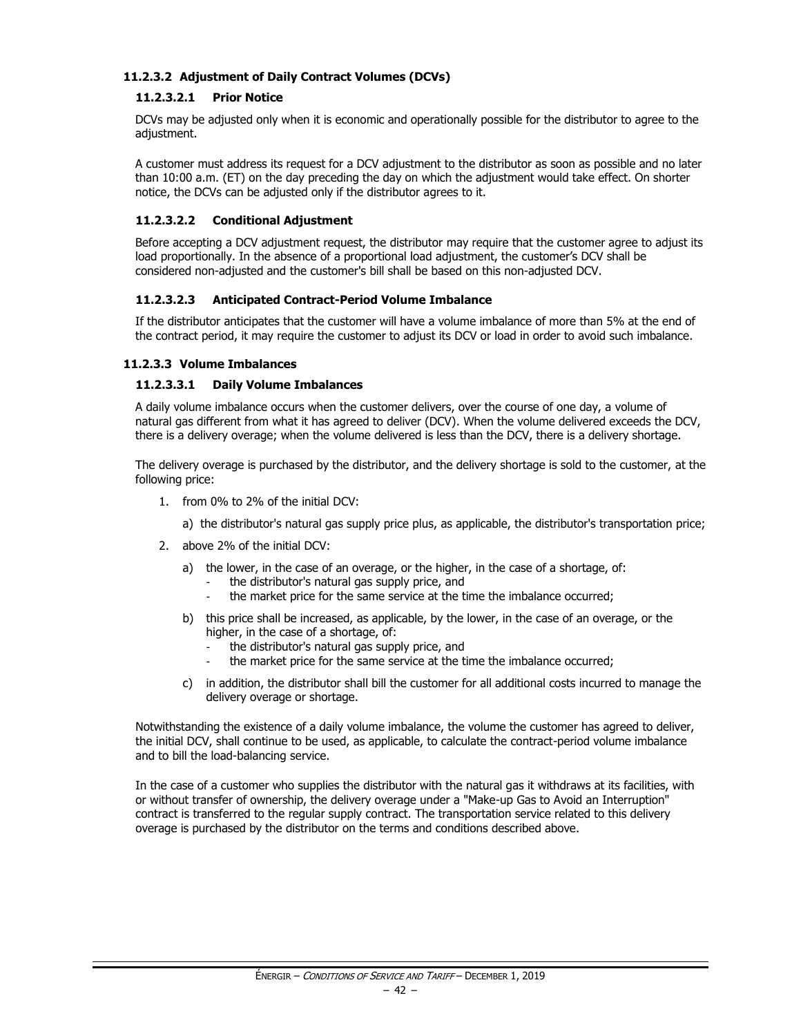#### 11.2.3.2 Adjustment of Daily Contract Volumes (DCVs)

##### 11.2.3.2.1 Prior Notice

DCVs may be adjusted only when it is economic and operationally possible for the distributor to agree to the adjustment.

A customer must address its request for a DCV adjustment to the distributor as soon as possible and no later than 10:00 a.m. (ET) on the day preceding the day on which the adjustment would take effect. On shorter notice, the DCVs can be adjusted only if the distributor agrees to it.

##### 11.2.3.2.2 Conditional Adjustment

Before accepting a DCV adjustment request, the distributor may require that the customer agree to adjust its load proportionally. In the absence of a proportional load adjustment, the customer's DCV shall be considered non-adjusted and the customer's bill shall be based on this non-adjusted DCV.

##### 11.2.3.2.3 Anticipated Contract-Period Volume Imbalance

If the distributor anticipates that the customer will have a volume imbalance of more than 5% at the end of the contract period, it may require the customer to adjust its DCV or load in order to avoid such imbalance.

#### 11.2.3.3 Volume Imbalances

##### 11.2.3.3.1 Daily Volume Imbalances

A daily volume imbalance occurs when the customer delivers, over the course of one day, a volume of natural gas different from what it has agreed to deliver (DCV). When the volume delivered exceeds the DCV, there is a delivery overage; when the volume delivered is less than the DCV, there is a delivery shortage.

The delivery overage is purchased by the distributor, and the delivery shortage is sold to the customer, at the following price:

1. from 0% to 2% of the initial DCV:

   a) the distributor's natural gas supply price plus, as applicable, the distributor's transportation price;

2. above 2% of the initial DCV:

   a) the lower, in the case of an overage, or the higher, in the case of a shortage, of:
      - the distributor's natural gas supply price, and
      - the market price for the same service at the time the imbalance occurred;

   b) this price shall be increased, as applicable, by the lower, in the case of an overage, or the higher, in the case of a shortage, of:
      - the distributor's natural gas supply price, and
      - the market price for the same service at the time the imbalance occurred;

   c) in addition, the distributor shall bill the customer for all additional costs incurred to manage the delivery overage or shortage.

Notwithstanding the existence of a daily volume imbalance, the volume the customer has agreed to deliver, the initial DCV, shall continue to be used, as applicable, to calculate the contract-period volume imbalance and to bill the load-balancing service.

In the case of a customer who supplies the distributor with the natural gas it withdraws at its facilities, with or without transfer of ownership, the delivery overage under a "Make-up Gas to Avoid an Interruption" contract is transferred to the regular supply contract. The transportation service related to this delivery overage is purchased by the distributor on the terms and conditions described above.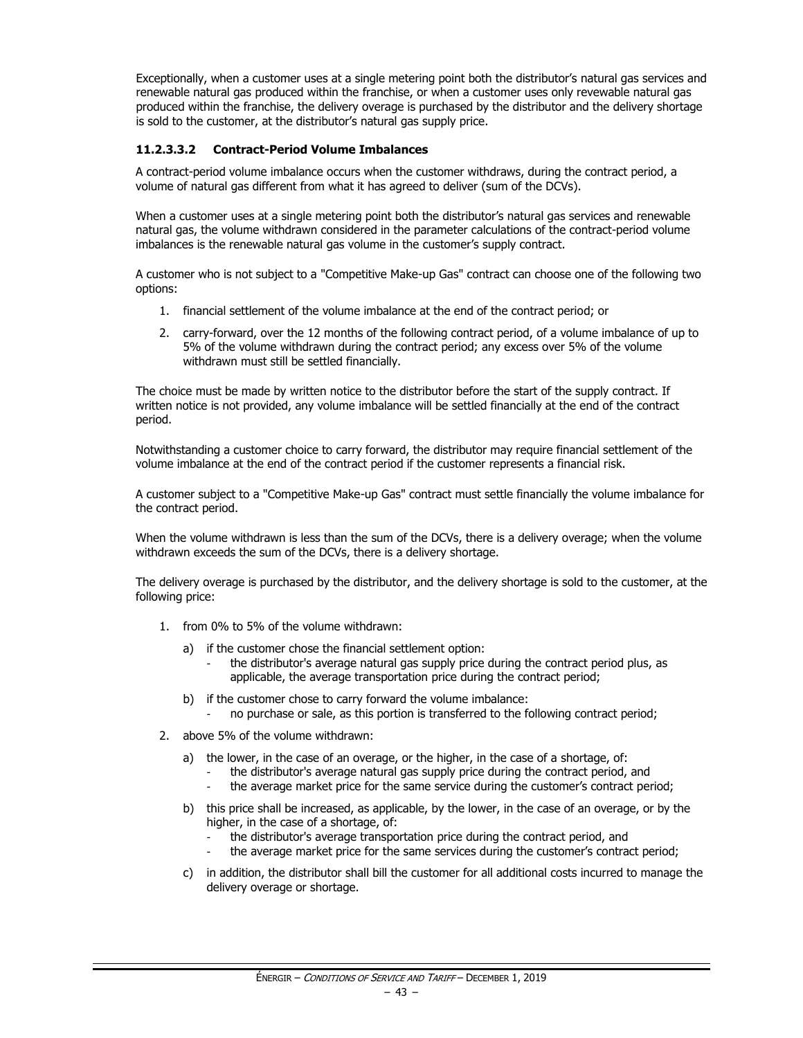Exceptionally, when a customer uses at a single metering point both the distributor's natural gas services and renewable natural gas produced within the franchise, or when a customer uses only revewable natural gas produced within the franchise, the delivery overage is purchased by the distributor and the delivery shortage is sold to the customer, at the distributor's natural gas supply price.

#### 11.2.3.3.2 Contract-Period Volume Imbalances

A contract-period volume imbalance occurs when the customer withdraws, during the contract period, a volume of natural gas different from what it has agreed to deliver (sum of the DCVs).

When a customer uses at a single metering point both the distributor's natural gas services and renewable natural gas, the volume withdrawn considered in the parameter calculations of the contract-period volume imbalances is the renewable natural gas volume in the customer's supply contract.

A customer who is not subject to a "Competitive Make-up Gas" contract can choose one of the following two options:

1. financial settlement of the volume imbalance at the end of the contract period; or
2. carry-forward, over the 12 months of the following contract period, of a volume imbalance of up to 5% of the volume withdrawn during the contract period; any excess over 5% of the volume withdrawn must still be settled financially.

The choice must be made by written notice to the distributor before the start of the supply contract. If written notice is not provided, any volume imbalance will be settled financially at the end of the contract period.

Notwithstanding a customer choice to carry forward, the distributor may require financial settlement of the volume imbalance at the end of the contract period if the customer represents a financial risk.

A customer subject to a "Competitive Make-up Gas" contract must settle financially the volume imbalance for the contract period.

When the volume withdrawn is less than the sum of the DCVs, there is a delivery overage; when the volume withdrawn exceeds the sum of the DCVs, there is a delivery shortage.

The delivery overage is purchased by the distributor, and the delivery shortage is sold to the customer, at the following price:

1. from 0% to 5% of the volume withdrawn:
   a) if the customer chose the financial settlement option:
      - the distributor's average natural gas supply price during the contract period plus, as applicable, the average transportation price during the contract period;
   b) if the customer chose to carry forward the volume imbalance:
      - no purchase or sale, as this portion is transferred to the following contract period;
2. above 5% of the volume withdrawn:
   a) the lower, in the case of an overage, or the higher, in the case of a shortage, of:
      - the distributor's average natural gas supply price during the contract period, and
      - the average market price for the same service during the customer's contract period;
   b) this price shall be increased, as applicable, by the lower, in the case of an overage, or by the higher, in the case of a shortage, of:
      - the distributor's average transportation price during the contract period, and
      - the average market price for the same services during the customer's contract period;
   c) in addition, the distributor shall bill the customer for all additional costs incurred to manage the delivery overage or shortage.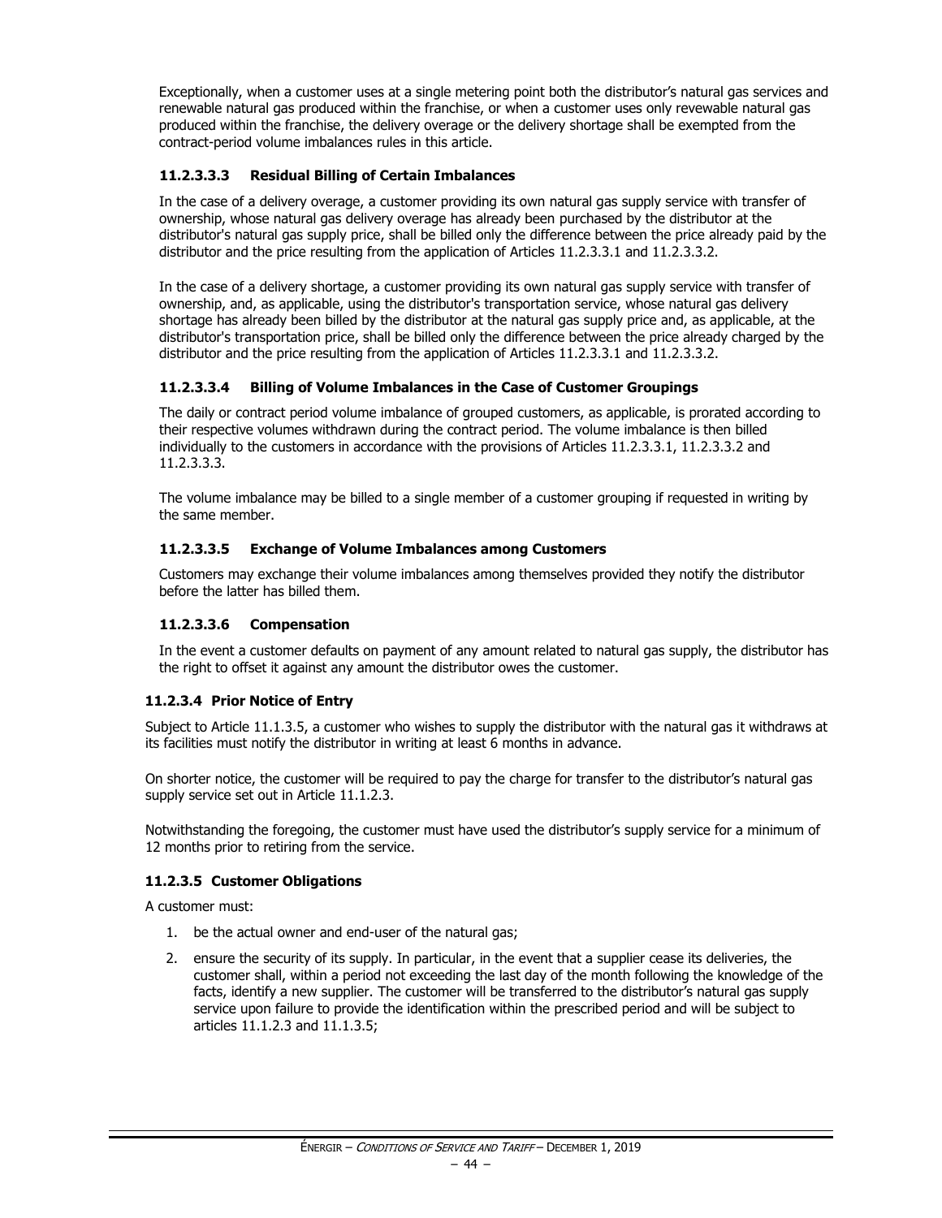Exceptionally, when a customer uses at a single metering point both the distributor's natural gas services and renewable natural gas produced within the franchise, or when a customer uses only revewable natural gas produced within the franchise, the delivery overage or the delivery shortage shall be exempted from the contract-period volume imbalances rules in this article.

#### 11.2.3.3.3 Residual Billing of Certain Imbalances

In the case of a delivery overage, a customer providing its own natural gas supply service with transfer of ownership, whose natural gas delivery overage has already been purchased by the distributor at the distributor's natural gas supply price, shall be billed only the difference between the price already paid by the distributor and the price resulting from the application of Articles 11.2.3.3.1 and 11.2.3.3.2.

In the case of a delivery shortage, a customer providing its own natural gas supply service with transfer of ownership, and, as applicable, using the distributor's transportation service, whose natural gas delivery shortage has already been billed by the distributor at the natural gas supply price and, as applicable, at the distributor's transportation price, shall be billed only the difference between the price already charged by the distributor and the price resulting from the application of Articles 11.2.3.3.1 and 11.2.3.3.2.

#### 11.2.3.3.4 Billing of Volume Imbalances in the Case of Customer Groupings

The daily or contract period volume imbalance of grouped customers, as applicable, is prorated according to their respective volumes withdrawn during the contract period. The volume imbalance is then billed individually to the customers in accordance with the provisions of Articles 11.2.3.3.1, 11.2.3.3.2 and 11.2.3.3.3.

The volume imbalance may be billed to a single member of a customer grouping if requested in writing by the same member.

#### 11.2.3.3.5 Exchange of Volume Imbalances among Customers

Customers may exchange their volume imbalances among themselves provided they notify the distributor before the latter has billed them.

#### 11.2.3.3.6 Compensation

In the event a customer defaults on payment of any amount related to natural gas supply, the distributor has the right to offset it against any amount the distributor owes the customer.

### 11.2.3.4 Prior Notice of Entry

Subject to Article 11.1.3.5, a customer who wishes to supply the distributor with the natural gas it withdraws at its facilities must notify the distributor in writing at least 6 months in advance.

On shorter notice, the customer will be required to pay the charge for transfer to the distributor's natural gas supply service set out in Article 11.1.2.3.

Notwithstanding the foregoing, the customer must have used the distributor's supply service for a minimum of 12 months prior to retiring from the service.

### 11.2.3.5 Customer Obligations

A customer must:

1. be the actual owner and end-user of the natural gas;
2. ensure the security of its supply. In particular, in the event that a supplier cease its deliveries, the customer shall, within a period not exceeding the last day of the month following the knowledge of the facts, identify a new supplier. The customer will be transferred to the distributor's natural gas supply service upon failure to provide the identification within the prescribed period and will be subject to articles 11.1.2.3 and 11.1.3.5;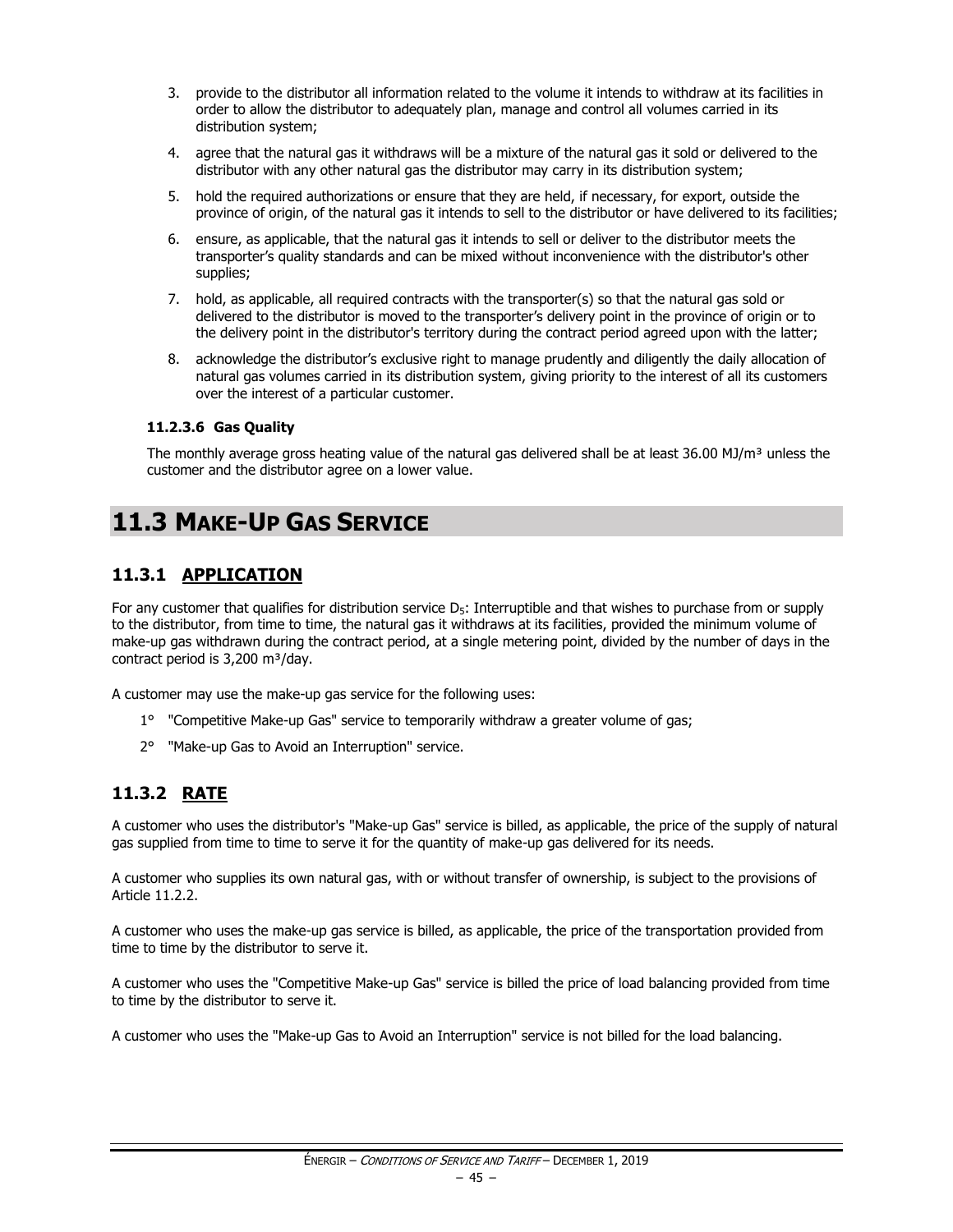3. provide to the distributor all information related to the volume it intends to withdraw at its facilities in order to allow the distributor to adequately plan, manage and control all volumes carried in its distribution system;
4. agree that the natural gas it withdraws will be a mixture of the natural gas it sold or delivered to the distributor with any other natural gas the distributor may carry in its distribution system;
5. hold the required authorizations or ensure that they are held, if necessary, for export, outside the province of origin, of the natural gas it intends to sell to the distributor or have delivered to its facilities;
6. ensure, as applicable, that the natural gas it intends to sell or deliver to the distributor meets the transporter's quality standards and can be mixed without inconvenience with the distributor's other supplies;
7. hold, as applicable, all required contracts with the transporter(s) so that the natural gas sold or delivered to the distributor is moved to the transporter's delivery point in the province of origin or to the delivery point in the distributor's territory during the contract period agreed upon with the latter;
8. acknowledge the distributor's exclusive right to manage prudently and diligently the daily allocation of natural gas volumes carried in its distribution system, giving priority to the interest of all its customers over the interest of a particular customer.

#### 11.2.3.6 Gas Quality

The monthly average gross heating value of the natural gas delivered shall be at least 36.00 MJ/m³ unless the customer and the distributor agree on a lower value.

# 11.3 MAKE-UP GAS SERVICE

## 11.3.1 APPLICATION

For any customer that qualifies for distribution service $D_5$: Interruptible and that wishes to purchase from or supply to the distributor, from time to time, the natural gas it withdraws at its facilities, provided the minimum volume of make-up gas withdrawn during the contract period, at a single metering point, divided by the number of days in the contract period is 3,200 m³/day.

A customer may use the make-up gas service for the following uses:

1° "Competitive Make-up Gas" service to temporarily withdraw a greater volume of gas;

2° "Make-up Gas to Avoid an Interruption" service.

## 11.3.2 RATE

A customer who uses the distributor's "Make-up Gas" service is billed, as applicable, the price of the supply of natural gas supplied from time to time to serve it for the quantity of make-up gas delivered for its needs.

A customer who supplies its own natural gas, with or without transfer of ownership, is subject to the provisions of Article 11.2.2.

A customer who uses the make-up gas service is billed, as applicable, the price of the transportation provided from time to time by the distributor to serve it.

A customer who uses the "Competitive Make-up Gas" service is billed the price of load balancing provided from time to time by the distributor to serve it.

A customer who uses the "Make-up Gas to Avoid an Interruption" service is not billed for the load balancing.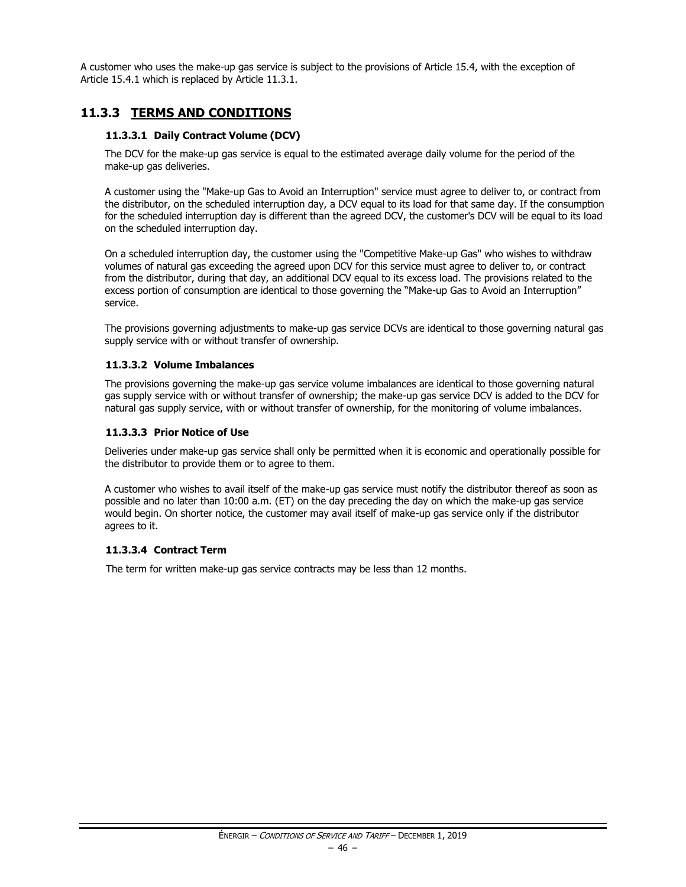A customer who uses the make-up gas service is subject to the provisions of Article 15.4, with the exception of Article 15.4.1 which is replaced by Article 11.3.1.

## 11.3.3 TERMS AND CONDITIONS

### 11.3.3.1 Daily Contract Volume (DCV)

The DCV for the make-up gas service is equal to the estimated average daily volume for the period of the make-up gas deliveries.

A customer using the "Make-up Gas to Avoid an Interruption" service must agree to deliver to, or contract from the distributor, on the scheduled interruption day, a DCV equal to its load for that same day. If the consumption for the scheduled interruption day is different than the agreed DCV, the customer's DCV will be equal to its load on the scheduled interruption day.

On a scheduled interruption day, the customer using the "Competitive Make-up Gas" who wishes to withdraw volumes of natural gas exceeding the agreed upon DCV for this service must agree to deliver to, or contract from the distributor, during that day, an additional DCV equal to its excess load. The provisions related to the excess portion of consumption are identical to those governing the "Make-up Gas to Avoid an Interruption" service.

The provisions governing adjustments to make-up gas service DCVs are identical to those governing natural gas supply service with or without transfer of ownership.

### 11.3.3.2 Volume Imbalances

The provisions governing the make-up gas service volume imbalances are identical to those governing natural gas supply service with or without transfer of ownership; the make-up gas service DCV is added to the DCV for natural gas supply service, with or without transfer of ownership, for the monitoring of volume imbalances.

### 11.3.3.3 Prior Notice of Use

Deliveries under make-up gas service shall only be permitted when it is economic and operationally possible for the distributor to provide them or to agree to them.

A customer who wishes to avail itself of the make-up gas service must notify the distributor thereof as soon as possible and no later than 10:00 a.m. (ET) on the day preceding the day on which the make-up gas service would begin. On shorter notice, the customer may avail itself of make-up gas service only if the distributor agrees to it.

### 11.3.3.4 Contract Term

The term for written make-up gas service contracts may be less than 12 months.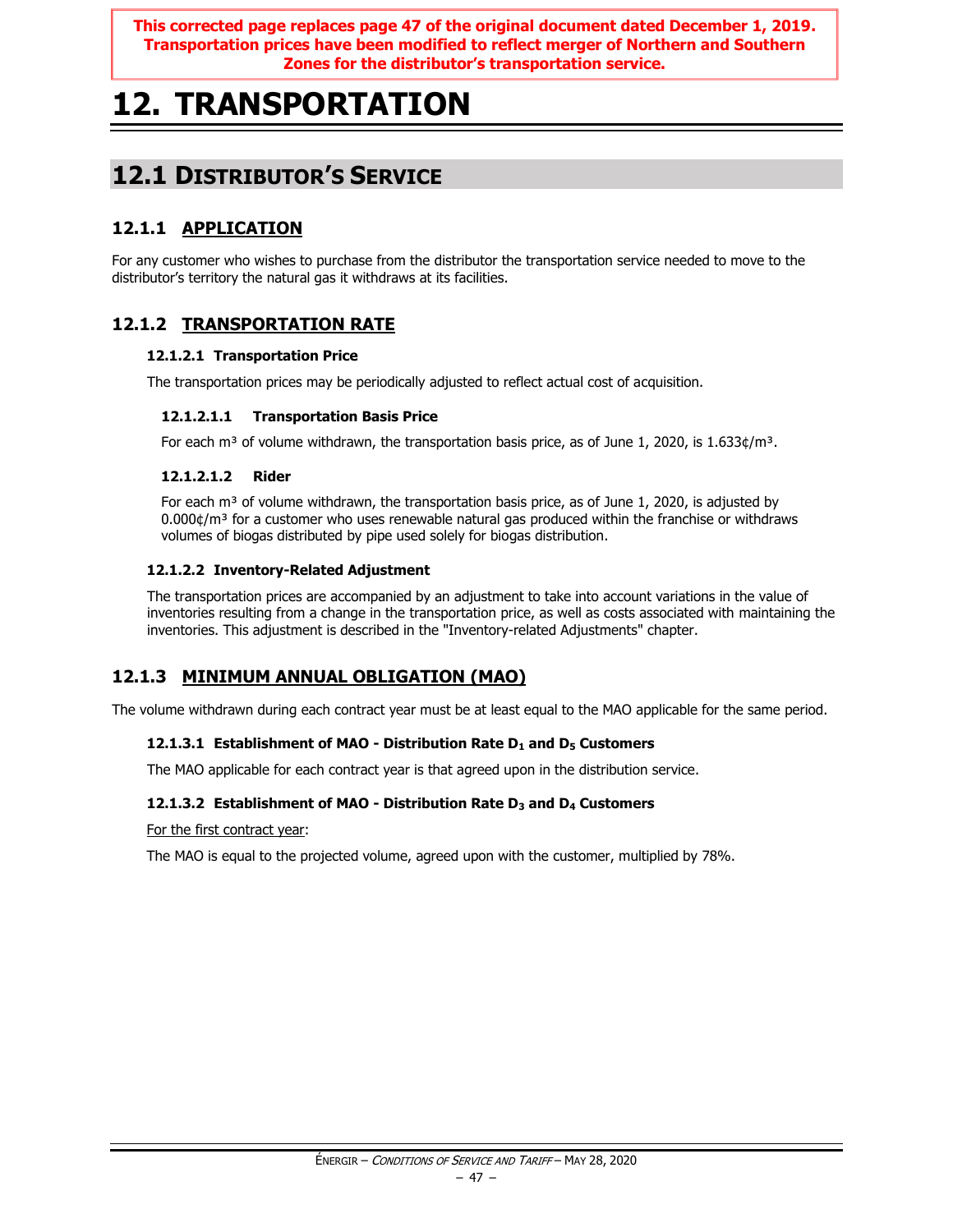**This corrected page replaces page 47 of the original document dated December 1, 2019. Transportation prices have been modified to reflect merger of Northern and Southern Zones for the distributor's transportation service.**

# 12. TRANSPORTATION

## 12.1 Distributor's Service

### 12.1.1 APPLICATION

For any customer who wishes to purchase from the distributor the transportation service needed to move to the distributor's territory the natural gas it withdraws at its facilities.

### 12.1.2 TRANSPORTATION RATE

#### 12.1.2.1 Transportation Price

The transportation prices may be periodically adjusted to reflect actual cost of acquisition.

##### 12.1.2.1.1 Transportation Basis Price

For each m³ of volume withdrawn, the transportation basis price, as of June 1, 2020, is 1.633¢/m³.

##### 12.1.2.1.2 Rider

For each m³ of volume withdrawn, the transportation basis price, as of June 1, 2020, is adjusted by 0.000¢/m³ for a customer who uses renewable natural gas produced within the franchise or withdraws volumes of biogas distributed by pipe used solely for biogas distribution.

#### 12.1.2.2 Inventory-Related Adjustment

The transportation prices are accompanied by an adjustment to take into account variations in the value of inventories resulting from a change in the transportation price, as well as costs associated with maintaining the inventories. This adjustment is described in the "Inventory-related Adjustments" chapter.

### 12.1.3 MINIMUM ANNUAL OBLIGATION (MAO)

The volume withdrawn during each contract year must be at least equal to the MAO applicable for the same period.

#### 12.1.3.1 Establishment of MAO - Distribution Rate $D_1$ and $D_5$ Customers

The MAO applicable for each contract year is that agreed upon in the distribution service.

#### 12.1.3.2 Establishment of MAO - Distribution Rate $D_3$ and $D_4$ Customers

For the first contract year:

The MAO is equal to the projected volume, agreed upon with the customer, multiplied by 78%.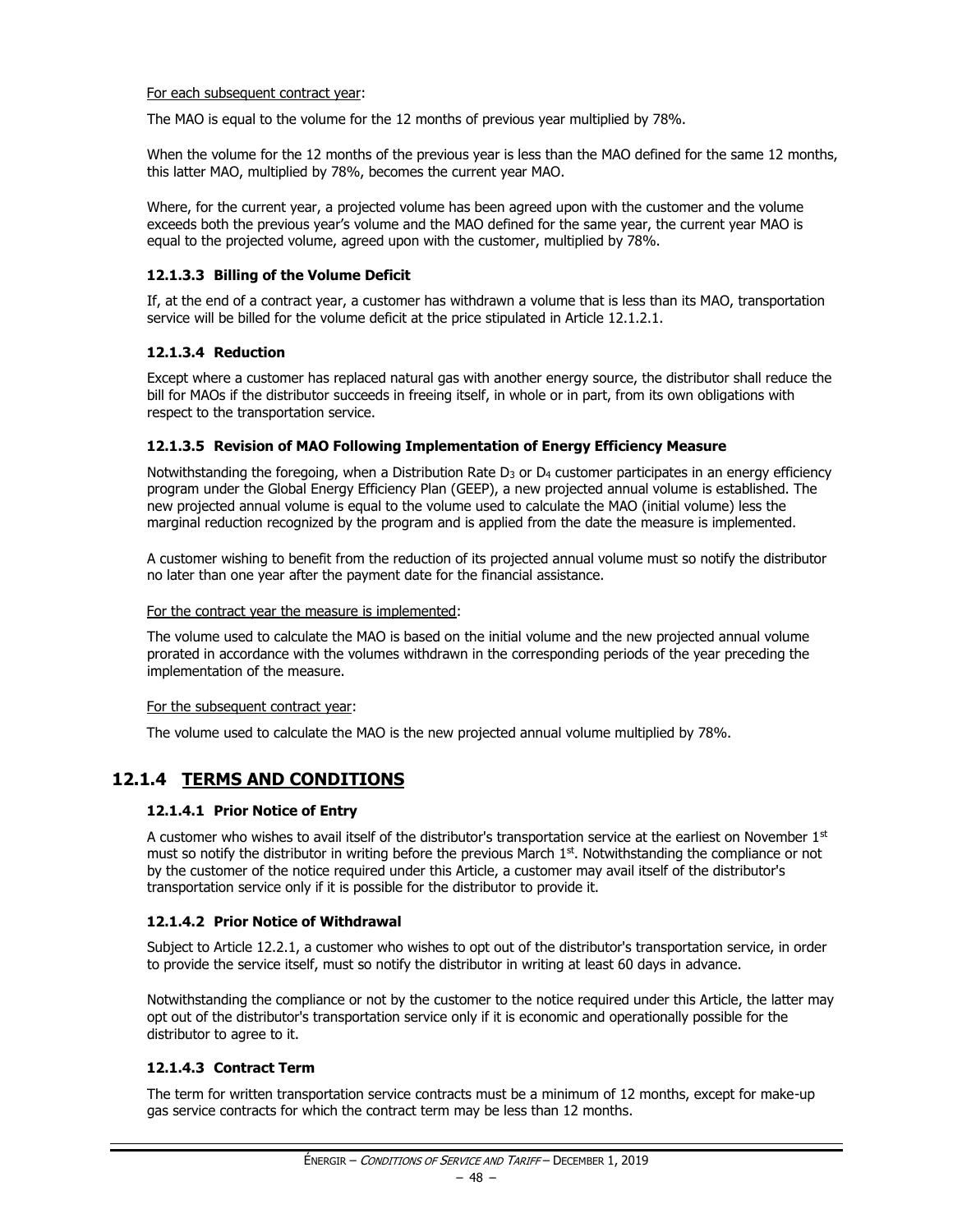For each subsequent contract year:

The MAO is equal to the volume for the 12 months of previous year multiplied by 78%.

When the volume for the 12 months of the previous year is less than the MAO defined for the same 12 months, this latter MAO, multiplied by 78%, becomes the current year MAO.

Where, for the current year, a projected volume has been agreed upon with the customer and the volume exceeds both the previous year's volume and the MAO defined for the same year, the current year MAO is equal to the projected volume, agreed upon with the customer, multiplied by 78%.

#### 12.1.3.3 Billing of the Volume Deficit

If, at the end of a contract year, a customer has withdrawn a volume that is less than its MAO, transportation service will be billed for the volume deficit at the price stipulated in Article 12.1.2.1.

#### 12.1.3.4 Reduction

Except where a customer has replaced natural gas with another energy source, the distributor shall reduce the bill for MAOs if the distributor succeeds in freeing itself, in whole or in part, from its own obligations with respect to the transportation service.

#### 12.1.3.5 Revision of MAO Following Implementation of Energy Efficiency Measure

Notwithstanding the foregoing, when a Distribution Rate $D_3$ or $D_4$ customer participates in an energy efficiency program under the Global Energy Efficiency Plan (GEEP), a new projected annual volume is established. The new projected annual volume is equal to the volume used to calculate the MAO (initial volume) less the marginal reduction recognized by the program and is applied from the date the measure is implemented.

A customer wishing to benefit from the reduction of its projected annual volume must so notify the distributor no later than one year after the payment date for the financial assistance.

For the contract year the measure is implemented:

The volume used to calculate the MAO is based on the initial volume and the new projected annual volume prorated in accordance with the volumes withdrawn in the corresponding periods of the year preceding the implementation of the measure.

For the subsequent contract year:

The volume used to calculate the MAO is the new projected annual volume multiplied by 78%.

## 12.1.4 TERMS AND CONDITIONS

#### 12.1.4.1 Prior Notice of Entry

A customer who wishes to avail itself of the distributor's transportation service at the earliest on November 1st must so notify the distributor in writing before the previous March 1st. Notwithstanding the compliance or not by the customer of the notice required under this Article, a customer may avail itself of the distributor's transportation service only if it is possible for the distributor to provide it.

#### 12.1.4.2 Prior Notice of Withdrawal

Subject to Article 12.2.1, a customer who wishes to opt out of the distributor's transportation service, in order to provide the service itself, must so notify the distributor in writing at least 60 days in advance.

Notwithstanding the compliance or not by the customer to the notice required under this Article, the latter may opt out of the distributor's transportation service only if it is economic and operationally possible for the distributor to agree to it.

#### 12.1.4.3 Contract Term

The term for written transportation service contracts must be a minimum of 12 months, except for make-up gas service contracts for which the contract term may be less than 12 months.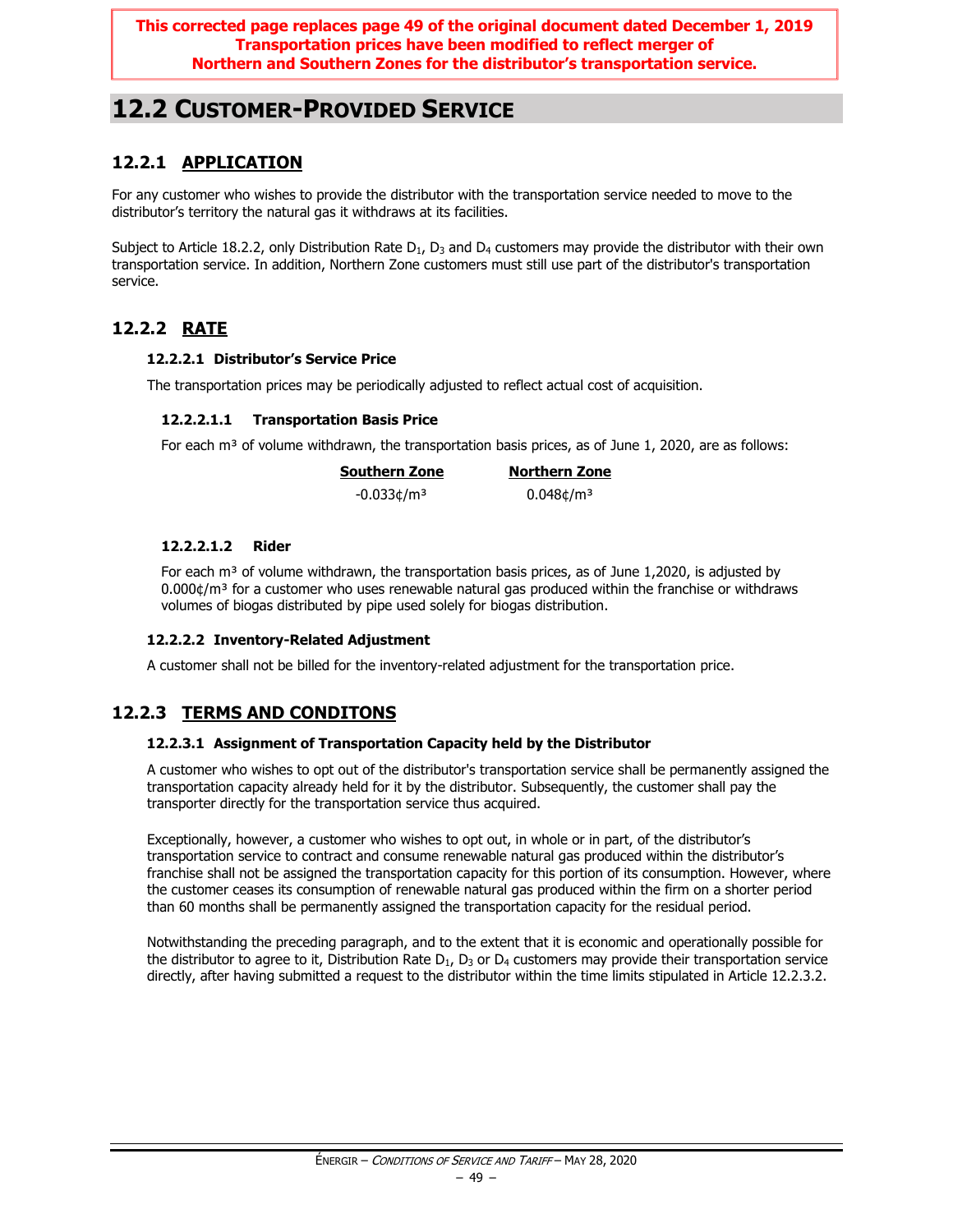**This corrected page replaces page 49 of the original document dated December 1, 2019**
**Transportation prices have been modified to reflect merger of**
**Northern and Southern Zones for the distributor's transportation service.**

# 12.2 Customer-Provided Service

## 12.2.1 APPLICATION

For any customer who wishes to provide the distributor with the transportation service needed to move to the distributor's territory the natural gas it withdraws at its facilities.

Subject to Article 18.2.2, only Distribution Rate $D_1$, $D_3$ and $D_4$ customers may provide the distributor with their own transportation service. In addition, Northern Zone customers must still use part of the distributor's transportation service.

## 12.2.2 RATE

### 12.2.2.1 Distributor's Service Price

The transportation prices may be periodically adjusted to reflect actual cost of acquisition.

#### 12.2.2.1.1 Transportation Basis Price

For each m³ of volume withdrawn, the transportation basis prices, as of June 1, 2020, are as follows:

| Southern Zone | Northern Zone |
|---|---|
| -0.033¢/m³ | 0.048¢/m³ |

#### 12.2.2.1.2 Rider

For each m³ of volume withdrawn, the transportation basis prices, as of June 1,2020, is adjusted by 0.000¢/m³ for a customer who uses renewable natural gas produced within the franchise or withdraws volumes of biogas distributed by pipe used solely for biogas distribution.

### 12.2.2.2 Inventory-Related Adjustment

A customer shall not be billed for the inventory-related adjustment for the transportation price.

## 12.2.3 TERMS AND CONDITONS

### 12.2.3.1 Assignment of Transportation Capacity held by the Distributor

A customer who wishes to opt out of the distributor's transportation service shall be permanently assigned the transportation capacity already held for it by the distributor. Subsequently, the customer shall pay the transporter directly for the transportation service thus acquired.

Exceptionally, however, a customer who wishes to opt out, in whole or in part, of the distributor's transportation service to contract and consume renewable natural gas produced within the distributor's franchise shall not be assigned the transportation capacity for this portion of its consumption. However, where the customer ceases its consumption of renewable natural gas produced within the firm on a shorter period than 60 months shall be permanently assigned the transportation capacity for the residual period.

Notwithstanding the preceding paragraph, and to the extent that it is economic and operationally possible for the distributor to agree to it, Distribution Rate $D_1$, $D_3$ or $D_4$ customers may provide their transportation service directly, after having submitted a request to the distributor within the time limits stipulated in Article 12.2.3.2.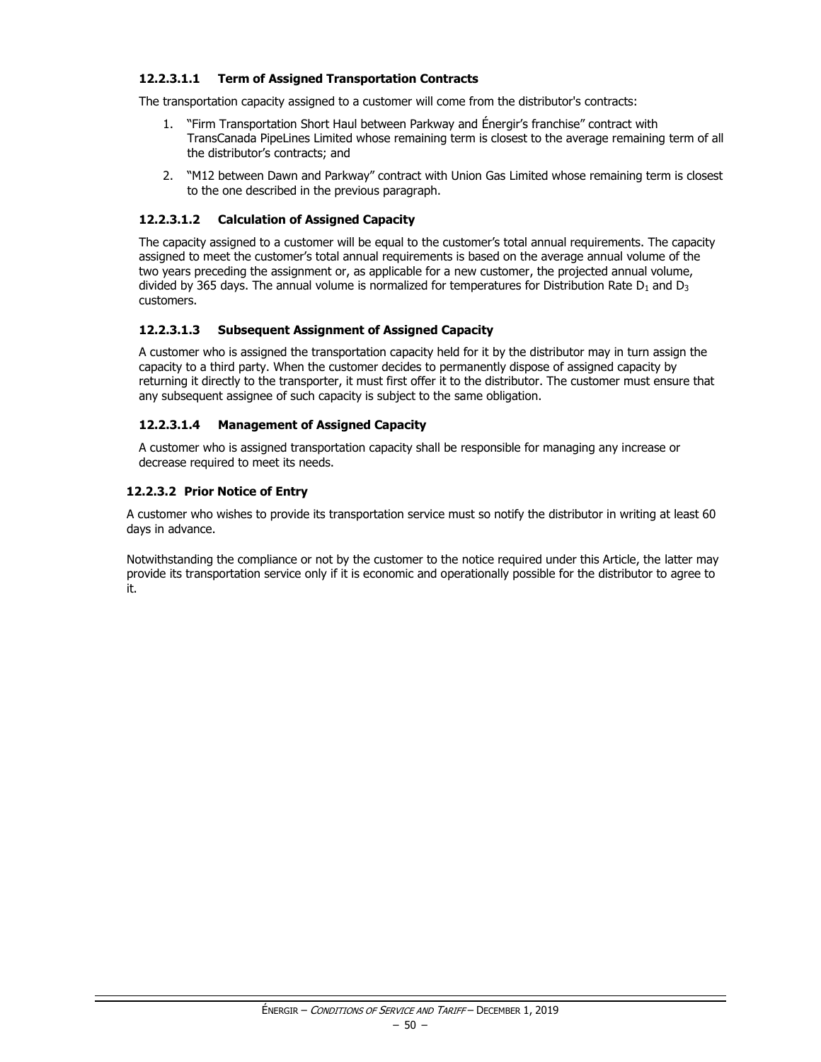#### 12.2.3.1.1 Term of Assigned Transportation Contracts

The transportation capacity assigned to a customer will come from the distributor's contracts:

1. "Firm Transportation Short Haul between Parkway and Énergir's franchise" contract with TransCanada PipeLines Limited whose remaining term is closest to the average remaining term of all the distributor's contracts; and
2. "M12 between Dawn and Parkway" contract with Union Gas Limited whose remaining term is closest to the one described in the previous paragraph.

#### 12.2.3.1.2 Calculation of Assigned Capacity

The capacity assigned to a customer will be equal to the customer's total annual requirements. The capacity assigned to meet the customer's total annual requirements is based on the average annual volume of the two years preceding the assignment or, as applicable for a new customer, the projected annual volume, divided by 365 days. The annual volume is normalized for temperatures for Distribution Rate $D_1$ and $D_3$ customers.

#### 12.2.3.1.3 Subsequent Assignment of Assigned Capacity

A customer who is assigned the transportation capacity held for it by the distributor may in turn assign the capacity to a third party. When the customer decides to permanently dispose of assigned capacity by returning it directly to the transporter, it must first offer it to the distributor. The customer must ensure that any subsequent assignee of such capacity is subject to the same obligation.

#### 12.2.3.1.4 Management of Assigned Capacity

A customer who is assigned transportation capacity shall be responsible for managing any increase or decrease required to meet its needs.

### 12.2.3.2 Prior Notice of Entry

A customer who wishes to provide its transportation service must so notify the distributor in writing at least 60 days in advance.

Notwithstanding the compliance or not by the customer to the notice required under this Article, the latter may provide its transportation service only if it is economic and operationally possible for the distributor to agree to it.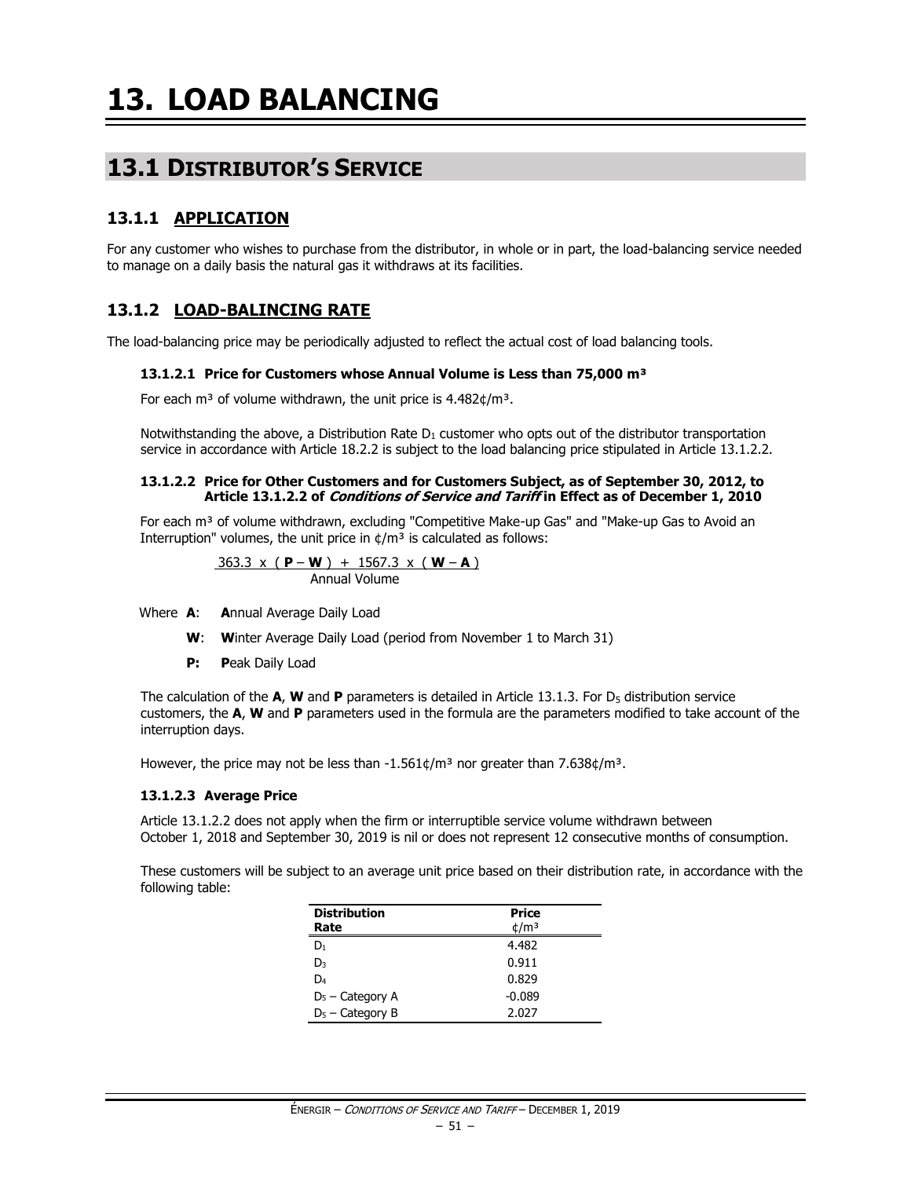# 13. LOAD BALANCING

## 13.1 DISTRIBUTOR'S SERVICE

### 13.1.1 APPLICATION

For any customer who wishes to purchase from the distributor, in whole or in part, the load-balancing service needed to manage on a daily basis the natural gas it withdraws at its facilities.

### 13.1.2 LOAD-BALINCING RATE

The load-balancing price may be periodically adjusted to reflect the actual cost of load balancing tools.

#### 13.1.2.1 Price for Customers whose Annual Volume is Less than 75,000 m³

For each m³ of volume withdrawn, the unit price is 4.482¢/m³.

Notwithstanding the above, a Distribution Rate $D_1$ customer who opts out of the distributor transportation service in accordance with Article 18.2.2 is subject to the load balancing price stipulated in Article 13.1.2.2.

#### 13.1.2.2 Price for Other Customers and for Customers Subject, as of September 30, 2012, to Article 13.1.2.2 of *Conditions of Service and Tariff* in Effect as of December 1, 2010

For each m³ of volume withdrawn, excluding "Competitive Make-up Gas" and "Make-up Gas to Avoid an Interruption" volumes, the unit price in ¢/m³ is calculated as follows:

$$\frac{363.3 \times (\mathbf{P} - \mathbf{W}) + 1567.3 \times (\mathbf{W} - \mathbf{A})}{\text{Annual Volume}}$$

Where **A**: **A**nnual Average Daily Load

**W**: **W**inter Average Daily Load (period from November 1 to March 31)

**P:** **P**eak Daily Load

The calculation of the **A**, **W** and **P** parameters is detailed in Article 13.1.3. For $D_5$ distribution service customers, the **A**, **W** and **P** parameters used in the formula are the parameters modified to take account of the interruption days.

However, the price may not be less than -1.561¢/m³ nor greater than 7.638¢/m³.

#### 13.1.2.3 Average Price

Article 13.1.2.2 does not apply when the firm or interruptible service volume withdrawn between October 1, 2018 and September 30, 2019 is nil or does not represent 12 consecutive months of consumption.

These customers will be subject to an average unit price based on their distribution rate, in accordance with the following table:

| Distribution Rate | Price ¢/m³ |
|---|---|
| $D_1$ | 4.482 |
| $D_3$ | 0.911 |
| $D_4$ | 0.829 |
| $D_5$ – Category A | -0.089 |
| $D_5$ – Category B | 2.027 |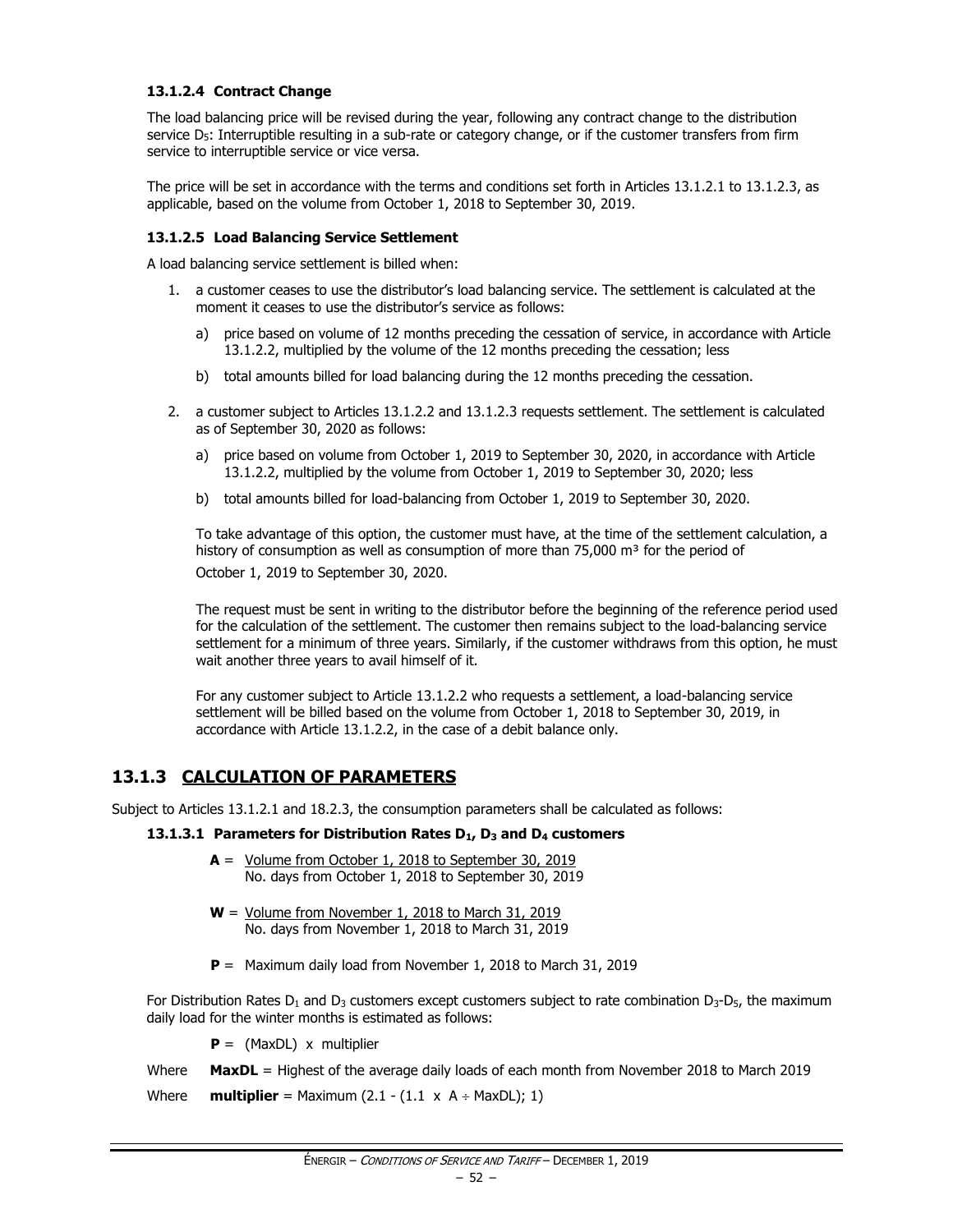#### 13.1.2.4 Contract Change

The load balancing price will be revised during the year, following any contract change to the distribution service $D_5$: Interruptible resulting in a sub-rate or category change, or if the customer transfers from firm service to interruptible service or vice versa.

The price will be set in accordance with the terms and conditions set forth in Articles 13.1.2.1 to 13.1.2.3, as applicable, based on the volume from October 1, 2018 to September 30, 2019.

#### 13.1.2.5 Load Balancing Service Settlement

A load balancing service settlement is billed when:

1. a customer ceases to use the distributor's load balancing service. The settlement is calculated at the moment it ceases to use the distributor's service as follows:

   a) price based on volume of 12 months preceding the cessation of service, in accordance with Article 13.1.2.2, multiplied by the volume of the 12 months preceding the cessation; less

   b) total amounts billed for load balancing during the 12 months preceding the cessation.

2. a customer subject to Articles 13.1.2.2 and 13.1.2.3 requests settlement. The settlement is calculated as of September 30, 2020 as follows:

   a) price based on volume from October 1, 2019 to September 30, 2020, in accordance with Article 13.1.2.2, multiplied by the volume from October 1, 2019 to September 30, 2020; less

   b) total amounts billed for load-balancing from October 1, 2019 to September 30, 2020.

   To take advantage of this option, the customer must have, at the time of the settlement calculation, a history of consumption as well as consumption of more than 75,000 m³ for the period of October 1, 2019 to September 30, 2020.

   The request must be sent in writing to the distributor before the beginning of the reference period used for the calculation of the settlement. The customer then remains subject to the load-balancing service settlement for a minimum of three years. Similarly, if the customer withdraws from this option, he must wait another three years to avail himself of it.

   For any customer subject to Article 13.1.2.2 who requests a settlement, a load-balancing service settlement will be billed based on the volume from October 1, 2018 to September 30, 2019, in accordance with Article 13.1.2.2, in the case of a debit balance only.

## 13.1.3 CALCULATION OF PARAMETERS

Subject to Articles 13.1.2.1 and 18.2.3, the consumption parameters shall be calculated as follows:

#### 13.1.3.1 Parameters for Distribution Rates $D_1$, $D_3$ and $D_4$ customers

$$\mathbf{A} = \frac{\text{Volume from October 1, 2018 to September 30, 2019}}{\text{No. days from October 1, 2018 to September 30, 2019}}$$

$$\mathbf{W} = \frac{\text{Volume from November 1, 2018 to March 31, 2019}}{\text{No. days from November 1, 2018 to March 31, 2019}}$$

**P** = Maximum daily load from November 1, 2018 to March 31, 2019

For Distribution Rates $D_1$ and $D_3$ customers except customers subject to rate combination $D_3$-$D_5$, the maximum daily load for the winter months is estimated as follows:

$\mathbf{P}$ = (MaxDL) x multiplier

Where **MaxDL** = Highest of the average daily loads of each month from November 2018 to March 2019

Where **multiplier** = Maximum (2.1 - (1.1 x A ÷ MaxDL); 1)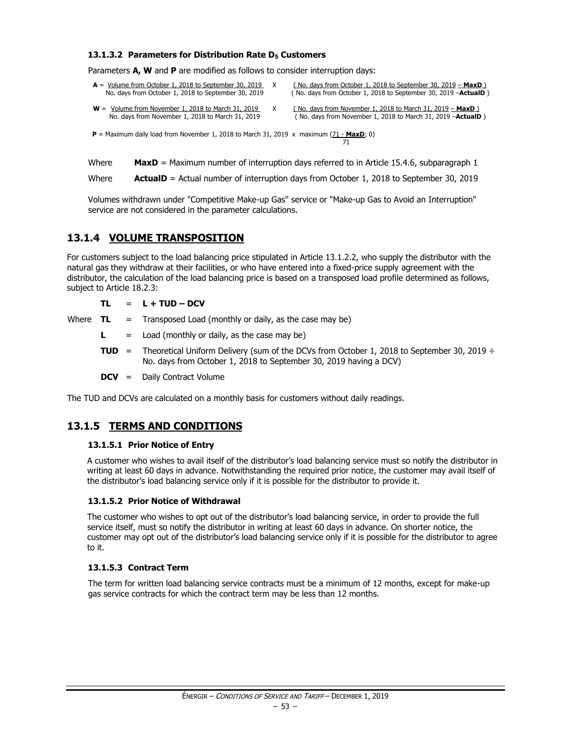#### 13.1.3.2 Parameters for Distribution Rate $D_5$ Customers

Parameters **A, W** and **P** are modified as follows to consider interruption days:

$$\mathbf{A} = \frac{\text{Volume from October 1, 2018 to September 30, 2019}}{\text{No. days from October 1, 2018 to September 30, 2019}} \times \frac{(\text{No. days from October 1, 2018 to September 30, 2019} - \mathbf{MaxD})}{(\text{No. days from October 1, 2018 to September 30, 2019} - \mathbf{ActualD})}$$

$$\mathbf{W} = \frac{\text{Volume from November 1, 2018 to March 31, 2019}}{\text{No. days from November 1, 2018 to March 31, 2019}} \times \frac{(\text{No. days from November 1, 2018 to March 31, 2019} - \mathbf{MaxD})}{(\text{No. days from November 1, 2018 to March 31, 2019} - \mathbf{ActualD})}$$

$$\mathbf{P} = \text{Maximum daily load from November 1, 2018 to March 31, 2019} \times \text{maximum}\left(\frac{71 - \mathbf{MaxD}}{71}; 0\right)$$

Where **MaxD** = Maximum number of interruption days referred to in Article 15.4.6, subparagraph 1

Where **ActualD** = Actual number of interruption days from October 1, 2018 to September 30, 2019

Volumes withdrawn under "Competitive Make-up Gas" service or "Make-up Gas to Avoid an Interruption" service are not considered in the parameter calculations.

## 13.1.4 VOLUME TRANSPOSITION

For customers subject to the load balancing price stipulated in Article 13.1.2.2, who supply the distributor with the natural gas they withdraw at their facilities, or who have entered into a fixed-price supply agreement with the distributor, the calculation of the load balancing price is based on a transposed load profile determined as follows, subject to Article 18.2.3:

**TL** = **L + TUD – DCV**

Where
- **TL** = Transposed Load (monthly or daily, as the case may be)
- **L** = Load (monthly or daily, as the case may be)
- **TUD** = Theoretical Uniform Delivery (sum of the DCVs from October 1, 2018 to September 30, 2019 ÷ No. days from October 1, 2018 to September 30, 2019 having a DCV)
- **DCV** = Daily Contract Volume

The TUD and DCVs are calculated on a monthly basis for customers without daily readings.

## 13.1.5 TERMS AND CONDITIONS

#### 13.1.5.1 Prior Notice of Entry

A customer who wishes to avail itself of the distributor's load balancing service must so notify the distributor in writing at least 60 days in advance. Notwithstanding the required prior notice, the customer may avail itself of the distributor's load balancing service only if it is possible for the distributor to provide it.

#### 13.1.5.2 Prior Notice of Withdrawal

The customer who wishes to opt out of the distributor's load balancing service, in order to provide the full service itself, must so notify the distributor in writing at least 60 days in advance. On shorter notice, the customer may opt out of the distributor's load balancing service only if it is possible for the distributor to agree to it.

#### 13.1.5.3 Contract Term

The term for written load balancing service contracts must be a minimum of 12 months, except for make-up gas service contracts for which the contract term may be less than 12 months.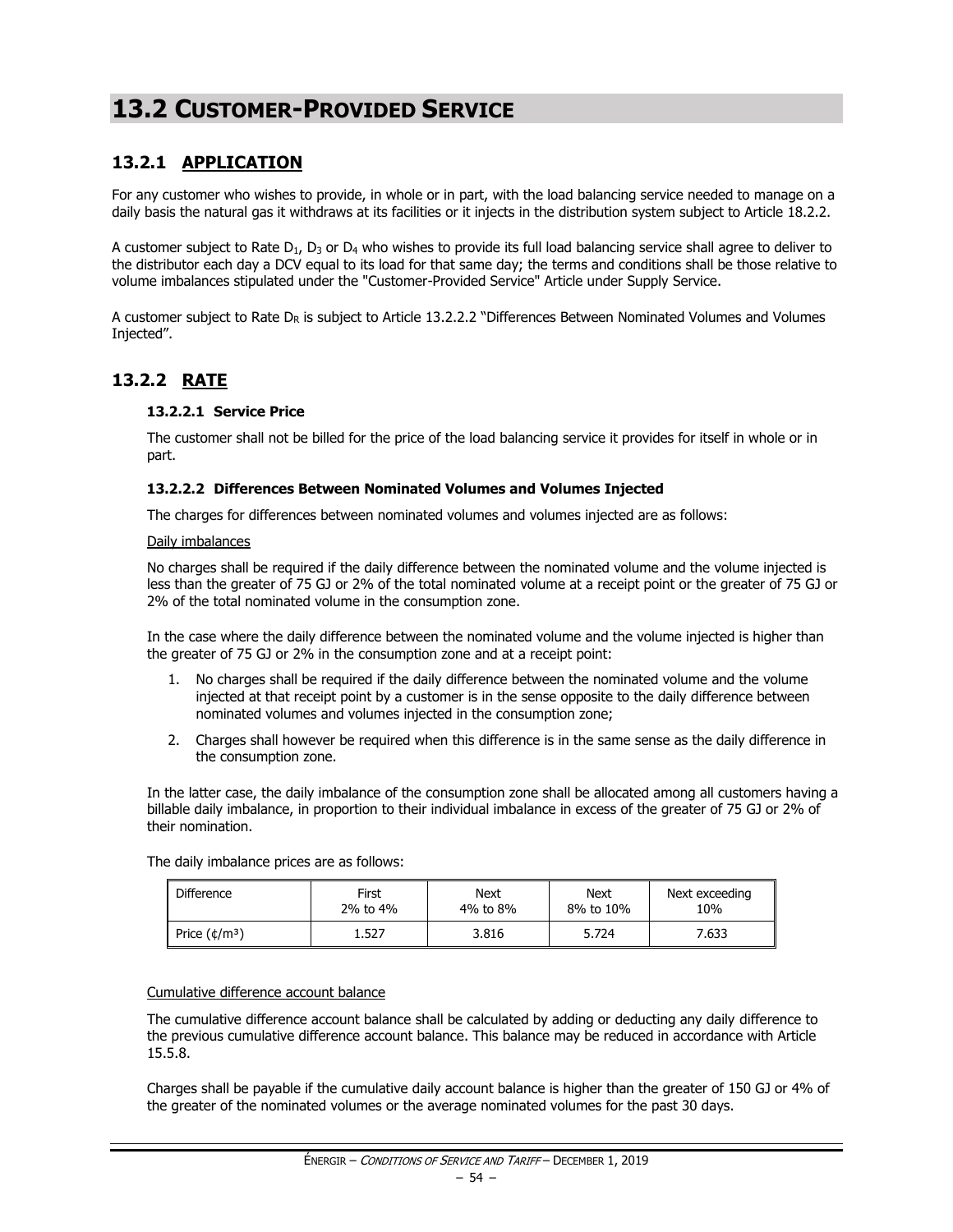# 13.2 CUSTOMER-PROVIDED SERVICE

## 13.2.1 APPLICATION

For any customer who wishes to provide, in whole or in part, with the load balancing service needed to manage on a daily basis the natural gas it withdraws at its facilities or it injects in the distribution system subject to Article 18.2.2.

A customer subject to Rate $D_1$, $D_3$ or $D_4$ who wishes to provide its full load balancing service shall agree to deliver to the distributor each day a DCV equal to its load for that same day; the terms and conditions shall be those relative to volume imbalances stipulated under the "Customer-Provided Service" Article under Supply Service.

A customer subject to Rate $D_R$ is subject to Article 13.2.2.2 "Differences Between Nominated Volumes and Volumes Injected".

## 13.2.2 RATE

### 13.2.2.1 Service Price

The customer shall not be billed for the price of the load balancing service it provides for itself in whole or in part.

### 13.2.2.2 Differences Between Nominated Volumes and Volumes Injected

The charges for differences between nominated volumes and volumes injected are as follows:

Daily imbalances

No charges shall be required if the daily difference between the nominated volume and the volume injected is less than the greater of 75 GJ or 2% of the total nominated volume at a receipt point or the greater of 75 GJ or 2% of the total nominated volume in the consumption zone.

In the case where the daily difference between the nominated volume and the volume injected is higher than the greater of 75 GJ or 2% in the consumption zone and at a receipt point:

1. No charges shall be required if the daily difference between the nominated volume and the volume injected at that receipt point by a customer is in the sense opposite to the daily difference between nominated volumes and volumes injected in the consumption zone;
2. Charges shall however be required when this difference is in the same sense as the daily difference in the consumption zone.

In the latter case, the daily imbalance of the consumption zone shall be allocated among all customers having a billable daily imbalance, in proportion to their individual imbalance in excess of the greater of 75 GJ or 2% of their nomination.

The daily imbalance prices are as follows:

| Difference | First 2% to 4% | Next 4% to 8% | Next 8% to 10% | Next exceeding 10% |
|---|---|---|---|---|
| Price (¢/m³) | 1.527 | 3.816 | 5.724 | 7.633 |

Cumulative difference account balance

The cumulative difference account balance shall be calculated by adding or deducting any daily difference to the previous cumulative difference account balance. This balance may be reduced in accordance with Article 15.5.8.

Charges shall be payable if the cumulative daily account balance is higher than the greater of 150 GJ or 4% of the greater of the nominated volumes or the average nominated volumes for the past 30 days.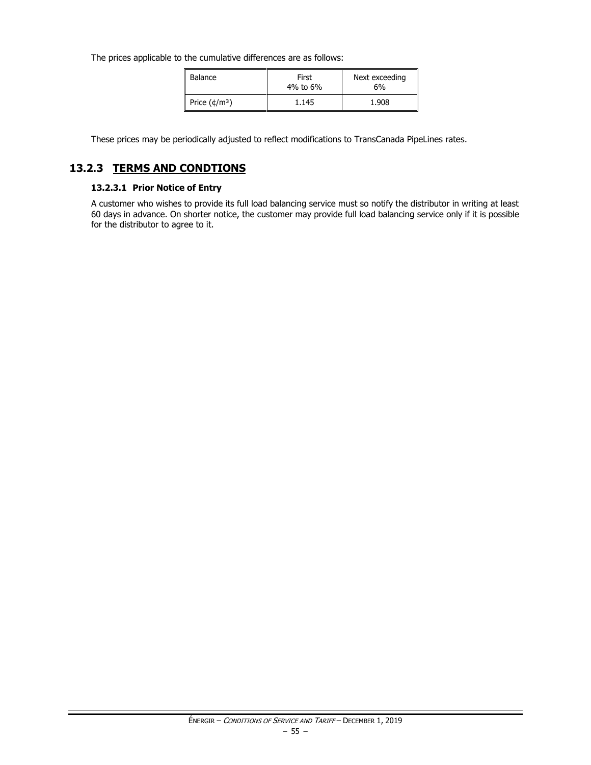The prices applicable to the cumulative differences are as follows:

| Balance | First 4% to 6% | Next exceeding 6% |
|---|---|---|
| Price (¢/m³) | 1.145 | 1.908 |

These prices may be periodically adjusted to reflect modifications to TransCanada PipeLines rates.

## 13.2.3 TERMS AND CONDTIONS

### 13.2.3.1 Prior Notice of Entry

A customer who wishes to provide its full load balancing service must so notify the distributor in writing at least 60 days in advance. On shorter notice, the customer may provide full load balancing service only if it is possible for the distributor to agree to it.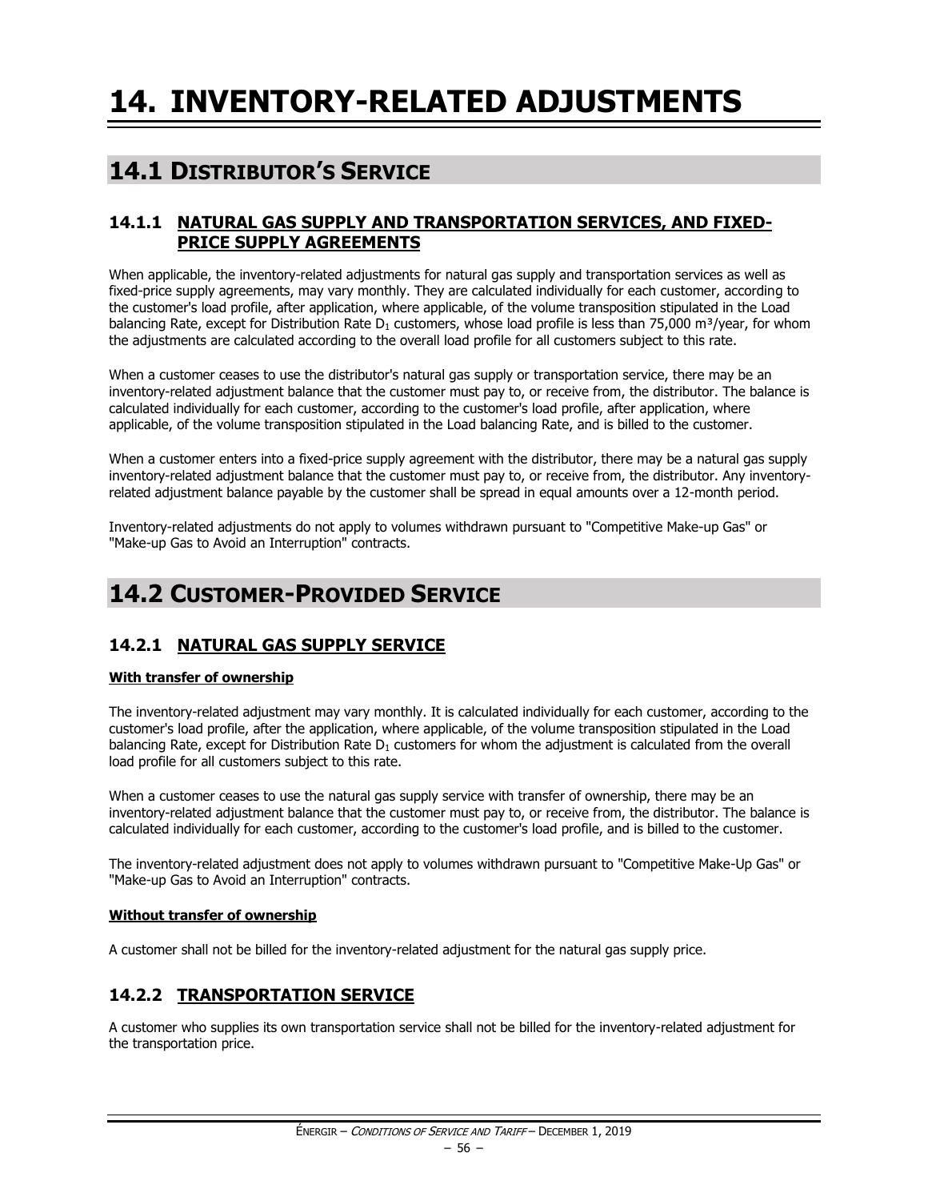# 14. INVENTORY-RELATED ADJUSTMENTS

## 14.1 DISTRIBUTOR'S SERVICE

### 14.1.1 NATURAL GAS SUPPLY AND TRANSPORTATION SERVICES, AND FIXED-PRICE SUPPLY AGREEMENTS

When applicable, the inventory-related adjustments for natural gas supply and transportation services as well as fixed-price supply agreements, may vary monthly. They are calculated individually for each customer, according to the customer's load profile, after application, where applicable, of the volume transposition stipulated in the Load balancing Rate, except for Distribution Rate $D_1$ customers, whose load profile is less than 75,000 m³/year, for whom the adjustments are calculated according to the overall load profile for all customers subject to this rate.

When a customer ceases to use the distributor's natural gas supply or transportation service, there may be an inventory-related adjustment balance that the customer must pay to, or receive from, the distributor. The balance is calculated individually for each customer, according to the customer's load profile, after application, where applicable, of the volume transposition stipulated in the Load balancing Rate, and is billed to the customer.

When a customer enters into a fixed-price supply agreement with the distributor, there may be a natural gas supply inventory-related adjustment balance that the customer must pay to, or receive from, the distributor. Any inventory-related adjustment balance payable by the customer shall be spread in equal amounts over a 12-month period.

Inventory-related adjustments do not apply to volumes withdrawn pursuant to "Competitive Make-up Gas" or "Make-up Gas to Avoid an Interruption" contracts.

## 14.2 CUSTOMER-PROVIDED SERVICE

### 14.2.1 NATURAL GAS SUPPLY SERVICE

**With transfer of ownership**

The inventory-related adjustment may vary monthly. It is calculated individually for each customer, according to the customer's load profile, after the application, where applicable, of the volume transposition stipulated in the Load balancing Rate, except for Distribution Rate $D_1$ customers for whom the adjustment is calculated from the overall load profile for all customers subject to this rate.

When a customer ceases to use the natural gas supply service with transfer of ownership, there may be an inventory-related adjustment balance that the customer must pay to, or receive from, the distributor. The balance is calculated individually for each customer, according to the customer's load profile, and is billed to the customer.

The inventory-related adjustment does not apply to volumes withdrawn pursuant to "Competitive Make-Up Gas" or "Make-up Gas to Avoid an Interruption" contracts.

**Without transfer of ownership**

A customer shall not be billed for the inventory-related adjustment for the natural gas supply price.

### 14.2.2 TRANSPORTATION SERVICE

A customer who supplies its own transportation service shall not be billed for the inventory-related adjustment for the transportation price.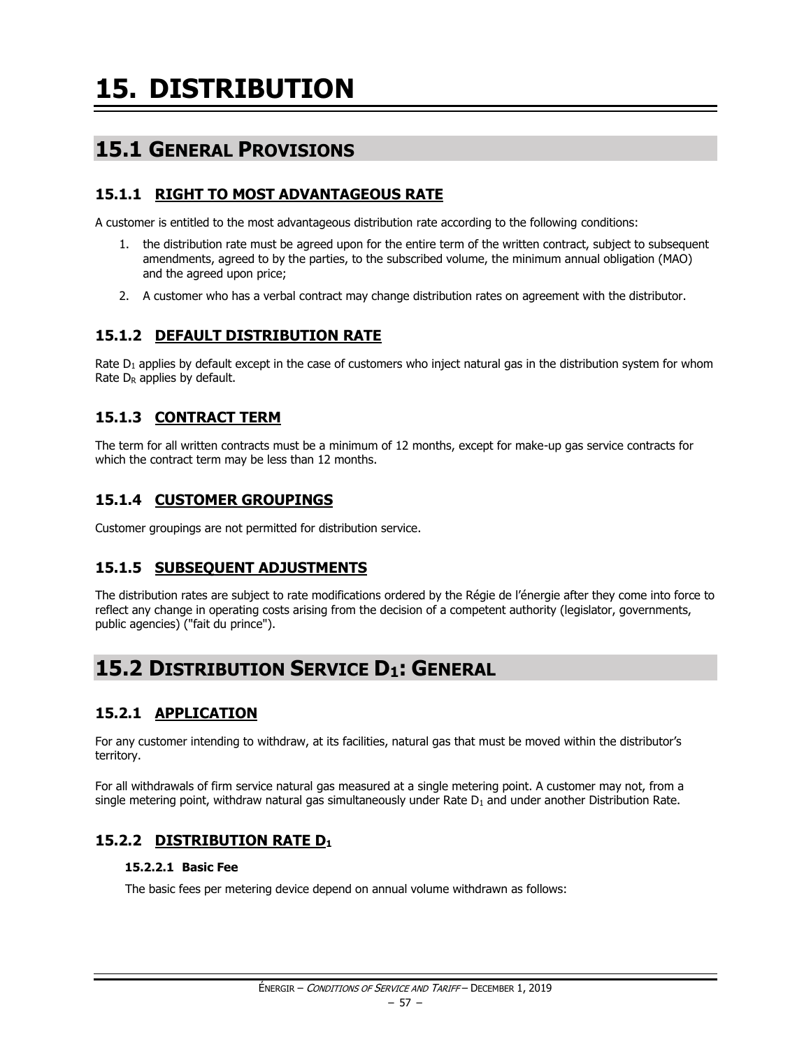# 15. DISTRIBUTION

## 15.1 General Provisions

### 15.1.1 RIGHT TO MOST ADVANTAGEOUS RATE

A customer is entitled to the most advantageous distribution rate according to the following conditions:

1. the distribution rate must be agreed upon for the entire term of the written contract, subject to subsequent amendments, agreed to by the parties, to the subscribed volume, the minimum annual obligation (MAO) and the agreed upon price;
2. A customer who has a verbal contract may change distribution rates on agreement with the distributor.

### 15.1.2 DEFAULT DISTRIBUTION RATE

Rate $D_1$ applies by default except in the case of customers who inject natural gas in the distribution system for whom Rate $D_R$ applies by default.

### 15.1.3 CONTRACT TERM

The term for all written contracts must be a minimum of 12 months, except for make-up gas service contracts for which the contract term may be less than 12 months.

### 15.1.4 CUSTOMER GROUPINGS

Customer groupings are not permitted for distribution service.

### 15.1.5 SUBSEQUENT ADJUSTMENTS

The distribution rates are subject to rate modifications ordered by the Régie de l'énergie after they come into force to reflect any change in operating costs arising from the decision of a competent authority (legislator, governments, public agencies) ("fait du prince").

## 15.2 Distribution Service $D_1$: General

### 15.2.1 APPLICATION

For any customer intending to withdraw, at its facilities, natural gas that must be moved within the distributor's territory.

For all withdrawals of firm service natural gas measured at a single metering point. A customer may not, from a single metering point, withdraw natural gas simultaneously under Rate $D_1$ and under another Distribution Rate.

### 15.2.2 DISTRIBUTION RATE $D_1$

#### 15.2.2.1 Basic Fee

The basic fees per metering device depend on annual volume withdrawn as follows: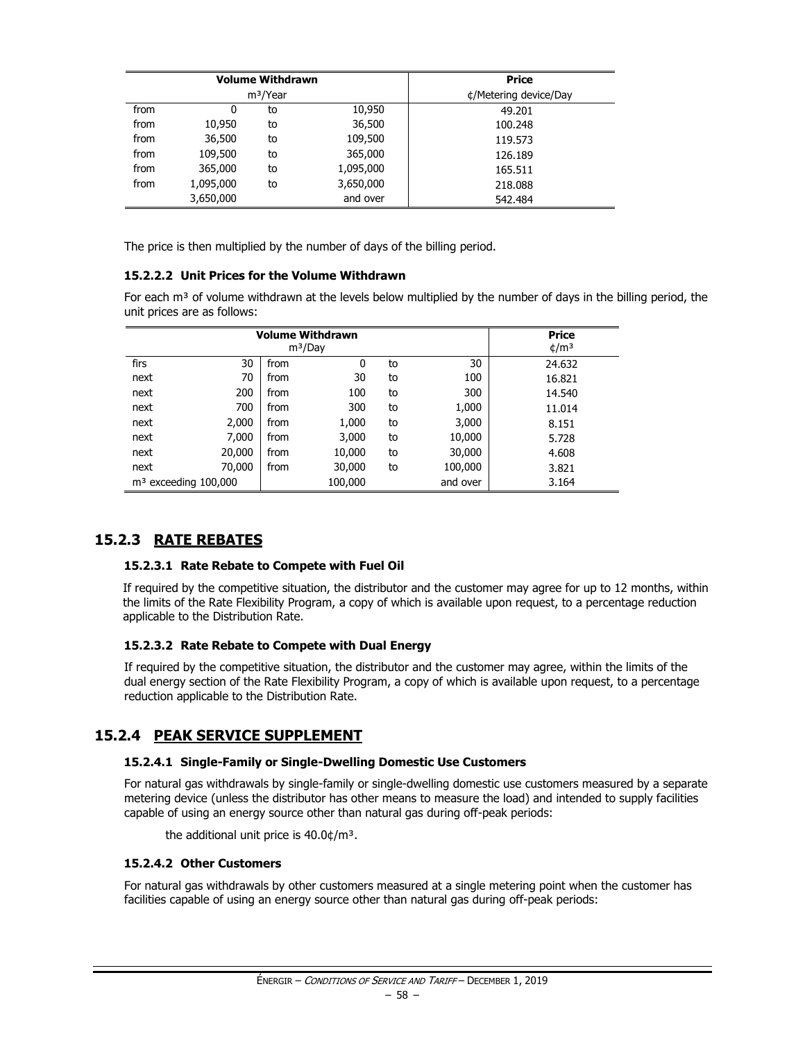| Volume Withdrawn | | | | Price |
|---|---|---|---|---|
| m³/Year | | | | ¢/Metering device/Day |
| from | 0 | to | 10,950 | 49.201 |
| from | 10,950 | to | 36,500 | 100.248 |
| from | 36,500 | to | 109,500 | 119.573 |
| from | 109,500 | to | 365,000 | 126.189 |
| from | 365,000 | to | 1,095,000 | 165.511 |
| from | 1,095,000 | to | 3,650,000 | 218.088 |
| | 3,650,000 | | and over | 542.484 |

The price is then multiplied by the number of days of the billing period.

#### 15.2.2.2 Unit Prices for the Volume Withdrawn

For each m³ of volume withdrawn at the levels below multiplied by the number of days in the billing period, the unit prices are as follows:

| Volume Withdrawn m³/Day | | | | | | Price ¢/m³ |
|---|---|---|---|---|---|---|
| firs | 30 | from | 0 | to | 30 | 24.632 |
| next | 70 | from | 30 | to | 100 | 16.821 |
| next | 200 | from | 100 | to | 300 | 14.540 |
| next | 700 | from | 300 | to | 1,000 | 11.014 |
| next | 2,000 | from | 1,000 | to | 3,000 | 8.151 |
| next | 7,000 | from | 3,000 | to | 10,000 | 5.728 |
| next | 20,000 | from | 10,000 | to | 30,000 | 4.608 |
| next | 70,000 | from | 30,000 | to | 100,000 | 3.821 |
| m³ exceeding 100,000 | | | 100,000 | | and over | 3.164 |

## 15.2.3 RATE REBATES

#### 15.2.3.1 Rate Rebate to Compete with Fuel Oil

If required by the competitive situation, the distributor and the customer may agree for up to 12 months, within the limits of the Rate Flexibility Program, a copy of which is available upon request, to a percentage reduction applicable to the Distribution Rate.

#### 15.2.3.2 Rate Rebate to Compete with Dual Energy

If required by the competitive situation, the distributor and the customer may agree, within the limits of the dual energy section of the Rate Flexibility Program, a copy of which is available upon request, to a percentage reduction applicable to the Distribution Rate.

## 15.2.4 PEAK SERVICE SUPPLEMENT

#### 15.2.4.1 Single-Family or Single-Dwelling Domestic Use Customers

For natural gas withdrawals by single-family or single-dwelling domestic use customers measured by a separate metering device (unless the distributor has other means to measure the load) and intended to supply facilities capable of using an energy source other than natural gas during off-peak periods:

the additional unit price is 40.0¢/m³.

#### 15.2.4.2 Other Customers

For natural gas withdrawals by other customers measured at a single metering point when the customer has facilities capable of using an energy source other than natural gas during off-peak periods: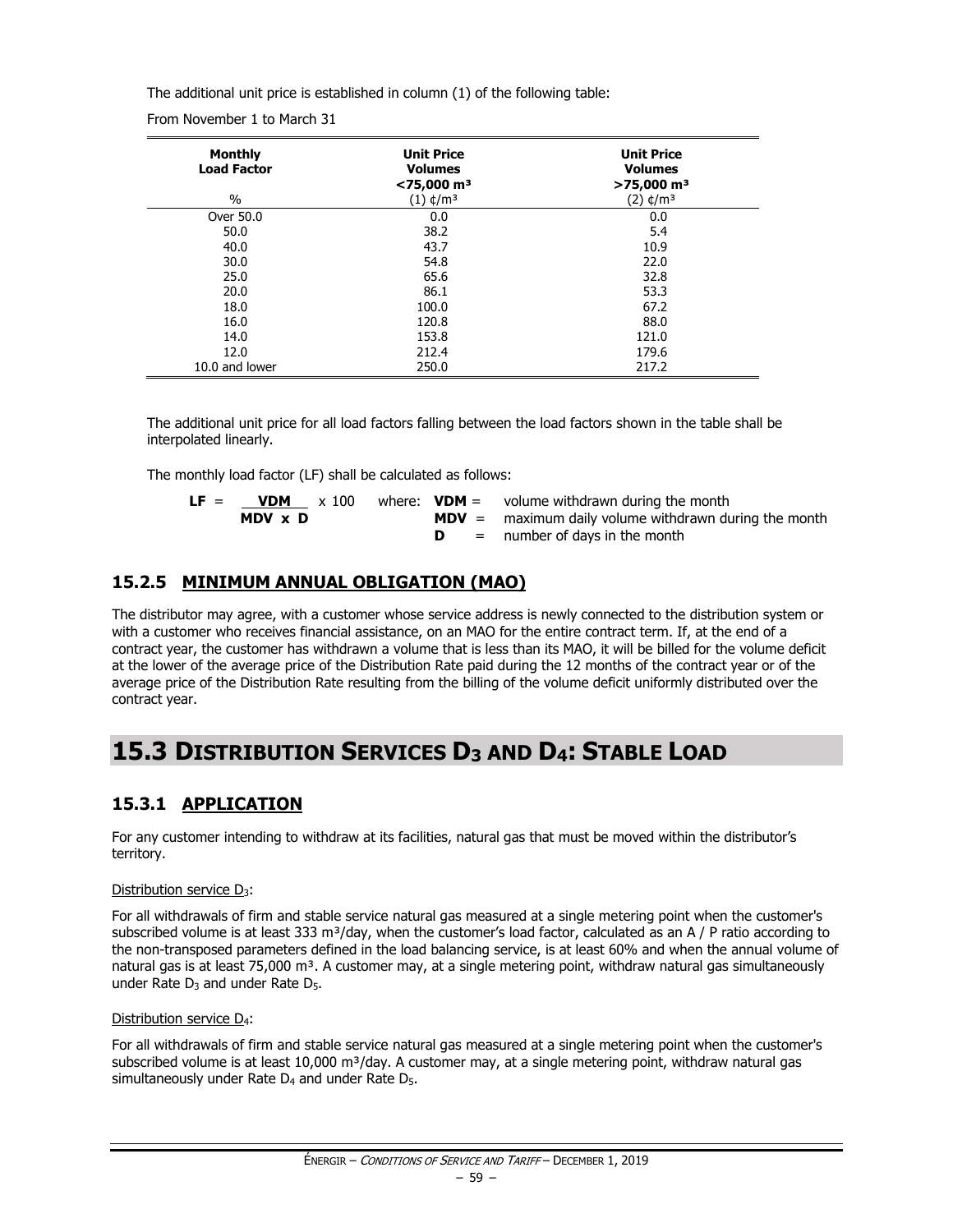The additional unit price is established in column (1) of the following table:

From November 1 to March 31

| Monthly Load Factor<br>% | Unit Price Volumes <75,000 m³<br>(1) ¢/m³ | Unit Price Volumes >75,000 m³<br>(2) ¢/m³ |
|---|---|---|
| Over 50.0 | 0.0 | 0.0 |
| 50.0 | 38.2 | 5.4 |
| 40.0 | 43.7 | 10.9 |
| 30.0 | 54.8 | 22.0 |
| 25.0 | 65.6 | 32.8 |
| 20.0 | 86.1 | 53.3 |
| 18.0 | 100.0 | 67.2 |
| 16.0 | 120.8 | 88.0 |
| 14.0 | 153.8 | 121.0 |
| 12.0 | 212.4 | 179.6 |
| 10.0 and lower | 250.0 | 217.2 |

The additional unit price for all load factors falling between the load factors shown in the table shall be interpolated linearly.

The monthly load factor (LF) shall be calculated as follows:

$$\mathbf{LF} = \frac{\mathbf{VDM}}{\mathbf{MDV} \times \mathbf{D}} \times 100$$

where:
- **VDM** = volume withdrawn during the month
- **MDV** = maximum daily volume withdrawn during the month
- **D** = number of days in the month

### 15.2.5 MINIMUM ANNUAL OBLIGATION (MAO)

The distributor may agree, with a customer whose service address is newly connected to the distribution system or with a customer who receives financial assistance, on an MAO for the entire contract term. If, at the end of a contract year, the customer has withdrawn a volume that is less than its MAO, it will be billed for the volume deficit at the lower of the average price of the Distribution Rate paid during the 12 months of the contract year or of the average price of the Distribution Rate resulting from the billing of the volume deficit uniformly distributed over the contract year.

## 15.3 DISTRIBUTION SERVICES $D_3$ AND $D_4$: STABLE LOAD

### 15.3.1 APPLICATION

For any customer intending to withdraw at its facilities, natural gas that must be moved within the distributor's territory.

Distribution service $D_3$:

For all withdrawals of firm and stable service natural gas measured at a single metering point when the customer's subscribed volume is at least 333 m³/day, when the customer's load factor, calculated as an A / P ratio according to the non-transposed parameters defined in the load balancing service, is at least 60% and when the annual volume of natural gas is at least 75,000 m³. A customer may, at a single metering point, withdraw natural gas simultaneously under Rate $D_3$ and under Rate $D_5$.

Distribution service $D_4$:

For all withdrawals of firm and stable service natural gas measured at a single metering point when the customer's subscribed volume is at least 10,000 m³/day. A customer may, at a single metering point, withdraw natural gas simultaneously under Rate $D_4$ and under Rate $D_5$.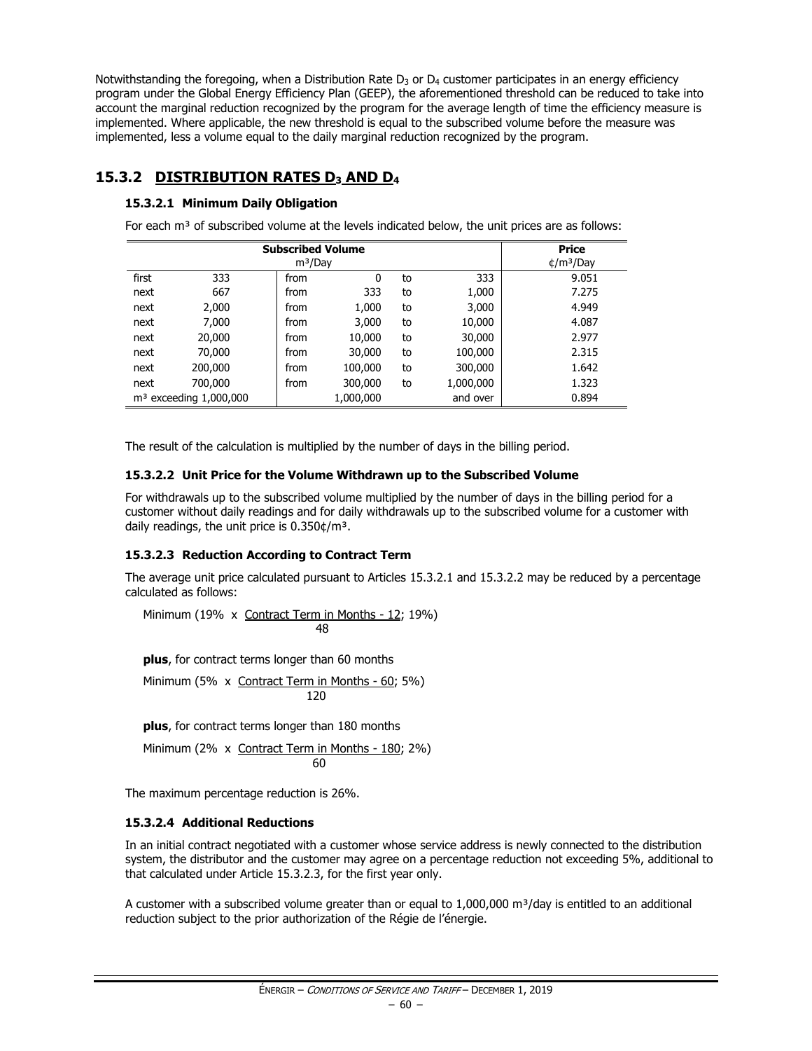Notwithstanding the foregoing, when a Distribution Rate $D_3$ or $D_4$ customer participates in an energy efficiency program under the Global Energy Efficiency Plan (GEEP), the aforementioned threshold can be reduced to take into account the marginal reduction recognized by the program for the average length of time the efficiency measure is implemented. Where applicable, the new threshold is equal to the subscribed volume before the measure was implemented, less a volume equal to the daily marginal reduction recognized by the program.

## 15.3.2 DISTRIBUTION RATES $D_3$ AND $D_4$

### 15.3.2.1 Minimum Daily Obligation

For each m³ of subscribed volume at the levels indicated below, the unit prices are as follows:

| Subscribed Volume m³/Day | | | | | | Price ¢/m³/Day |
|---|---|---|---|---|---|---|
| first | 333 | from | 0 | to | 333 | 9.051 |
| next | 667 | from | 333 | to | 1,000 | 7.275 |
| next | 2,000 | from | 1,000 | to | 3,000 | 4.949 |
| next | 7,000 | from | 3,000 | to | 10,000 | 4.087 |
| next | 20,000 | from | 10,000 | to | 30,000 | 2.977 |
| next | 70,000 | from | 30,000 | to | 100,000 | 2.315 |
| next | 200,000 | from | 100,000 | to | 300,000 | 1.642 |
| next | 700,000 | from | 300,000 | to | 1,000,000 | 1.323 |
| m³ exceeding 1,000,000 | | | 1,000,000 | | and over | 0.894 |

The result of the calculation is multiplied by the number of days in the billing period.

### 15.3.2.2 Unit Price for the Volume Withdrawn up to the Subscribed Volume

For withdrawals up to the subscribed volume multiplied by the number of days in the billing period for a customer without daily readings and for daily withdrawals up to the subscribed volume for a customer with daily readings, the unit price is 0.350¢/m³.

### 15.3.2.3 Reduction According to Contract Term

The average unit price calculated pursuant to Articles 15.3.2.1 and 15.3.2.2 may be reduced by a percentage calculated as follows:

$$\text{Minimum}\left(19\% \times \frac{\text{Contract Term in Months} - 12}{48};\ 19\%\right)$$

**plus**, for contract terms longer than 60 months

$$\text{Minimum}\left(5\% \times \frac{\text{Contract Term in Months} - 60}{120};\ 5\%\right)$$

**plus**, for contract terms longer than 180 months

$$\text{Minimum}\left(2\% \times \frac{\text{Contract Term in Months} - 180}{60};\ 2\%\right)$$

The maximum percentage reduction is 26%.

### 15.3.2.4 Additional Reductions

In an initial contract negotiated with a customer whose service address is newly connected to the distribution system, the distributor and the customer may agree on a percentage reduction not exceeding 5%, additional to that calculated under Article 15.3.2.3, for the first year only.

A customer with a subscribed volume greater than or equal to 1,000,000 m³/day is entitled to an additional reduction subject to the prior authorization of the Régie de l'énergie.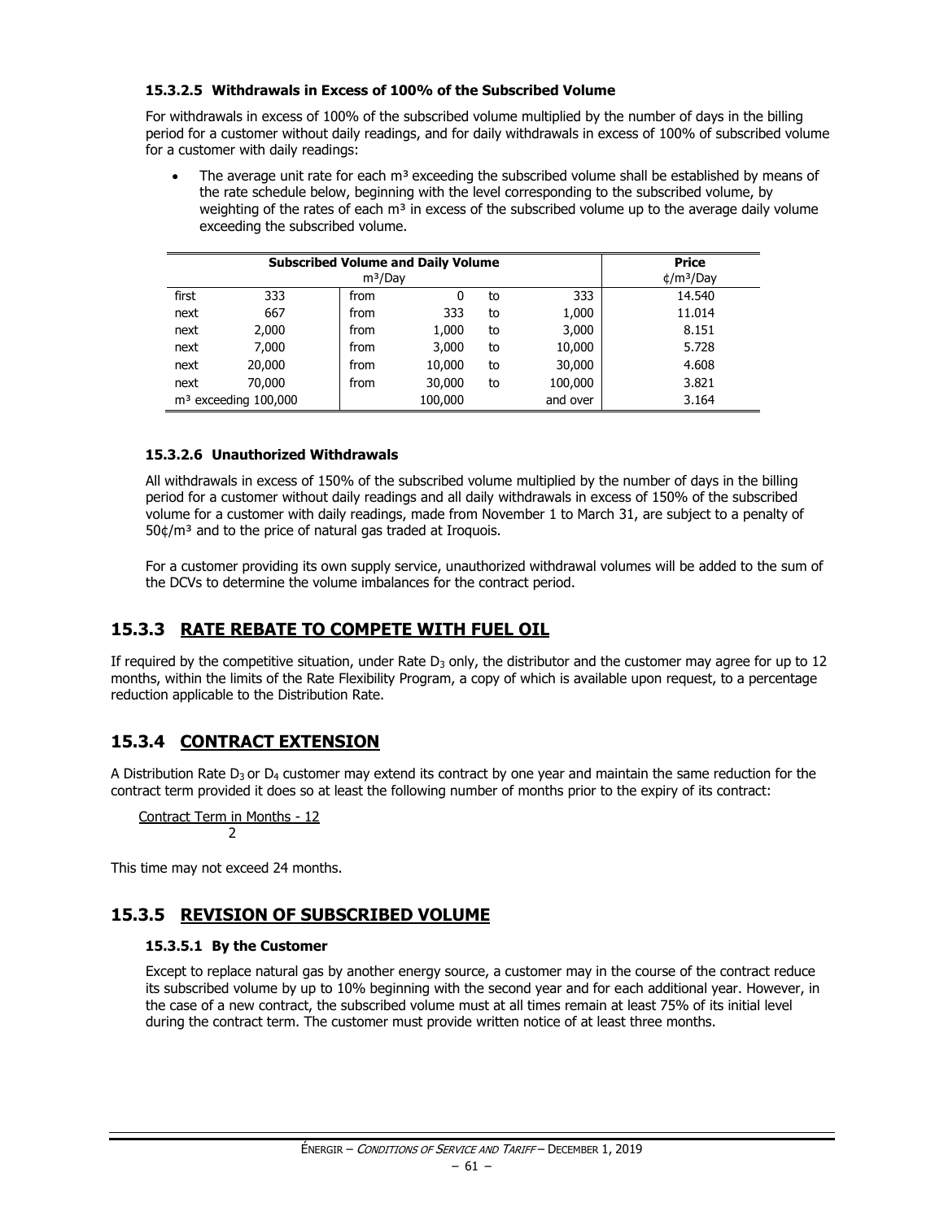#### 15.3.2.5 Withdrawals in Excess of 100% of the Subscribed Volume

For withdrawals in excess of 100% of the subscribed volume multiplied by the number of days in the billing period for a customer without daily readings, and for daily withdrawals in excess of 100% of subscribed volume for a customer with daily readings:

- The average unit rate for each m³ exceeding the subscribed volume shall be established by means of the rate schedule below, beginning with the level corresponding to the subscribed volume, by weighting of the rates of each m³ in excess of the subscribed volume up to the average daily volume exceeding the subscribed volume.

| **Subscribed Volume and Daily Volume** m³/Day | | | | | | **Price** ¢/m³/Day |
|---|---|---|---|---|---|---|
| first | 333 | from | 0 | to | 333 | 14.540 |
| next | 667 | from | 333 | to | 1,000 | 11.014 |
| next | 2,000 | from | 1,000 | to | 3,000 | 8.151 |
| next | 7,000 | from | 3,000 | to | 10,000 | 5.728 |
| next | 20,000 | from | 10,000 | to | 30,000 | 4.608 |
| next | 70,000 | from | 30,000 | to | 100,000 | 3.821 |
| m³ exceeding 100,000 | | | 100,000 | | and over | 3.164 |

#### 15.3.2.6 Unauthorized Withdrawals

All withdrawals in excess of 150% of the subscribed volume multiplied by the number of days in the billing period for a customer without daily readings and all daily withdrawals in excess of 150% of the subscribed volume for a customer with daily readings, made from November 1 to March 31, are subject to a penalty of 50¢/m³ and to the price of natural gas traded at Iroquois.

For a customer providing its own supply service, unauthorized withdrawal volumes will be added to the sum of the DCVs to determine the volume imbalances for the contract period.

### 15.3.3 RATE REBATE TO COMPETE WITH FUEL OIL

If required by the competitive situation, under Rate $D_3$ only, the distributor and the customer may agree for up to 12 months, within the limits of the Rate Flexibility Program, a copy of which is available upon request, to a percentage reduction applicable to the Distribution Rate.

### 15.3.4 CONTRACT EXTENSION

A Distribution Rate $D_3$ or $D_4$ customer may extend its contract by one year and maintain the same reduction for the contract term provided it does so at least the following number of months prior to the expiry of its contract:

$$\frac{\text{Contract Term in Months - 12}}{2}$$

This time may not exceed 24 months.

### 15.3.5 REVISION OF SUBSCRIBED VOLUME

#### 15.3.5.1 By the Customer

Except to replace natural gas by another energy source, a customer may in the course of the contract reduce its subscribed volume by up to 10% beginning with the second year and for each additional year. However, in the case of a new contract, the subscribed volume must at all times remain at least 75% of its initial level during the contract term. The customer must provide written notice of at least three months.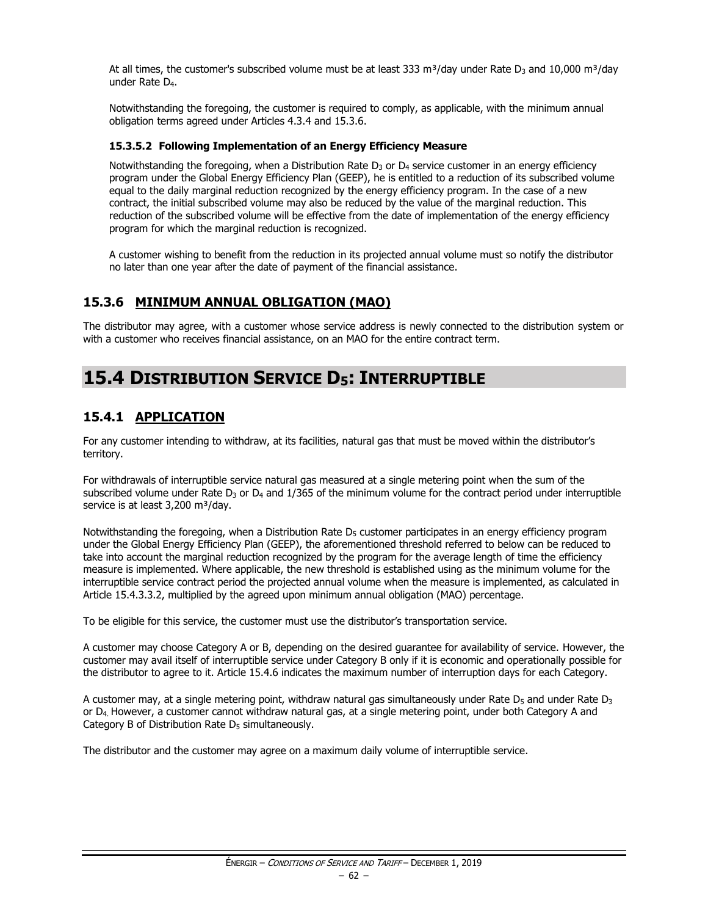At all times, the customer's subscribed volume must be at least 333 m³/day under Rate $D_3$ and 10,000 m³/day under Rate $D_4$.

Notwithstanding the foregoing, the customer is required to comply, as applicable, with the minimum annual obligation terms agreed under Articles 4.3.4 and 15.3.6.

#### 15.3.5.2 Following Implementation of an Energy Efficiency Measure

Notwithstanding the foregoing, when a Distribution Rate $D_3$ or $D_4$ service customer in an energy efficiency program under the Global Energy Efficiency Plan (GEEP), he is entitled to a reduction of its subscribed volume equal to the daily marginal reduction recognized by the energy efficiency program. In the case of a new contract, the initial subscribed volume may also be reduced by the value of the marginal reduction. This reduction of the subscribed volume will be effective from the date of implementation of the energy efficiency program for which the marginal reduction is recognized.

A customer wishing to benefit from the reduction in its projected annual volume must so notify the distributor no later than one year after the date of payment of the financial assistance.

### 15.3.6 MINIMUM ANNUAL OBLIGATION (MAO)

The distributor may agree, with a customer whose service address is newly connected to the distribution system or with a customer who receives financial assistance, on an MAO for the entire contract term.

## 15.4 DISTRIBUTION SERVICE $D_5$: INTERRUPTIBLE

### 15.4.1 APPLICATION

For any customer intending to withdraw, at its facilities, natural gas that must be moved within the distributor's territory.

For withdrawals of interruptible service natural gas measured at a single metering point when the sum of the subscribed volume under Rate $D_3$ or $D_4$ and 1/365 of the minimum volume for the contract period under interruptible service is at least 3,200 m³/day.

Notwithstanding the foregoing, when a Distribution Rate $D_5$ customer participates in an energy efficiency program under the Global Energy Efficiency Plan (GEEP), the aforementioned threshold referred to below can be reduced to take into account the marginal reduction recognized by the program for the average length of time the efficiency measure is implemented. Where applicable, the new threshold is established using as the minimum volume for the interruptible service contract period the projected annual volume when the measure is implemented, as calculated in Article 15.4.3.3.2, multiplied by the agreed upon minimum annual obligation (MAO) percentage.

To be eligible for this service, the customer must use the distributor's transportation service.

A customer may choose Category A or B, depending on the desired guarantee for availability of service. However, the customer may avail itself of interruptible service under Category B only if it is economic and operationally possible for the distributor to agree to it. Article 15.4.6 indicates the maximum number of interruption days for each Category.

A customer may, at a single metering point, withdraw natural gas simultaneously under Rate $D_5$ and under Rate $D_3$ or $D_4$. However, a customer cannot withdraw natural gas, at a single metering point, under both Category A and Category B of Distribution Rate $D_5$ simultaneously.

The distributor and the customer may agree on a maximum daily volume of interruptible service.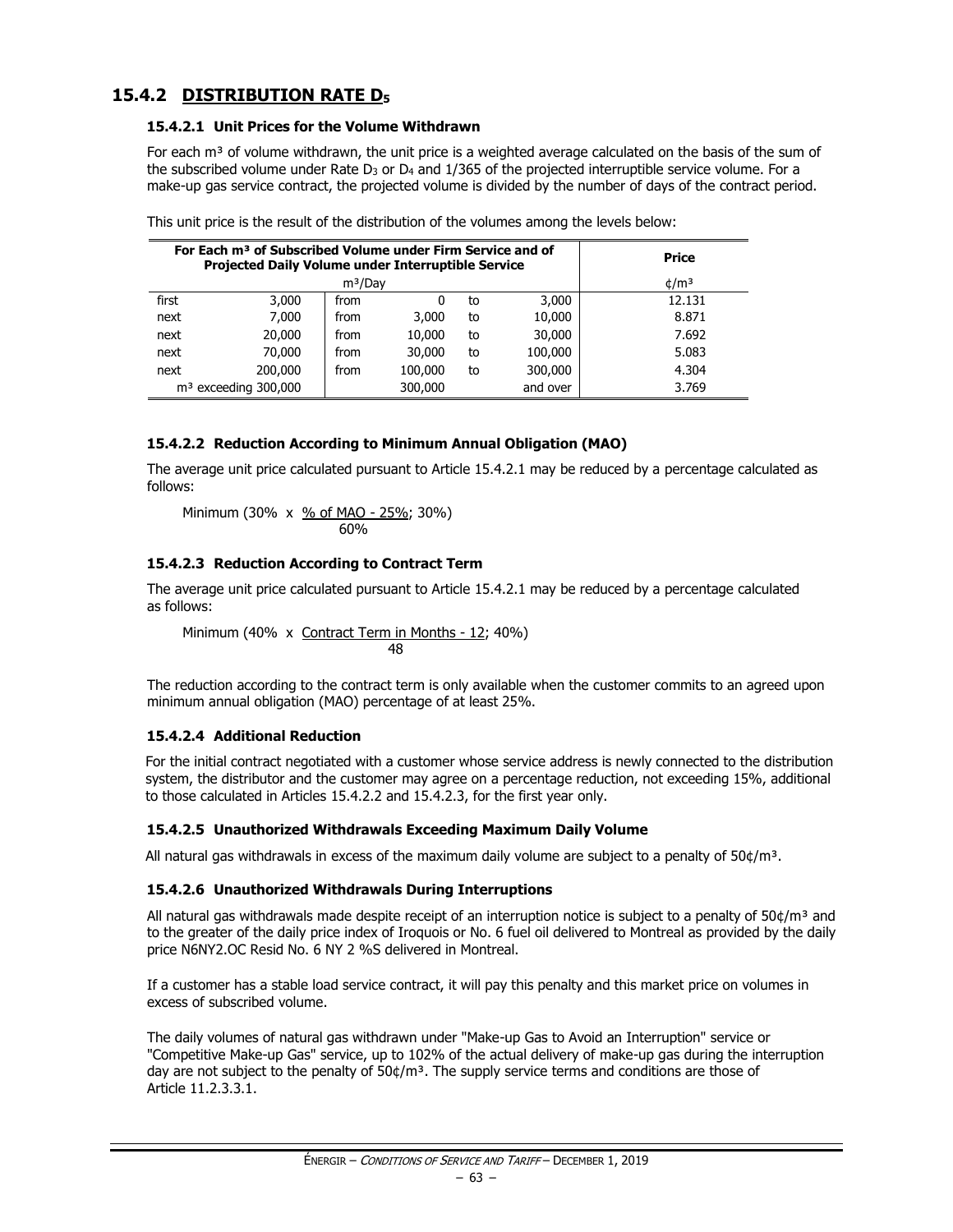## 15.4.2 DISTRIBUTION RATE $D_5$

### 15.4.2.1 Unit Prices for the Volume Withdrawn

For each m³ of volume withdrawn, the unit price is a weighted average calculated on the basis of the sum of the subscribed volume under Rate $D_3$ or $D_4$ and 1/365 of the projected interruptible service volume. For a make-up gas service contract, the projected volume is divided by the number of days of the contract period.

This unit price is the result of the distribution of the volumes among the levels below:

| For Each m³ of Subscribed Volume under Firm Service and of Projected Daily Volume under Interruptible Service | | | | | | Price |
|---|---|---|---|---|---|---|
| m³/Day | | | | | | ¢/m³ |
| first | 3,000 | from | 0 | to | 3,000 | 12.131 |
| next | 7,000 | from | 3,000 | to | 10,000 | 8.871 |
| next | 20,000 | from | 10,000 | to | 30,000 | 7.692 |
| next | 70,000 | from | 30,000 | to | 100,000 | 5.083 |
| next | 200,000 | from | 100,000 | to | 300,000 | 4.304 |
| m³ exceeding 300,000 | | | 300,000 | | and over | 3.769 |

### 15.4.2.2 Reduction According to Minimum Annual Obligation (MAO)

The average unit price calculated pursuant to Article 15.4.2.1 may be reduced by a percentage calculated as follows:

$$\text{Minimum}\left(30\% \times \frac{\text{\% of MAO} - 25\%}{60\%};\ 30\%\right)$$

### 15.4.2.3 Reduction According to Contract Term

The average unit price calculated pursuant to Article 15.4.2.1 may be reduced by a percentage calculated as follows:

$$\text{Minimum}\left(40\% \times \frac{\text{Contract Term in Months} - 12}{48};\ 40\%\right)$$

The reduction according to the contract term is only available when the customer commits to an agreed upon minimum annual obligation (MAO) percentage of at least 25%.

### 15.4.2.4 Additional Reduction

For the initial contract negotiated with a customer whose service address is newly connected to the distribution system, the distributor and the customer may agree on a percentage reduction, not exceeding 15%, additional to those calculated in Articles 15.4.2.2 and 15.4.2.3, for the first year only.

### 15.4.2.5 Unauthorized Withdrawals Exceeding Maximum Daily Volume

All natural gas withdrawals in excess of the maximum daily volume are subject to a penalty of 50¢/m³.

### 15.4.2.6 Unauthorized Withdrawals During Interruptions

All natural gas withdrawals made despite receipt of an interruption notice is subject to a penalty of 50¢/m³ and to the greater of the daily price index of Iroquois or No. 6 fuel oil delivered to Montreal as provided by the daily price N6NY2.OC Resid No. 6 NY 2 %S delivered in Montreal.

If a customer has a stable load service contract, it will pay this penalty and this market price on volumes in excess of subscribed volume.

The daily volumes of natural gas withdrawn under "Make-up Gas to Avoid an Interruption" service or "Competitive Make-up Gas" service, up to 102% of the actual delivery of make-up gas during the interruption day are not subject to the penalty of 50¢/m³. The supply service terms and conditions are those of Article 11.2.3.3.1.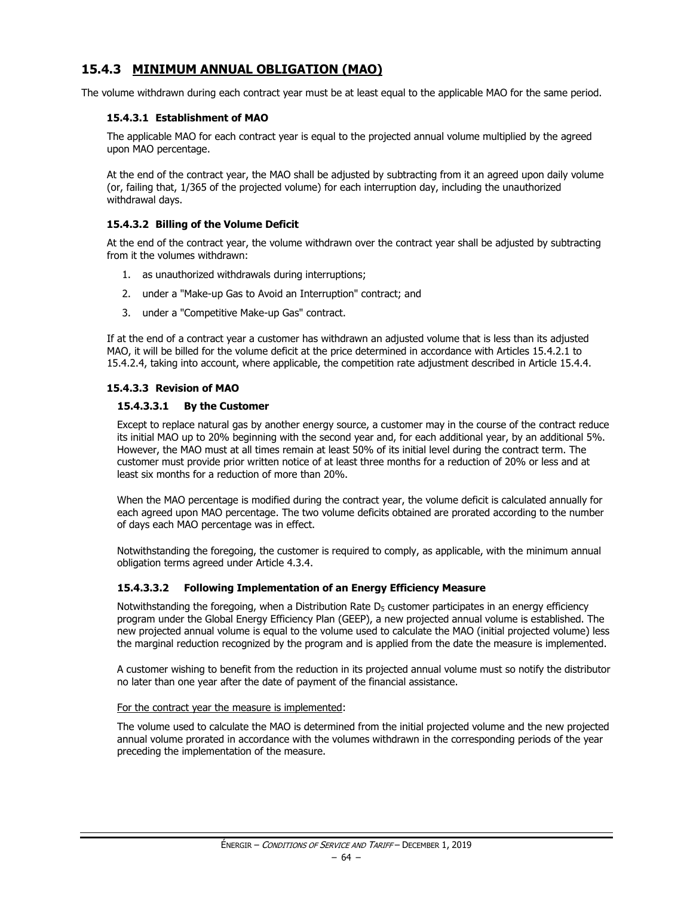## 15.4.3 MINIMUM ANNUAL OBLIGATION (MAO)

The volume withdrawn during each contract year must be at least equal to the applicable MAO for the same period.

### 15.4.3.1 Establishment of MAO

The applicable MAO for each contract year is equal to the projected annual volume multiplied by the agreed upon MAO percentage.

At the end of the contract year, the MAO shall be adjusted by subtracting from it an agreed upon daily volume (or, failing that, 1/365 of the projected volume) for each interruption day, including the unauthorized withdrawal days.

### 15.4.3.2 Billing of the Volume Deficit

At the end of the contract year, the volume withdrawn over the contract year shall be adjusted by subtracting from it the volumes withdrawn:

1. as unauthorized withdrawals during interruptions;
2. under a "Make-up Gas to Avoid an Interruption" contract; and
3. under a "Competitive Make-up Gas" contract.

If at the end of a contract year a customer has withdrawn an adjusted volume that is less than its adjusted MAO, it will be billed for the volume deficit at the price determined in accordance with Articles 15.4.2.1 to 15.4.2.4, taking into account, where applicable, the competition rate adjustment described in Article 15.4.4.

### 15.4.3.3 Revision of MAO

#### 15.4.3.3.1 By the Customer

Except to replace natural gas by another energy source, a customer may in the course of the contract reduce its initial MAO up to 20% beginning with the second year and, for each additional year, by an additional 5%. However, the MAO must at all times remain at least 50% of its initial level during the contract term. The customer must provide prior written notice of at least three months for a reduction of 20% or less and at least six months for a reduction of more than 20%.

When the MAO percentage is modified during the contract year, the volume deficit is calculated annually for each agreed upon MAO percentage. The two volume deficits obtained are prorated according to the number of days each MAO percentage was in effect.

Notwithstanding the foregoing, the customer is required to comply, as applicable, with the minimum annual obligation terms agreed under Article 4.3.4.

#### 15.4.3.3.2 Following Implementation of an Energy Efficiency Measure

Notwithstanding the foregoing, when a Distribution Rate $D_5$ customer participates in an energy efficiency program under the Global Energy Efficiency Plan (GEEP), a new projected annual volume is established. The new projected annual volume is equal to the volume used to calculate the MAO (initial projected volume) less the marginal reduction recognized by the program and is applied from the date the measure is implemented.

A customer wishing to benefit from the reduction in its projected annual volume must so notify the distributor no later than one year after the date of payment of the financial assistance.

<u>For the contract year the measure is implemented</u>:

The volume used to calculate the MAO is determined from the initial projected volume and the new projected annual volume prorated in accordance with the volumes withdrawn in the corresponding periods of the year preceding the implementation of the measure.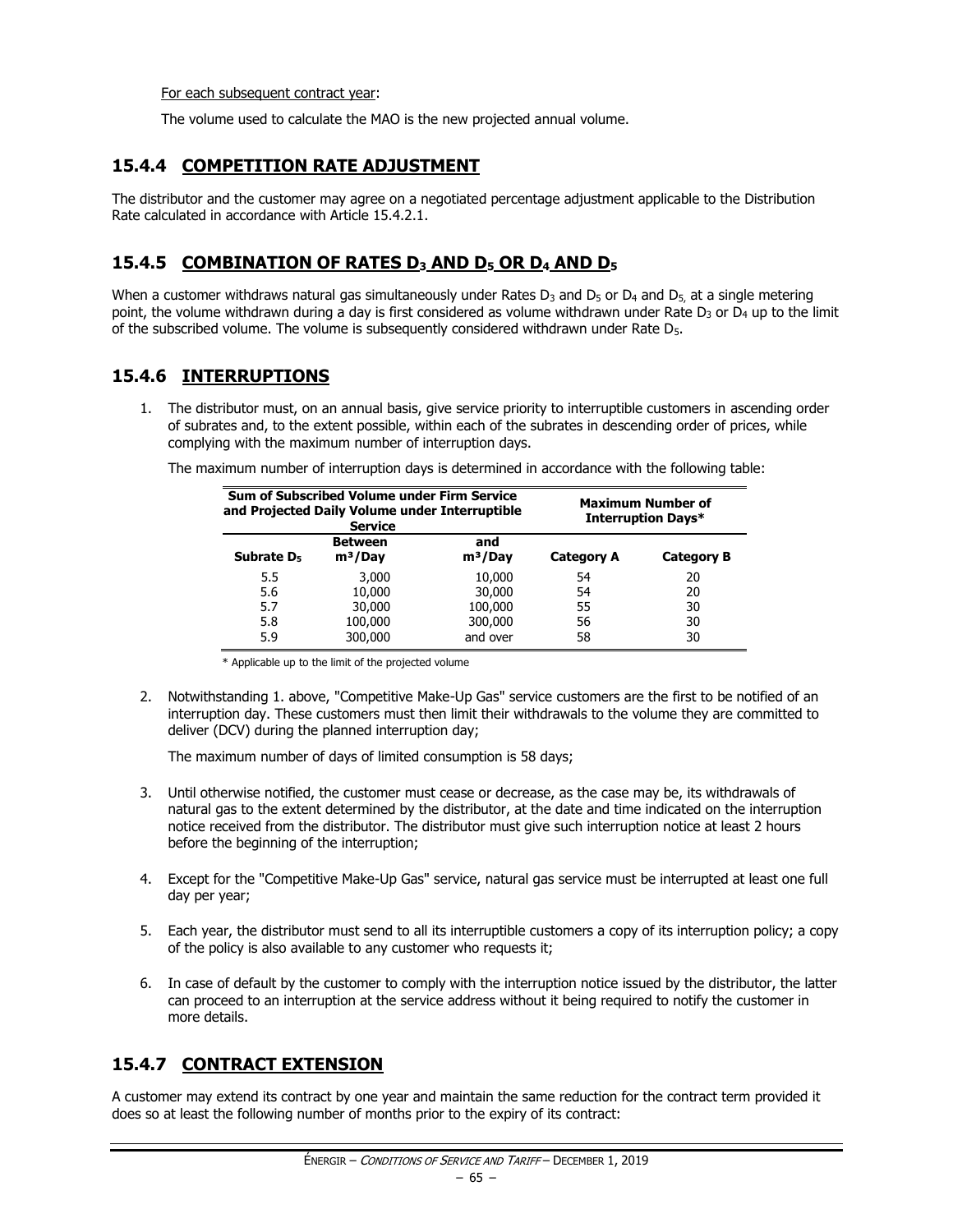For each subsequent contract year:

The volume used to calculate the MAO is the new projected annual volume.

### 15.4.4 COMPETITION RATE ADJUSTMENT

The distributor and the customer may agree on a negotiated percentage adjustment applicable to the Distribution Rate calculated in accordance with Article 15.4.2.1.

### 15.4.5 COMBINATION OF RATES $D_3$ AND $D_5$ OR $D_4$ AND $D_5$

When a customer withdraws natural gas simultaneously under Rates $D_3$ and $D_5$ or $D_4$ and $D_5$, at a single metering point, the volume withdrawn during a day is first considered as volume withdrawn under Rate $D_3$ or $D_4$ up to the limit of the subscribed volume. The volume is subsequently considered withdrawn under Rate $D_5$.

### 15.4.6 INTERRUPTIONS

1. The distributor must, on an annual basis, give service priority to interruptible customers in ascending order of subrates and, to the extent possible, within each of the subrates in descending order of prices, while complying with the maximum number of interruption days.

   The maximum number of interruption days is determined in accordance with the following table:

| Sum of Subscribed Volume under Firm Service and Projected Daily Volume under Interruptible Service | | | Maximum Number of Interruption Days* | |
|---|---|---|---|---|
| Subrate $D_5$ | Between m³/Day | and m³/Day | Category A | Category B |
| 5.5 | 3,000 | 10,000 | 54 | 20 |
| 5.6 | 10,000 | 30,000 | 54 | 20 |
| 5.7 | 30,000 | 100,000 | 55 | 30 |
| 5.8 | 100,000 | 300,000 | 56 | 30 |
| 5.9 | 300,000 | and over | 58 | 30 |

   \* Applicable up to the limit of the projected volume

2. Notwithstanding 1. above, "Competitive Make-Up Gas" service customers are the first to be notified of an interruption day. These customers must then limit their withdrawals to the volume they are committed to deliver (DCV) during the planned interruption day;

   The maximum number of days of limited consumption is 58 days;

3. Until otherwise notified, the customer must cease or decrease, as the case may be, its withdrawals of natural gas to the extent determined by the distributor, at the date and time indicated on the interruption notice received from the distributor. The distributor must give such interruption notice at least 2 hours before the beginning of the interruption;

4. Except for the "Competitive Make-Up Gas" service, natural gas service must be interrupted at least one full day per year;

5. Each year, the distributor must send to all its interruptible customers a copy of its interruption policy; a copy of the policy is also available to any customer who requests it;

6. In case of default by the customer to comply with the interruption notice issued by the distributor, the latter can proceed to an interruption at the service address without it being required to notify the customer in more details.

### 15.4.7 CONTRACT EXTENSION

A customer may extend its contract by one year and maintain the same reduction for the contract term provided it does so at least the following number of months prior to the expiry of its contract: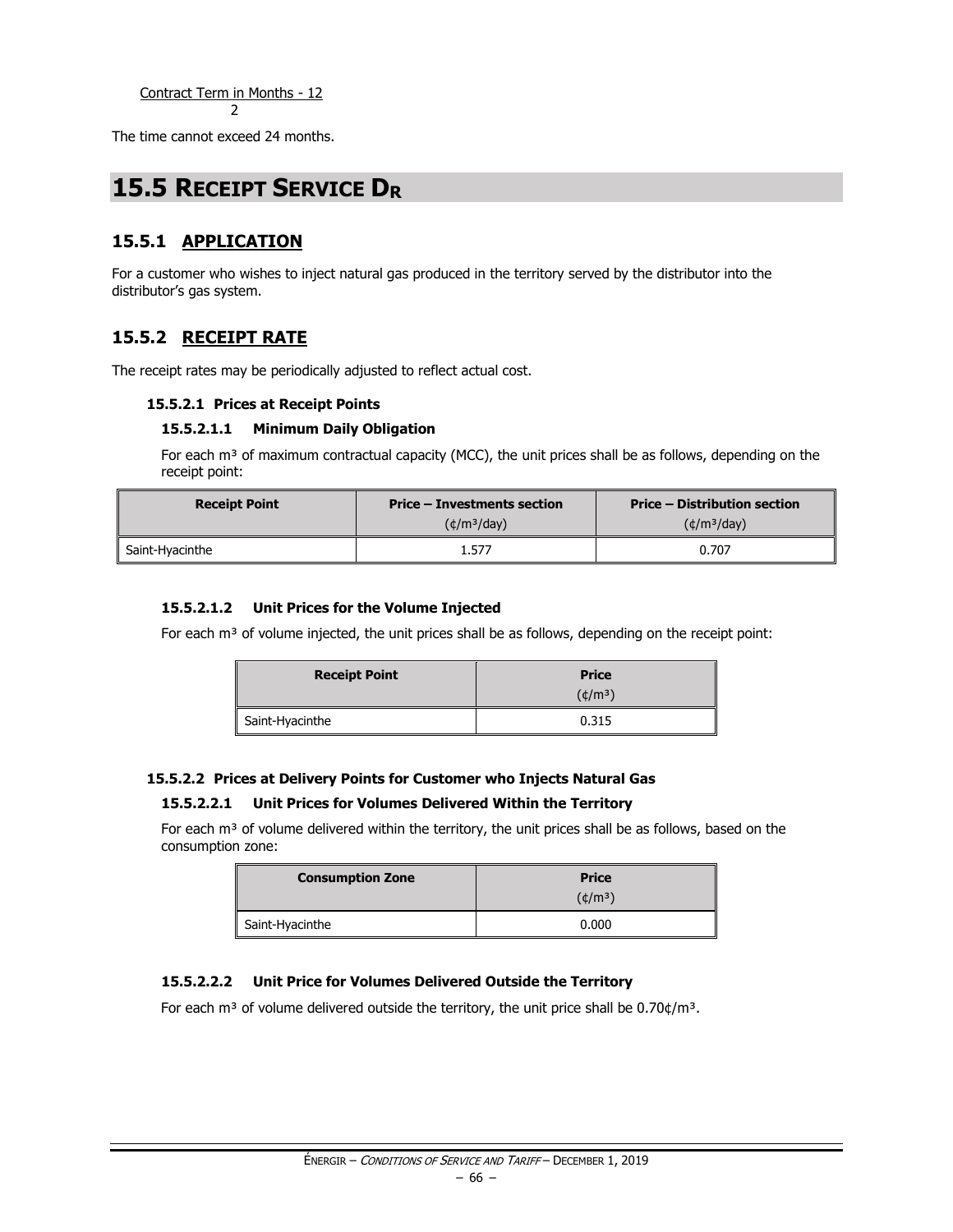Contract Term in Months - 12

2

The time cannot exceed 24 months.

# 15.5 RECEIPT SERVICE $D_R$

## 15.5.1 APPLICATION

For a customer who wishes to inject natural gas produced in the territory served by the distributor into the distributor's gas system.

## 15.5.2 RECEIPT RATE

The receipt rates may be periodically adjusted to reflect actual cost.

### 15.5.2.1 Prices at Receipt Points

#### 15.5.2.1.1 Minimum Daily Obligation

For each m³ of maximum contractual capacity (MCC), the unit prices shall be as follows, depending on the receipt point:

| Receipt Point | Price – Investments section (¢/m³/day) | Price – Distribution section (¢/m³/day) |
|---|---|---|
| Saint-Hyacinthe | 1.577 | 0.707 |

#### 15.5.2.1.2 Unit Prices for the Volume Injected

For each m³ of volume injected, the unit prices shall be as follows, depending on the receipt point:

| Receipt Point | Price (¢/m³) |
|---|---|
| Saint-Hyacinthe | 0.315 |

### 15.5.2.2 Prices at Delivery Points for Customer who Injects Natural Gas

#### 15.5.2.2.1 Unit Prices for Volumes Delivered Within the Territory

For each m³ of volume delivered within the territory, the unit prices shall be as follows, based on the consumption zone:

| Consumption Zone | Price (¢/m³) |
|---|---|
| Saint-Hyacinthe | 0.000 |

#### 15.5.2.2.2 Unit Price for Volumes Delivered Outside the Territory

For each m³ of volume delivered outside the territory, the unit price shall be 0.70¢/m³.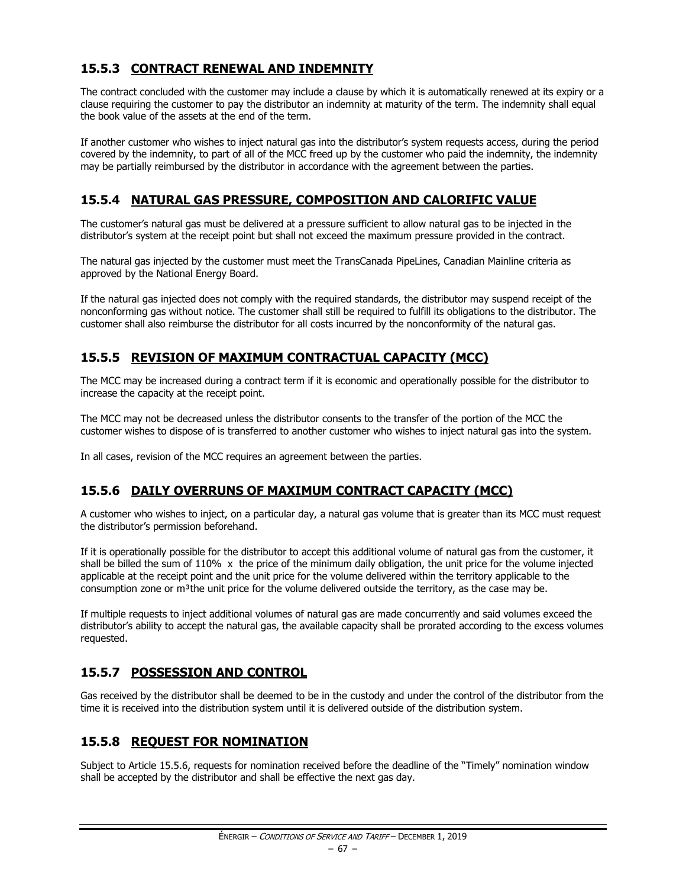### 15.5.3 CONTRACT RENEWAL AND INDEMNITY

The contract concluded with the customer may include a clause by which it is automatically renewed at its expiry or a clause requiring the customer to pay the distributor an indemnity at maturity of the term. The indemnity shall equal the book value of the assets at the end of the term.

If another customer who wishes to inject natural gas into the distributor's system requests access, during the period covered by the indemnity, to part of all of the MCC freed up by the customer who paid the indemnity, the indemnity may be partially reimbursed by the distributor in accordance with the agreement between the parties.

### 15.5.4 NATURAL GAS PRESSURE, COMPOSITION AND CALORIFIC VALUE

The customer's natural gas must be delivered at a pressure sufficient to allow natural gas to be injected in the distributor's system at the receipt point but shall not exceed the maximum pressure provided in the contract.

The natural gas injected by the customer must meet the TransCanada PipeLines, Canadian Mainline criteria as approved by the National Energy Board.

If the natural gas injected does not comply with the required standards, the distributor may suspend receipt of the nonconforming gas without notice. The customer shall still be required to fulfill its obligations to the distributor. The customer shall also reimburse the distributor for all costs incurred by the nonconformity of the natural gas.

### 15.5.5 REVISION OF MAXIMUM CONTRACTUAL CAPACITY (MCC)

The MCC may be increased during a contract term if it is economic and operationally possible for the distributor to increase the capacity at the receipt point.

The MCC may not be decreased unless the distributor consents to the transfer of the portion of the MCC the customer wishes to dispose of is transferred to another customer who wishes to inject natural gas into the system.

In all cases, revision of the MCC requires an agreement between the parties.

### 15.5.6 DAILY OVERRUNS OF MAXIMUM CONTRACT CAPACITY (MCC)

A customer who wishes to inject, on a particular day, a natural gas volume that is greater than its MCC must request the distributor's permission beforehand.

If it is operationally possible for the distributor to accept this additional volume of natural gas from the customer, it shall be billed the sum of 110% x the price of the minimum daily obligation, the unit price for the volume injected applicable at the receipt point and the unit price for the volume delivered within the territory applicable to the consumption zone or m³the unit price for the volume delivered outside the territory, as the case may be.

If multiple requests to inject additional volumes of natural gas are made concurrently and said volumes exceed the distributor's ability to accept the natural gas, the available capacity shall be prorated according to the excess volumes requested.

### 15.5.7 POSSESSION AND CONTROL

Gas received by the distributor shall be deemed to be in the custody and under the control of the distributor from the time it is received into the distribution system until it is delivered outside of the distribution system.

### 15.5.8 REQUEST FOR NOMINATION

Subject to Article 15.5.6, requests for nomination received before the deadline of the "Timely" nomination window shall be accepted by the distributor and shall be effective the next gas day.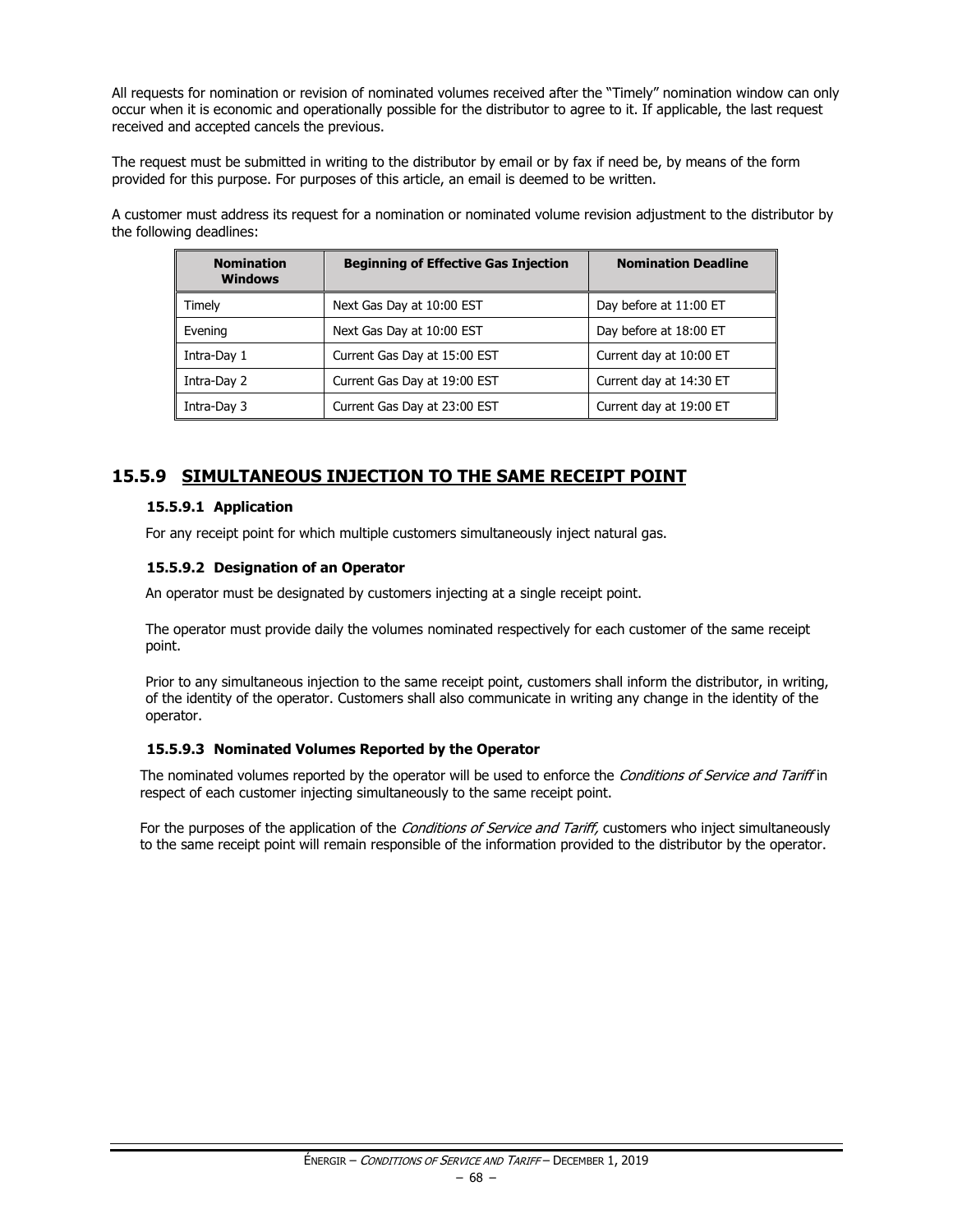All requests for nomination or revision of nominated volumes received after the "Timely" nomination window can only occur when it is economic and operationally possible for the distributor to agree to it. If applicable, the last request received and accepted cancels the previous.

The request must be submitted in writing to the distributor by email or by fax if need be, by means of the form provided for this purpose. For purposes of this article, an email is deemed to be written.

A customer must address its request for a nomination or nominated volume revision adjustment to the distributor by the following deadlines:

| Nomination Windows | Beginning of Effective Gas Injection | Nomination Deadline |
|---|---|---|
| Timely | Next Gas Day at 10:00 EST | Day before at 11:00 ET |
| Evening | Next Gas Day at 10:00 EST | Day before at 18:00 ET |
| Intra-Day 1 | Current Gas Day at 15:00 EST | Current day at 10:00 ET |
| Intra-Day 2 | Current Gas Day at 19:00 EST | Current day at 14:30 ET |
| Intra-Day 3 | Current Gas Day at 23:00 EST | Current day at 19:00 ET |

## 15.5.9 SIMULTANEOUS INJECTION TO THE SAME RECEIPT POINT

### 15.5.9.1 Application

For any receipt point for which multiple customers simultaneously inject natural gas.

### 15.5.9.2 Designation of an Operator

An operator must be designated by customers injecting at a single receipt point.

The operator must provide daily the volumes nominated respectively for each customer of the same receipt point.

Prior to any simultaneous injection to the same receipt point, customers shall inform the distributor, in writing, of the identity of the operator. Customers shall also communicate in writing any change in the identity of the operator.

### 15.5.9.3 Nominated Volumes Reported by the Operator

The nominated volumes reported by the operator will be used to enforce the *Conditions of Service and Tariff* in respect of each customer injecting simultaneously to the same receipt point.

For the purposes of the application of the *Conditions of Service and Tariff,* customers who inject simultaneously to the same receipt point will remain responsible of the information provided to the distributor by the operator.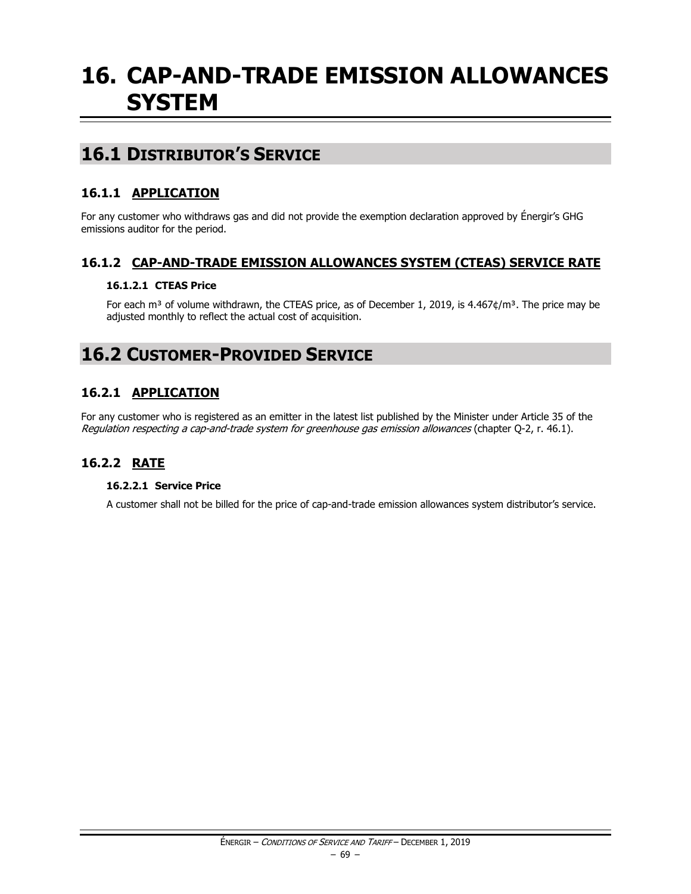# 16. CAP-AND-TRADE EMISSION ALLOWANCES SYSTEM

## 16.1 Distributor's Service

### 16.1.1 APPLICATION

For any customer who withdraws gas and did not provide the exemption declaration approved by Énergir's GHG emissions auditor for the period.

### 16.1.2 CAP-AND-TRADE EMISSION ALLOWANCES SYSTEM (CTEAS) SERVICE RATE

#### 16.1.2.1 CTEAS Price

For each $m^3$ of volume withdrawn, the CTEAS price, as of December 1, 2019, is 4.467¢/$m^3$. The price may be adjusted monthly to reflect the actual cost of acquisition.

## 16.2 Customer-Provided Service

### 16.2.1 APPLICATION

For any customer who is registered as an emitter in the latest list published by the Minister under Article 35 of the *Regulation respecting a cap-and-trade system for greenhouse gas emission allowances* (chapter Q-2, r. 46.1).

### 16.2.2 RATE

#### 16.2.2.1 Service Price

A customer shall not be billed for the price of cap-and-trade emission allowances system distributor's service.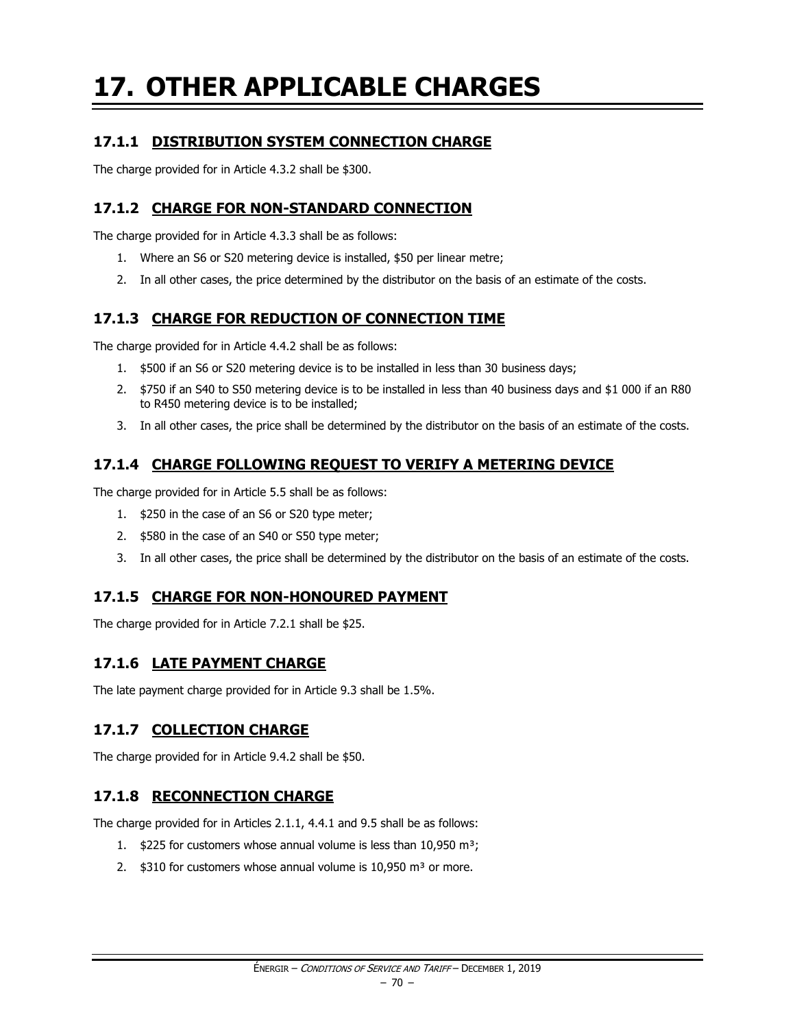# 17. OTHER APPLICABLE CHARGES

### 17.1.1 DISTRIBUTION SYSTEM CONNECTION CHARGE

The charge provided for in Article 4.3.2 shall be $300.

### 17.1.2 CHARGE FOR NON-STANDARD CONNECTION

The charge provided for in Article 4.3.3 shall be as follows:

1. Where an S6 or S20 metering device is installed, $50 per linear metre;
2. In all other cases, the price determined by the distributor on the basis of an estimate of the costs.

### 17.1.3 CHARGE FOR REDUCTION OF CONNECTION TIME

The charge provided for in Article 4.4.2 shall be as follows:

1. $500 if an S6 or S20 metering device is to be installed in less than 30 business days;
2. $750 if an S40 to S50 metering device is to be installed in less than 40 business days and $1 000 if an R80 to R450 metering device is to be installed;
3. In all other cases, the price shall be determined by the distributor on the basis of an estimate of the costs.

### 17.1.4 CHARGE FOLLOWING REQUEST TO VERIFY A METERING DEVICE

The charge provided for in Article 5.5 shall be as follows:

1. $250 in the case of an S6 or S20 type meter;
2. $580 in the case of an S40 or S50 type meter;
3. In all other cases, the price shall be determined by the distributor on the basis of an estimate of the costs.

### 17.1.5 CHARGE FOR NON-HONOURED PAYMENT

The charge provided for in Article 7.2.1 shall be $25.

### 17.1.6 LATE PAYMENT CHARGE

The late payment charge provided for in Article 9.3 shall be 1.5%.

### 17.1.7 COLLECTION CHARGE

The charge provided for in Article 9.4.2 shall be $50.

### 17.1.8 RECONNECTION CHARGE

The charge provided for in Articles 2.1.1, 4.4.1 and 9.5 shall be as follows:

1. $225 for customers whose annual volume is less than 10,950 m$^3$;
2. $310 for customers whose annual volume is 10,950 m$^3$ or more.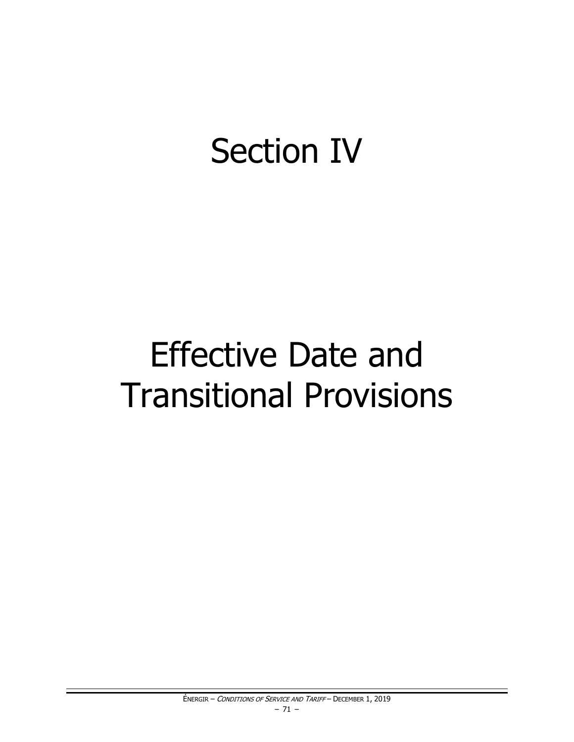# Section IV

# Effective Date and Transitional Provisions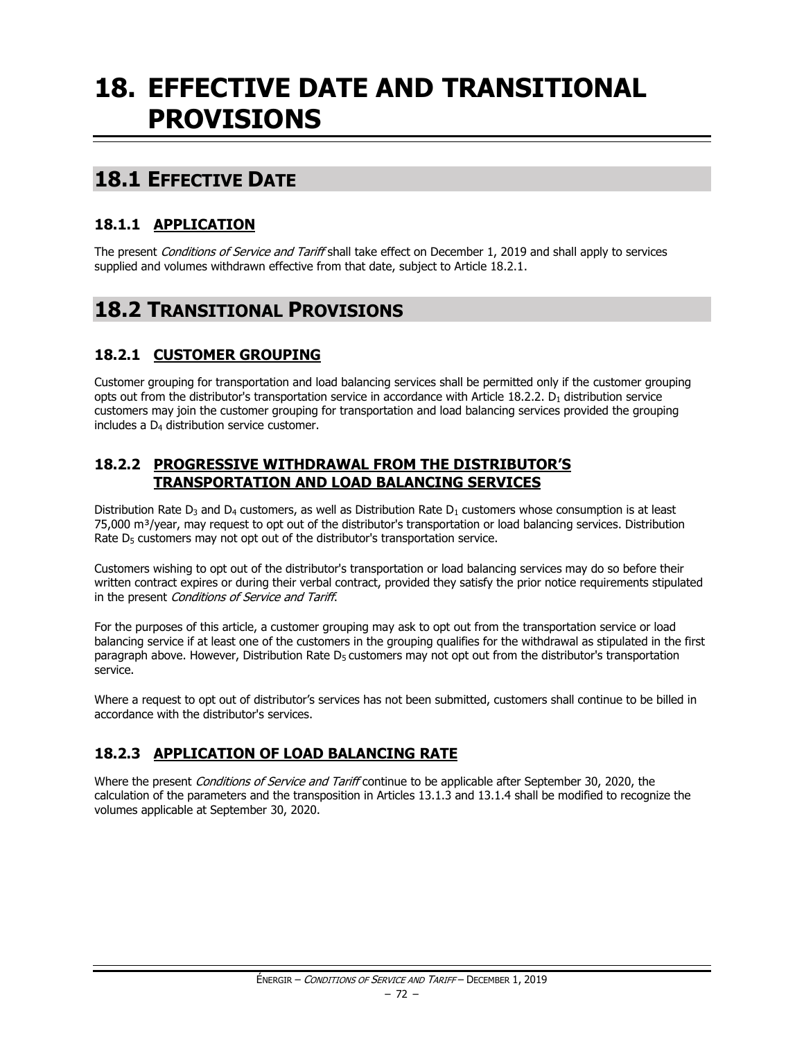# 18. EFFECTIVE DATE AND TRANSITIONAL PROVISIONS

## 18.1 EFFECTIVE DATE

### 18.1.1 APPLICATION

The present *Conditions of Service and Tariff* shall take effect on December 1, 2019 and shall apply to services supplied and volumes withdrawn effective from that date, subject to Article 18.2.1.

## 18.2 TRANSITIONAL PROVISIONS

### 18.2.1 CUSTOMER GROUPING

Customer grouping for transportation and load balancing services shall be permitted only if the customer grouping opts out from the distributor's transportation service in accordance with Article 18.2.2. $D_1$ distribution service customers may join the customer grouping for transportation and load balancing services provided the grouping includes a $D_4$ distribution service customer.

### 18.2.2 PROGRESSIVE WITHDRAWAL FROM THE DISTRIBUTOR'S TRANSPORTATION AND LOAD BALANCING SERVICES

Distribution Rate $D_3$ and $D_4$ customers, as well as Distribution Rate $D_1$ customers whose consumption is at least 75,000 m³/year, may request to opt out of the distributor's transportation or load balancing services. Distribution Rate $D_5$ customers may not opt out of the distributor's transportation service.

Customers wishing to opt out of the distributor's transportation or load balancing services may do so before their written contract expires or during their verbal contract, provided they satisfy the prior notice requirements stipulated in the present *Conditions of Service and Tariff*.

For the purposes of this article, a customer grouping may ask to opt out from the transportation service or load balancing service if at least one of the customers in the grouping qualifies for the withdrawal as stipulated in the first paragraph above. However, Distribution Rate $D_5$ customers may not opt out from the distributor's transportation service.

Where a request to opt out of distributor's services has not been submitted, customers shall continue to be billed in accordance with the distributor's services.

### 18.2.3 APPLICATION OF LOAD BALANCING RATE

Where the present *Conditions of Service and Tariff* continue to be applicable after September 30, 2020, the calculation of the parameters and the transposition in Articles 13.1.3 and 13.1.4 shall be modified to recognize the volumes applicable at September 30, 2020.